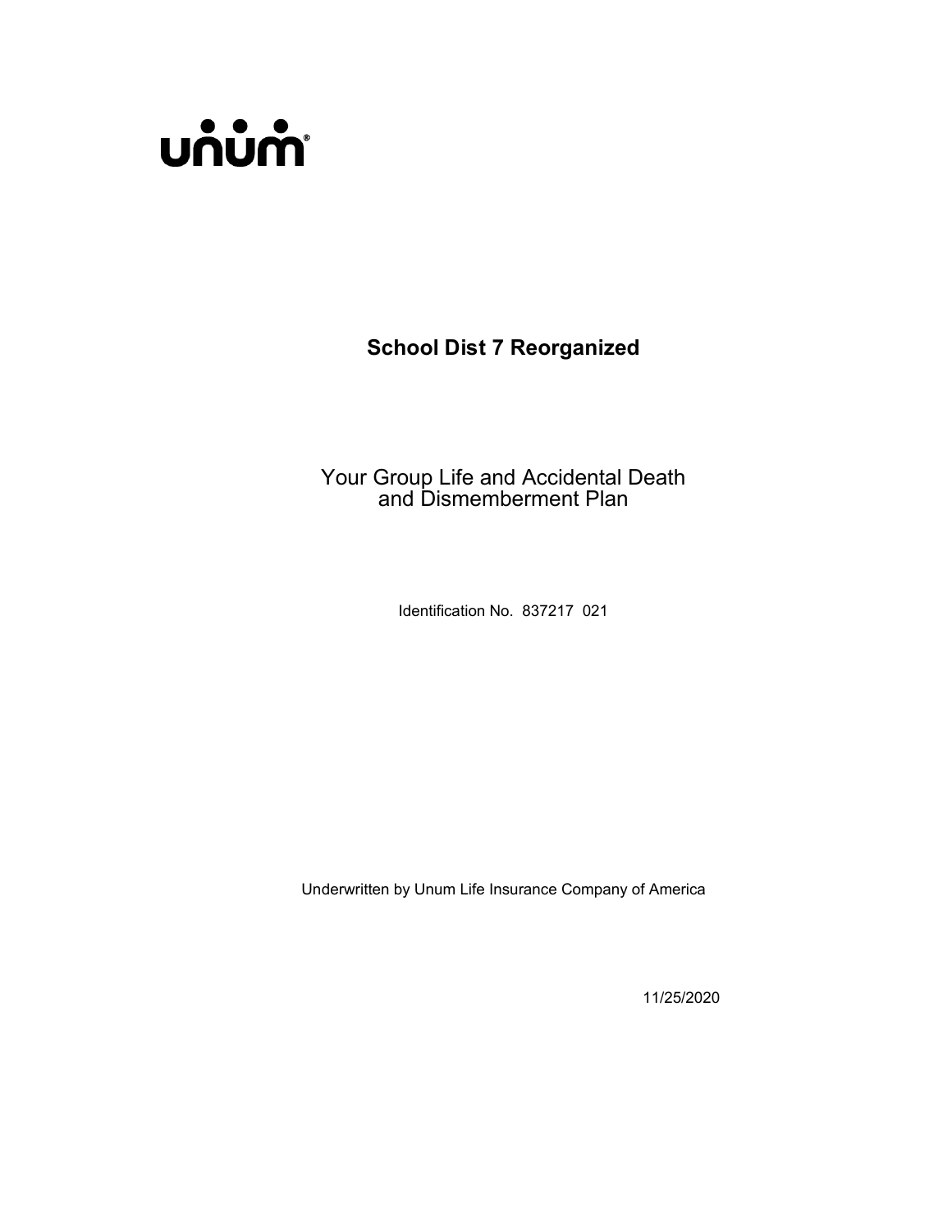unum®

# School Dist 7 Reorganized

## Your Group Life and Accidental Death and Dismemberment Plan

Identification No. 837217 021

Underwritten by Unum Life Insurance Company of America

11/25/2020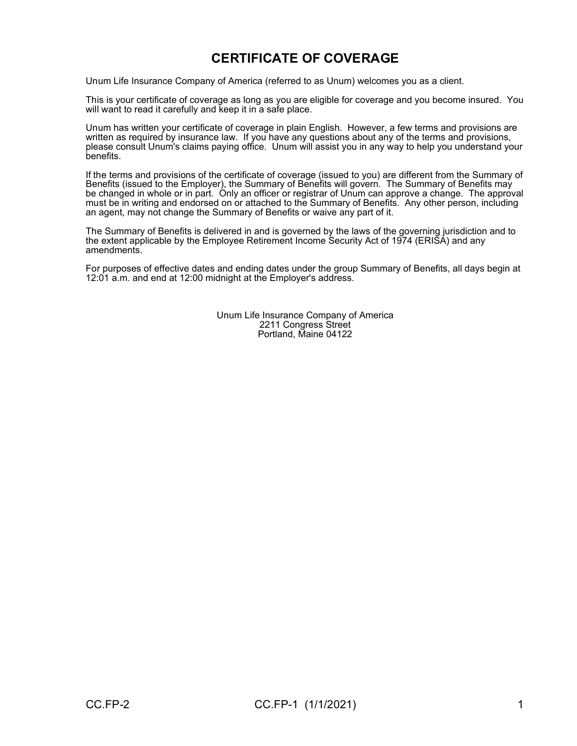# CERTIFICATE OF COVERAGE

Unum Life Insurance Company of America (referred to as Unum) welcomes you as a client.

This is your certificate of coverage as long as you are eligible for coverage and you become insured. You will want to read it carefully and keep it in a safe place.

Unum has written your certificate of coverage in plain English. However, a few terms and provisions are written as required by insurance law. If you have any questions about any of the terms and provisions, please consult Unum's claims paying office. Unum will assist you in any way to help you understand your benefits.

If the terms and provisions of the certificate of coverage (issued to you) are different from the Summary of Benefits (issued to the Employer), the Summary of Benefits will govern. The Summary of Benefits may be changed in whole or in part. Only an officer or registrar of Unum can approve a change. The approval must be in writing and endorsed on or attached to the Summary of Benefits. Any other person, including an agent, may not change the Summary of Benefits or waive any part of it.

The Summary of Benefits is delivered in and is governed by the laws of the governing jurisdiction and to the extent applicable by the Employee Retirement Income Security Act of 1974 (ERISA) and any amendments.

For purposes of effective dates and ending dates under the group Summary of Benefits, all days begin at 12:01 a.m. and end at 12:00 midnight at the Employer's address.

Unum Life Insurance Company of America
2211 Congress Street
Portland, Maine 04122

CC.FP-2 CC.FP-1 (1/1/2021)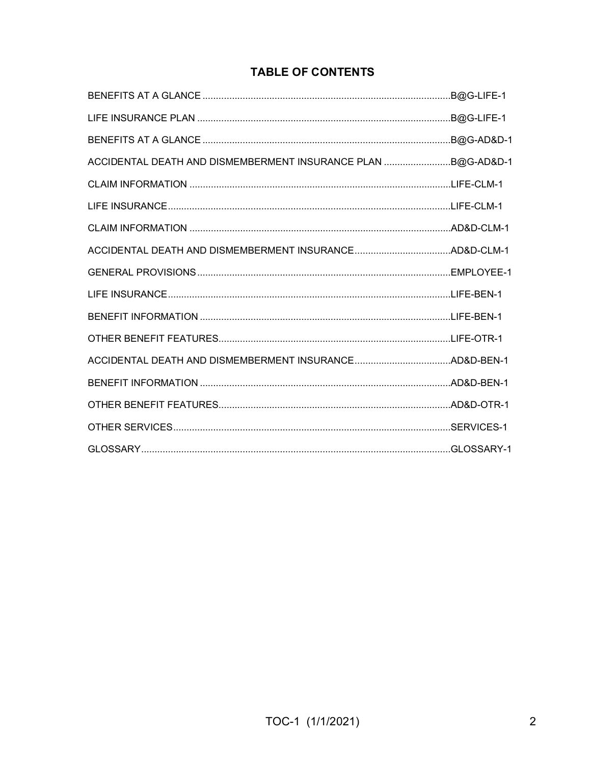# TABLE OF CONTENTS

| | |
|---|---|
| BENEFITS AT A GLANCE | B@G-LIFE-1 |
| LIFE INSURANCE PLAN | B@G-LIFE-1 |
| BENEFITS AT A GLANCE | B@G-AD&D-1 |
| ACCIDENTAL DEATH AND DISMEMBERMENT INSURANCE PLAN | B@G-AD&D-1 |
| CLAIM INFORMATION | LIFE-CLM-1 |
| LIFE INSURANCE | LIFE-CLM-1 |
| CLAIM INFORMATION | AD&D-CLM-1 |
| ACCIDENTAL DEATH AND DISMEMBERMENT INSURANCE | AD&D-CLM-1 |
| GENERAL PROVISIONS | EMPLOYEE-1 |
| LIFE INSURANCE | LIFE-BEN-1 |
| BENEFIT INFORMATION | LIFE-BEN-1 |
| OTHER BENEFIT FEATURES | LIFE-OTR-1 |
| ACCIDENTAL DEATH AND DISMEMBERMENT INSURANCE | AD&D-BEN-1 |
| BENEFIT INFORMATION | AD&D-BEN-1 |
| OTHER BENEFIT FEATURES | AD&D-OTR-1 |
| OTHER SERVICES | SERVICES-1 |
| GLOSSARY | GLOSSARY-1 |

TOC-1 (1/1/2021)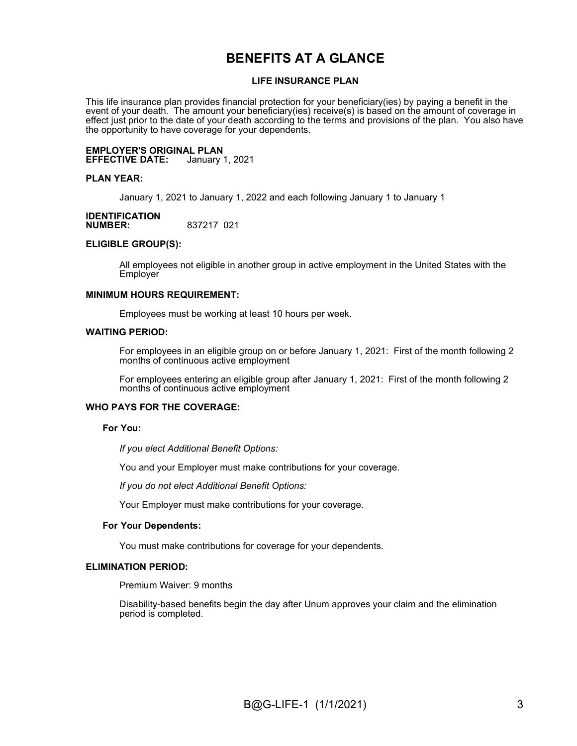# BENEFITS AT A GLANCE

## LIFE INSURANCE PLAN

This life insurance plan provides financial protection for your beneficiary(ies) by paying a benefit in the event of your death. The amount your beneficiary(ies) receive(s) is based on the amount of coverage in effect just prior to the date of your death according to the terms and provisions of the plan. You also have the opportunity to have coverage for your dependents.

**EMPLOYER'S ORIGINAL PLAN EFFECTIVE DATE:** January 1, 2021

**PLAN YEAR:**

January 1, 2021 to January 1, 2022 and each following January 1 to January 1

**IDENTIFICATION NUMBER:** 837217 021

**ELIGIBLE GROUP(S):**

All employees not eligible in another group in active employment in the United States with the Employer

**MINIMUM HOURS REQUIREMENT:**

Employees must be working at least 10 hours per week.

**WAITING PERIOD:**

For employees in an eligible group on or before January 1, 2021: First of the month following 2 months of continuous active employment

For employees entering an eligible group after January 1, 2021: First of the month following 2 months of continuous active employment

**WHO PAYS FOR THE COVERAGE:**

**For You:**

*If you elect Additional Benefit Options:*

You and your Employer must make contributions for your coverage.

*If you do not elect Additional Benefit Options:*

Your Employer must make contributions for your coverage.

**For Your Dependents:**

You must make contributions for coverage for your dependents.

**ELIMINATION PERIOD:**

Premium Waiver: 9 months

Disability-based benefits begin the day after Unum approves your claim and the elimination period is completed.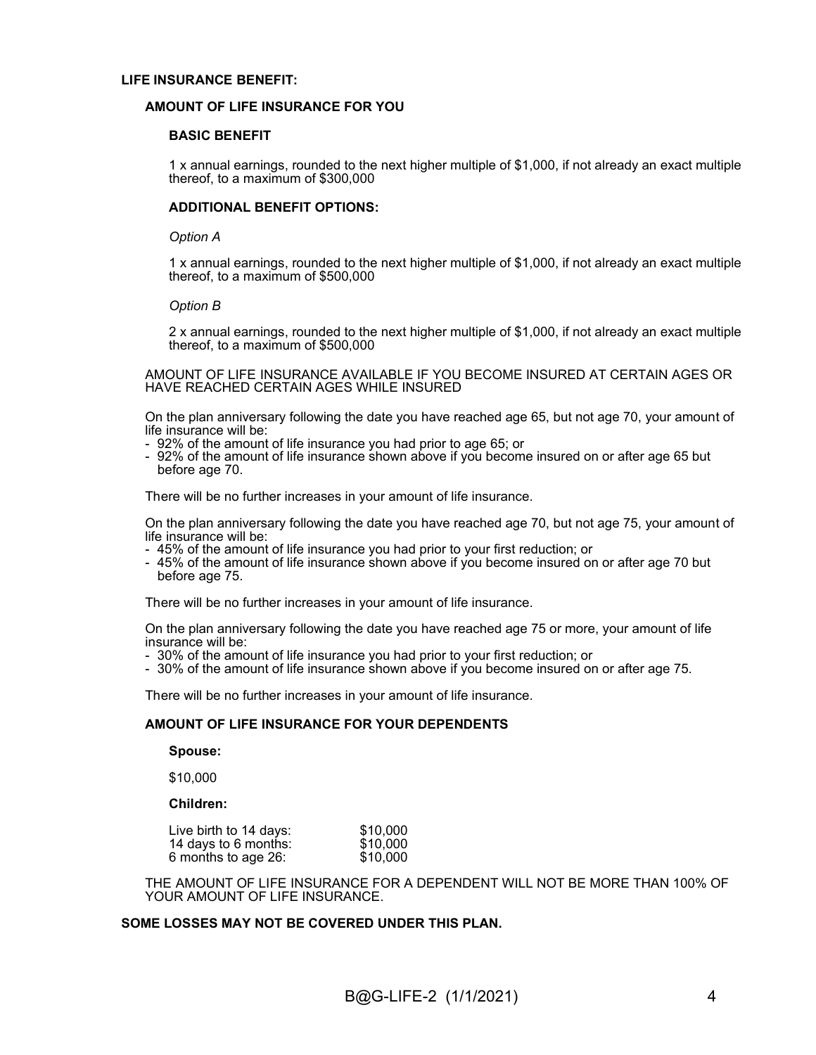**LIFE INSURANCE BENEFIT:**

**AMOUNT OF LIFE INSURANCE FOR YOU**

**BASIC BENEFIT**

1 x annual earnings, rounded to the next higher multiple of $1,000, if not already an exact multiple thereof, to a maximum of $300,000

**ADDITIONAL BENEFIT OPTIONS:**

*Option A*

1 x annual earnings, rounded to the next higher multiple of $1,000, if not already an exact multiple thereof, to a maximum of $500,000

*Option B*

2 x annual earnings, rounded to the next higher multiple of $1,000, if not already an exact multiple thereof, to a maximum of $500,000

AMOUNT OF LIFE INSURANCE AVAILABLE IF YOU BECOME INSURED AT CERTAIN AGES OR HAVE REACHED CERTAIN AGES WHILE INSURED

On the plan anniversary following the date you have reached age 65, but not age 70, your amount of life insurance will be:

- 92% of the amount of life insurance you had prior to age 65; or
- 92% of the amount of life insurance shown above if you become insured on or after age 65 but before age 70.

There will be no further increases in your amount of life insurance.

On the plan anniversary following the date you have reached age 70, but not age 75, your amount of life insurance will be:

- 45% of the amount of life insurance you had prior to your first reduction; or
- 45% of the amount of life insurance shown above if you become insured on or after age 70 but before age 75.

There will be no further increases in your amount of life insurance.

On the plan anniversary following the date you have reached age 75 or more, your amount of life insurance will be:

- 30% of the amount of life insurance you had prior to your first reduction; or
- 30% of the amount of life insurance shown above if you become insured on or after age 75.

There will be no further increases in your amount of life insurance.

**AMOUNT OF LIFE INSURANCE FOR YOUR DEPENDENTS**

**Spouse:**

$10,000

**Children:**

| | |
|---|---|
| Live birth to 14 days: | $10,000 |
| 14 days to 6 months: | $10,000 |
| 6 months to age 26: | $10,000 |

THE AMOUNT OF LIFE INSURANCE FOR A DEPENDENT WILL NOT BE MORE THAN 100% OF YOUR AMOUNT OF LIFE INSURANCE.

**SOME LOSSES MAY NOT BE COVERED UNDER THIS PLAN.**

B@G-LIFE-2 (1/1/2021)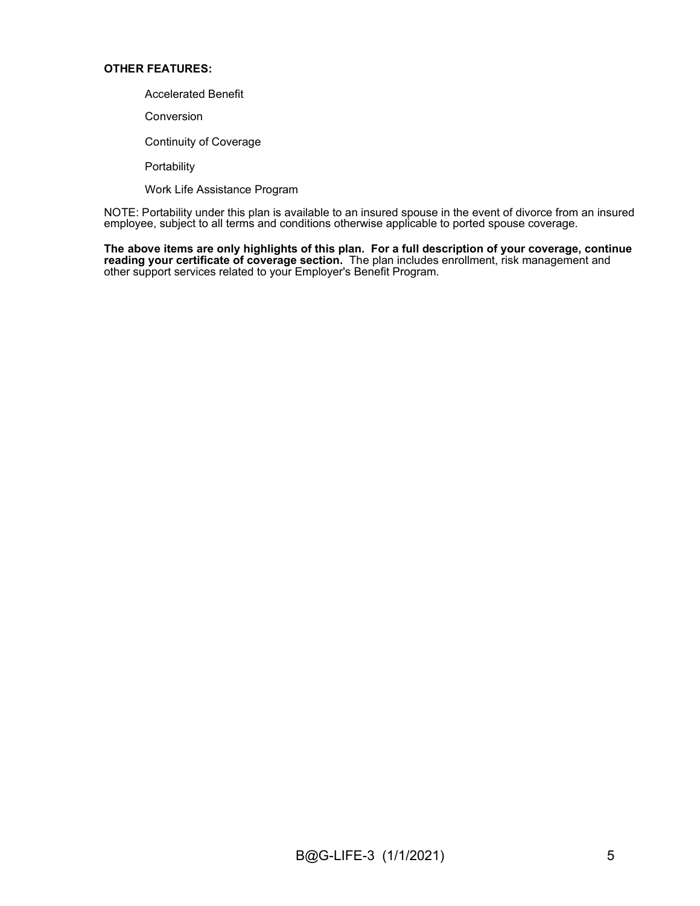**OTHER FEATURES:**

Accelerated Benefit

Conversion

Continuity of Coverage

Portability

Work Life Assistance Program

NOTE: Portability under this plan is available to an insured spouse in the event of divorce from an insured employee, subject to all terms and conditions otherwise applicable to ported spouse coverage.

**The above items are only highlights of this plan. For a full description of your coverage, continue reading your certificate of coverage section.** The plan includes enrollment, risk management and other support services related to your Employer's Benefit Program.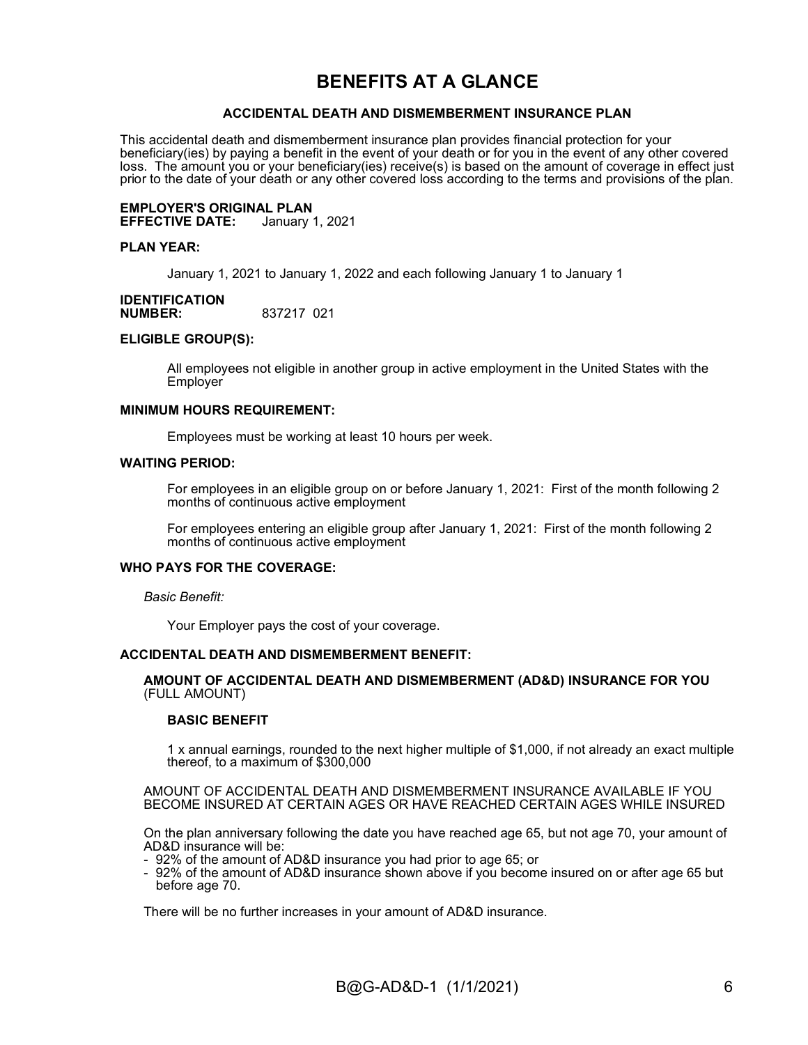# BENEFITS AT A GLANCE

## ACCIDENTAL DEATH AND DISMEMBERMENT INSURANCE PLAN

This accidental death and dismemberment insurance plan provides financial protection for your beneficiary(ies) by paying a benefit in the event of your death or for you in the event of any other covered loss. The amount you or your beneficiary(ies) receive(s) is based on the amount of coverage in effect just prior to the date of your death or any other covered loss according to the terms and provisions of the plan.

**EMPLOYER'S ORIGINAL PLAN**
**EFFECTIVE DATE:** January 1, 2021

**PLAN YEAR:**

January 1, 2021 to January 1, 2022 and each following January 1 to January 1

**IDENTIFICATION**
**NUMBER:** 837217 021

**ELIGIBLE GROUP(S):**

All employees not eligible in another group in active employment in the United States with the Employer

**MINIMUM HOURS REQUIREMENT:**

Employees must be working at least 10 hours per week.

**WAITING PERIOD:**

For employees in an eligible group on or before January 1, 2021: First of the month following 2 months of continuous active employment

For employees entering an eligible group after January 1, 2021: First of the month following 2 months of continuous active employment

**WHO PAYS FOR THE COVERAGE:**

*Basic Benefit:*

Your Employer pays the cost of your coverage.

**ACCIDENTAL DEATH AND DISMEMBERMENT BENEFIT:**

**AMOUNT OF ACCIDENTAL DEATH AND DISMEMBERMENT (AD&D) INSURANCE FOR YOU** (FULL AMOUNT)

**BASIC BENEFIT**

1 x annual earnings, rounded to the next higher multiple of $1,000, if not already an exact multiple thereof, to a maximum of $300,000

AMOUNT OF ACCIDENTAL DEATH AND DISMEMBERMENT INSURANCE AVAILABLE IF YOU BECOME INSURED AT CERTAIN AGES OR HAVE REACHED CERTAIN AGES WHILE INSURED

On the plan anniversary following the date you have reached age 65, but not age 70, your amount of AD&D insurance will be:

- 92% of the amount of AD&D insurance you had prior to age 65; or
- 92% of the amount of AD&D insurance shown above if you become insured on or after age 65 but before age 70.

There will be no further increases in your amount of AD&D insurance.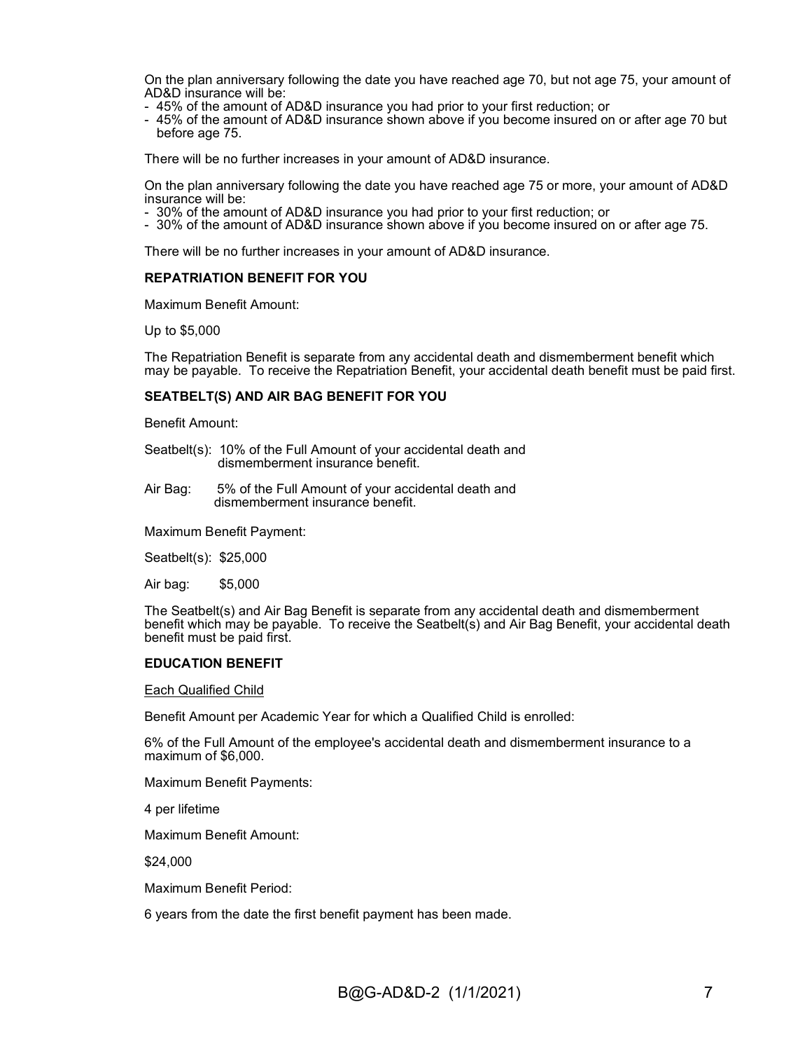On the plan anniversary following the date you have reached age 70, but not age 75, your amount of AD&D insurance will be:

- 45% of the amount of AD&D insurance you had prior to your first reduction; or
- 45% of the amount of AD&D insurance shown above if you become insured on or after age 70 but before age 75.

There will be no further increases in your amount of AD&D insurance.

On the plan anniversary following the date you have reached age 75 or more, your amount of AD&D insurance will be:

- 30% of the amount of AD&D insurance you had prior to your first reduction; or
- 30% of the amount of AD&D insurance shown above if you become insured on or after age 75.

There will be no further increases in your amount of AD&D insurance.

**REPATRIATION BENEFIT FOR YOU**

Maximum Benefit Amount:

Up to $5,000

The Repatriation Benefit is separate from any accidental death and dismemberment benefit which may be payable. To receive the Repatriation Benefit, your accidental death benefit must be paid first.

**SEATBELT(S) AND AIR BAG BENEFIT FOR YOU**

Benefit Amount:

Seatbelt(s): 10% of the Full Amount of your accidental death and dismemberment insurance benefit.

Air Bag: 5% of the Full Amount of your accidental death and dismemberment insurance benefit.

Maximum Benefit Payment:

Seatbelt(s): $25,000

Air bag: $5,000

The Seatbelt(s) and Air Bag Benefit is separate from any accidental death and dismemberment benefit which may be payable. To receive the Seatbelt(s) and Air Bag Benefit, your accidental death benefit must be paid first.

**EDUCATION BENEFIT**

Each Qualified Child

Benefit Amount per Academic Year for which a Qualified Child is enrolled:

6% of the Full Amount of the employee's accidental death and dismemberment insurance to a maximum of $6,000.

Maximum Benefit Payments:

4 per lifetime

Maximum Benefit Amount:

$24,000

Maximum Benefit Period:

6 years from the date the first benefit payment has been made.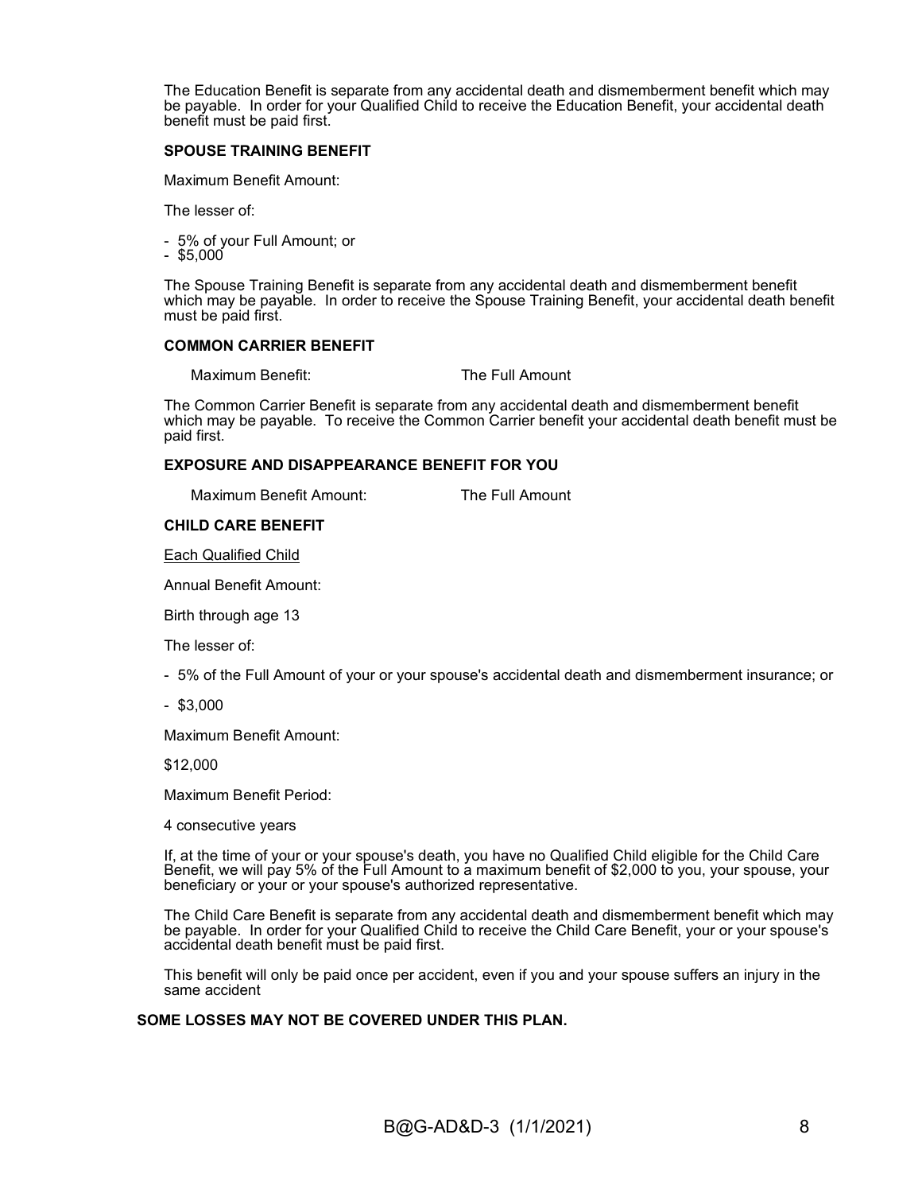The Education Benefit is separate from any accidental death and dismemberment benefit which may be payable. In order for your Qualified Child to receive the Education Benefit, your accidental death benefit must be paid first.

**SPOUSE TRAINING BENEFIT**

Maximum Benefit Amount:

The lesser of:

- 5% of your Full Amount; or
- $5,000

The Spouse Training Benefit is separate from any accidental death and dismemberment benefit which may be payable. In order to receive the Spouse Training Benefit, your accidental death benefit must be paid first.

**COMMON CARRIER BENEFIT**

Maximum Benefit: The Full Amount

The Common Carrier Benefit is separate from any accidental death and dismemberment benefit which may be payable. To receive the Common Carrier benefit your accidental death benefit must be paid first.

**EXPOSURE AND DISAPPEARANCE BENEFIT FOR YOU**

Maximum Benefit Amount: The Full Amount

**CHILD CARE BENEFIT**

Each Qualified Child

Annual Benefit Amount:

Birth through age 13

The lesser of:

- 5% of the Full Amount of your or your spouse's accidental death and dismemberment insurance; or
- $3,000

Maximum Benefit Amount:

$12,000

Maximum Benefit Period:

4 consecutive years

If, at the time of your or your spouse's death, you have no Qualified Child eligible for the Child Care Benefit, we will pay 5% of the Full Amount to a maximum benefit of $2,000 to you, your spouse, your beneficiary or your or your spouse's authorized representative.

The Child Care Benefit is separate from any accidental death and dismemberment benefit which may be payable. In order for your Qualified Child to receive the Child Care Benefit, your or your spouse's accidental death benefit must be paid first.

This benefit will only be paid once per accident, even if you and your spouse suffers an injury in the same accident

**SOME LOSSES MAY NOT BE COVERED UNDER THIS PLAN.**

B@G-AD&D-3 (1/1/2021)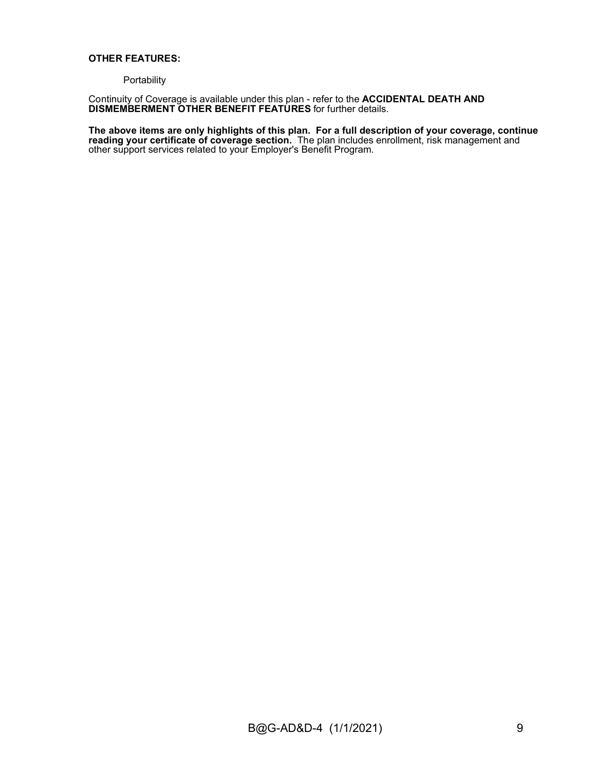**OTHER FEATURES:**

Portability

Continuity of Coverage is available under this plan - refer to the **ACCIDENTAL DEATH AND DISMEMBERMENT OTHER BENEFIT FEATURES** for further details.

**The above items are only highlights of this plan. For a full description of your coverage, continue reading your certificate of coverage section.** The plan includes enrollment, risk management and other support services related to your Employer's Benefit Program.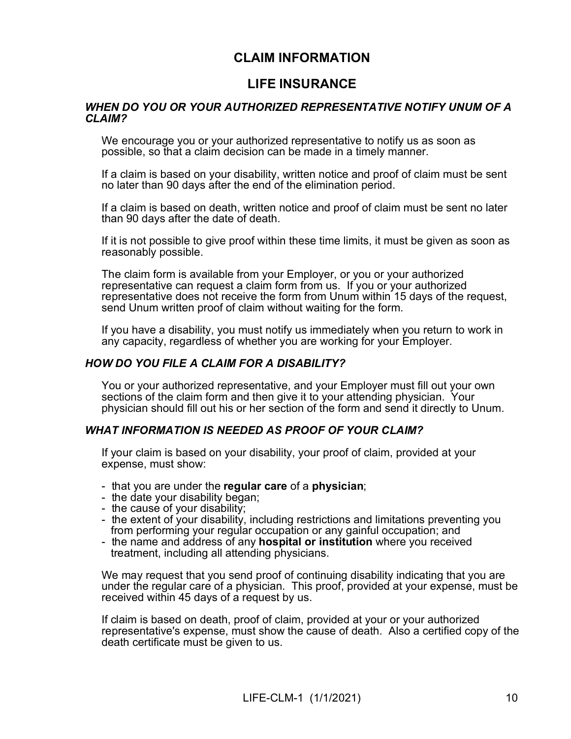# CLAIM INFORMATION

## LIFE INSURANCE

### *WHEN DO YOU OR YOUR AUTHORIZED REPRESENTATIVE NOTIFY UNUM OF A CLAIM?*

We encourage you or your authorized representative to notify us as soon as possible, so that a claim decision can be made in a timely manner.

If a claim is based on your disability, written notice and proof of claim must be sent no later than 90 days after the end of the elimination period.

If a claim is based on death, written notice and proof of claim must be sent no later than 90 days after the date of death.

If it is not possible to give proof within these time limits, it must be given as soon as reasonably possible.

The claim form is available from your Employer, or you or your authorized representative can request a claim form from us. If you or your authorized representative does not receive the form from Unum within 15 days of the request, send Unum written proof of claim without waiting for the form.

If you have a disability, you must notify us immediately when you return to work in any capacity, regardless of whether you are working for your Employer.

### *HOW DO YOU FILE A CLAIM FOR A DISABILITY?*

You or your authorized representative, and your Employer must fill out your own sections of the claim form and then give it to your attending physician. Your physician should fill out his or her section of the form and send it directly to Unum.

### *WHAT INFORMATION IS NEEDED AS PROOF OF YOUR CLAIM?*

If your claim is based on your disability, your proof of claim, provided at your expense, must show:

- that you are under the **regular care** of a **physician**;
- the date your disability began;
- the cause of your disability;
- the extent of your disability, including restrictions and limitations preventing you from performing your regular occupation or any gainful occupation; and
- the name and address of any **hospital or institution** where you received treatment, including all attending physicians.

We may request that you send proof of continuing disability indicating that you are under the regular care of a physician. This proof, provided at your expense, must be received within 45 days of a request by us.

If claim is based on death, proof of claim, provided at your or your authorized representative's expense, must show the cause of death. Also a certified copy of the death certificate must be given to us.

LIFE-CLM-1 (1/1/2021)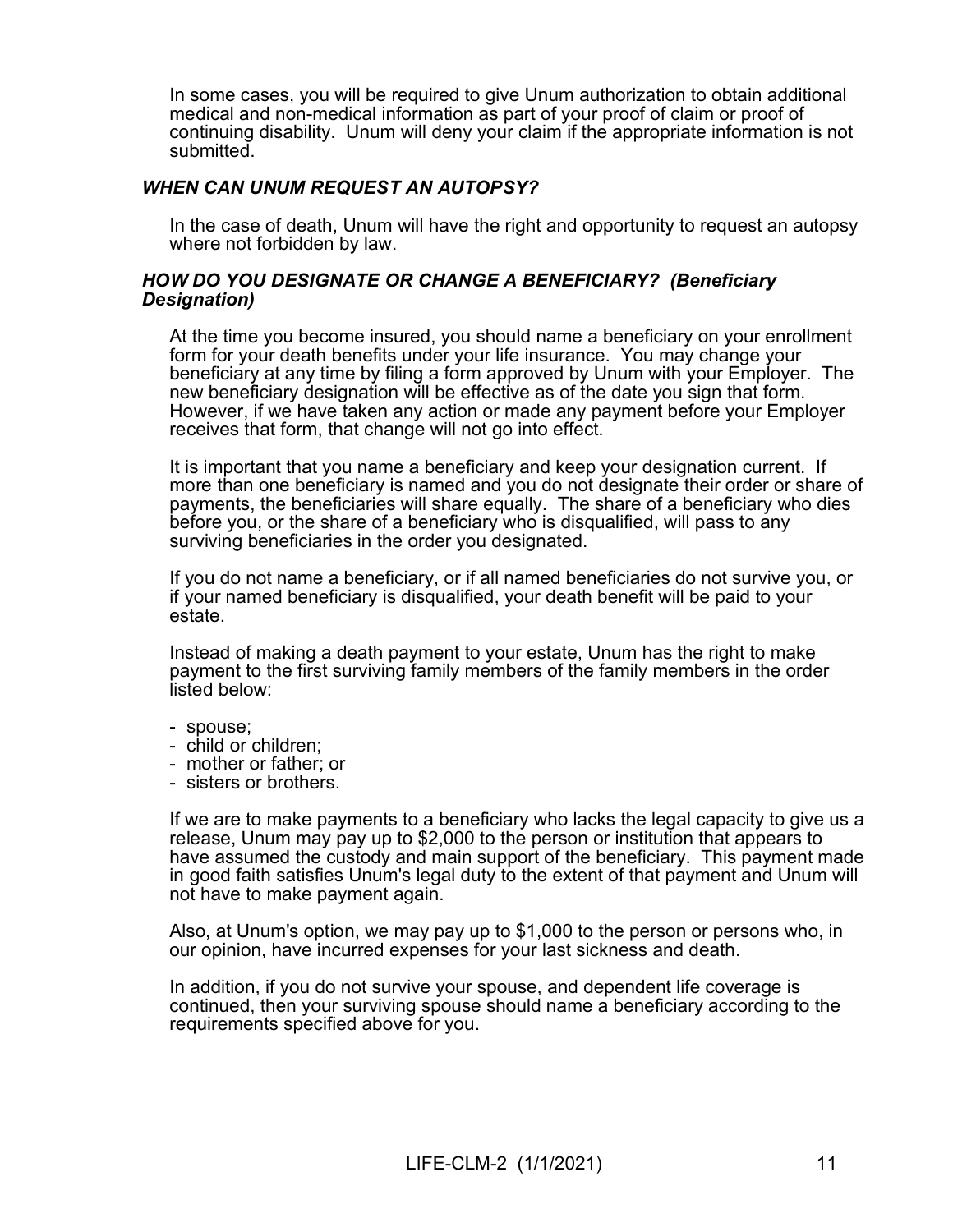In some cases, you will be required to give Unum authorization to obtain additional medical and non-medical information as part of your proof of claim or proof of continuing disability. Unum will deny your claim if the appropriate information is not submitted.

### *WHEN CAN UNUM REQUEST AN AUTOPSY?*

In the case of death, Unum will have the right and opportunity to request an autopsy where not forbidden by law.

### *HOW DO YOU DESIGNATE OR CHANGE A BENEFICIARY? (Beneficiary Designation)*

At the time you become insured, you should name a beneficiary on your enrollment form for your death benefits under your life insurance. You may change your beneficiary at any time by filing a form approved by Unum with your Employer. The new beneficiary designation will be effective as of the date you sign that form. However, if we have taken any action or made any payment before your Employer receives that form, that change will not go into effect.

It is important that you name a beneficiary and keep your designation current. If more than one beneficiary is named and you do not designate their order or share of payments, the beneficiaries will share equally. The share of a beneficiary who dies before you, or the share of a beneficiary who is disqualified, will pass to any surviving beneficiaries in the order you designated.

If you do not name a beneficiary, or if all named beneficiaries do not survive you, or if your named beneficiary is disqualified, your death benefit will be paid to your estate.

Instead of making a death payment to your estate, Unum has the right to make payment to the first surviving family members of the family members in the order listed below:

- spouse;
- child or children;
- mother or father; or
- sisters or brothers.

If we are to make payments to a beneficiary who lacks the legal capacity to give us a release, Unum may pay up to $2,000 to the person or institution that appears to have assumed the custody and main support of the beneficiary. This payment made in good faith satisfies Unum's legal duty to the extent of that payment and Unum will not have to make payment again.

Also, at Unum's option, we may pay up to $1,000 to the person or persons who, in our opinion, have incurred expenses for your last sickness and death.

In addition, if you do not survive your spouse, and dependent life coverage is continued, then your surviving spouse should name a beneficiary according to the requirements specified above for you.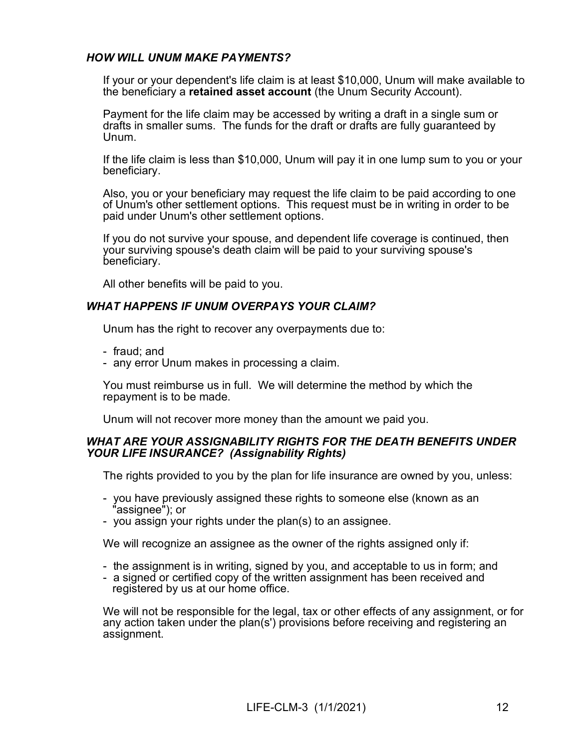### *HOW WILL UNUM MAKE PAYMENTS?*

If your or your dependent's life claim is at least $10,000, Unum will make available to the beneficiary a **retained asset account** (the Unum Security Account).

Payment for the life claim may be accessed by writing a draft in a single sum or drafts in smaller sums. The funds for the draft or drafts are fully guaranteed by Unum.

If the life claim is less than $10,000, Unum will pay it in one lump sum to you or your beneficiary.

Also, you or your beneficiary may request the life claim to be paid according to one of Unum's other settlement options. This request must be in writing in order to be paid under Unum's other settlement options.

If you do not survive your spouse, and dependent life coverage is continued, then your surviving spouse's death claim will be paid to your surviving spouse's beneficiary.

All other benefits will be paid to you.

### *WHAT HAPPENS IF UNUM OVERPAYS YOUR CLAIM?*

Unum has the right to recover any overpayments due to:

- fraud; and
- any error Unum makes in processing a claim.

You must reimburse us in full. We will determine the method by which the repayment is to be made.

Unum will not recover more money than the amount we paid you.

### *WHAT ARE YOUR ASSIGNABILITY RIGHTS FOR THE DEATH BENEFITS UNDER YOUR LIFE INSURANCE? (Assignability Rights)*

The rights provided to you by the plan for life insurance are owned by you, unless:

- you have previously assigned these rights to someone else (known as an "assignee"); or
- you assign your rights under the plan(s) to an assignee.

We will recognize an assignee as the owner of the rights assigned only if:

- the assignment is in writing, signed by you, and acceptable to us in form; and
- a signed or certified copy of the written assignment has been received and registered by us at our home office.

We will not be responsible for the legal, tax or other effects of any assignment, or for any action taken under the plan(s') provisions before receiving and registering an assignment.

LIFE-CLM-3 (1/1/2021)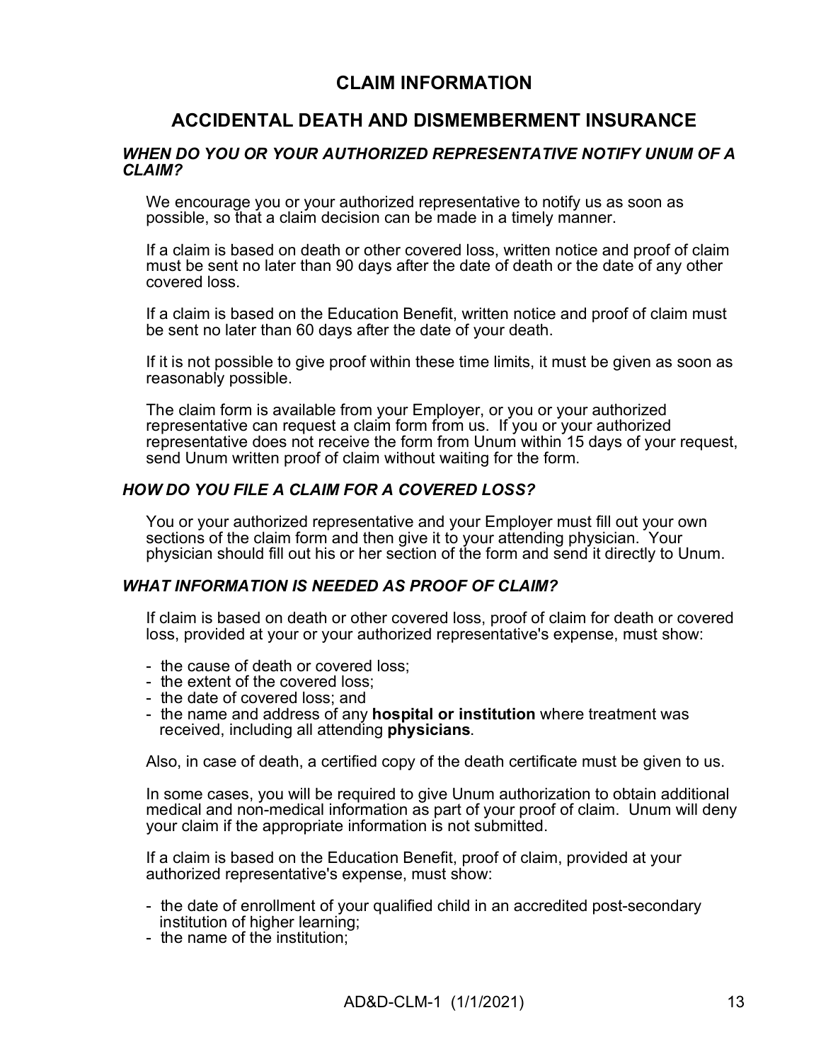# CLAIM INFORMATION

# ACCIDENTAL DEATH AND DISMEMBERMENT INSURANCE

### *WHEN DO YOU OR YOUR AUTHORIZED REPRESENTATIVE NOTIFY UNUM OF A CLAIM?*

We encourage you or your authorized representative to notify us as soon as possible, so that a claim decision can be made in a timely manner.

If a claim is based on death or other covered loss, written notice and proof of claim must be sent no later than 90 days after the date of death or the date of any other covered loss.

If a claim is based on the Education Benefit, written notice and proof of claim must be sent no later than 60 days after the date of your death.

If it is not possible to give proof within these time limits, it must be given as soon as reasonably possible.

The claim form is available from your Employer, or you or your authorized representative can request a claim form from us. If you or your authorized representative does not receive the form from Unum within 15 days of your request, send Unum written proof of claim without waiting for the form.

### *HOW DO YOU FILE A CLAIM FOR A COVERED LOSS?*

You or your authorized representative and your Employer must fill out your own sections of the claim form and then give it to your attending physician. Your physician should fill out his or her section of the form and send it directly to Unum.

### *WHAT INFORMATION IS NEEDED AS PROOF OF CLAIM?*

If claim is based on death or other covered loss, proof of claim for death or covered loss, provided at your or your authorized representative's expense, must show:

- the cause of death or covered loss;
- the extent of the covered loss;
- the date of covered loss; and
- the name and address of any **hospital or institution** where treatment was received, including all attending **physicians**.

Also, in case of death, a certified copy of the death certificate must be given to us.

In some cases, you will be required to give Unum authorization to obtain additional medical and non-medical information as part of your proof of claim. Unum will deny your claim if the appropriate information is not submitted.

If a claim is based on the Education Benefit, proof of claim, provided at your authorized representative's expense, must show:

- the date of enrollment of your qualified child in an accredited post-secondary institution of higher learning;
- the name of the institution;

AD&D-CLM-1 (1/1/2021)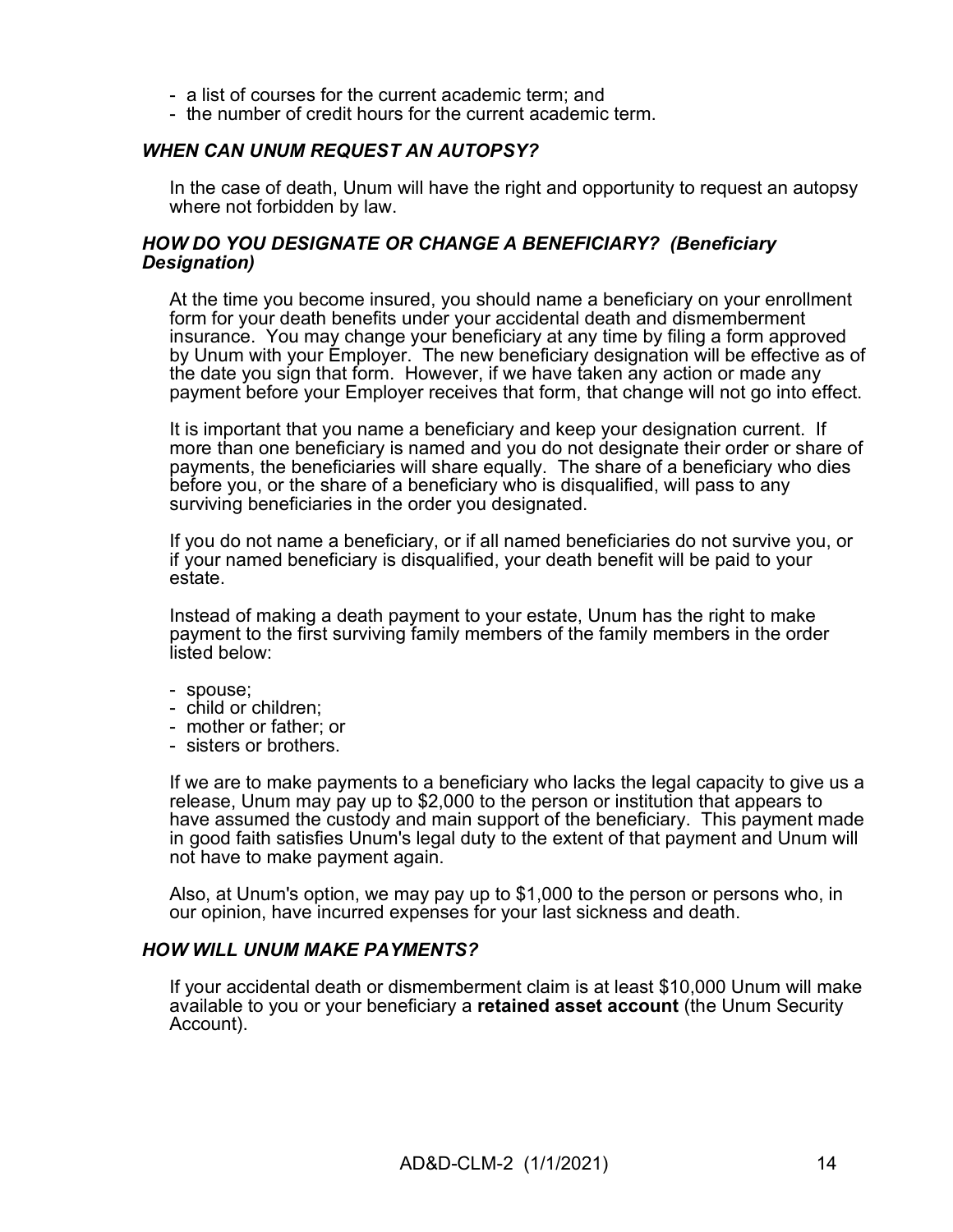- a list of courses for the current academic term; and
- the number of credit hours for the current academic term.

### *WHEN CAN UNUM REQUEST AN AUTOPSY?*

In the case of death, Unum will have the right and opportunity to request an autopsy where not forbidden by law.

### *HOW DO YOU DESIGNATE OR CHANGE A BENEFICIARY? (Beneficiary Designation)*

At the time you become insured, you should name a beneficiary on your enrollment form for your death benefits under your accidental death and dismemberment insurance. You may change your beneficiary at any time by filing a form approved by Unum with your Employer. The new beneficiary designation will be effective as of the date you sign that form. However, if we have taken any action or made any payment before your Employer receives that form, that change will not go into effect.

It is important that you name a beneficiary and keep your designation current. If more than one beneficiary is named and you do not designate their order or share of payments, the beneficiaries will share equally. The share of a beneficiary who dies before you, or the share of a beneficiary who is disqualified, will pass to any surviving beneficiaries in the order you designated.

If you do not name a beneficiary, or if all named beneficiaries do not survive you, or if your named beneficiary is disqualified, your death benefit will be paid to your estate.

Instead of making a death payment to your estate, Unum has the right to make payment to the first surviving family members of the family members in the order listed below:

- spouse;
- child or children;
- mother or father; or
- sisters or brothers.

If we are to make payments to a beneficiary who lacks the legal capacity to give us a release, Unum may pay up to $2,000 to the person or institution that appears to have assumed the custody and main support of the beneficiary. This payment made in good faith satisfies Unum's legal duty to the extent of that payment and Unum will not have to make payment again.

Also, at Unum's option, we may pay up to $1,000 to the person or persons who, in our opinion, have incurred expenses for your last sickness and death.

### *HOW WILL UNUM MAKE PAYMENTS?*

If your accidental death or dismemberment claim is at least $10,000 Unum will make available to you or your beneficiary a **retained asset account** (the Unum Security Account).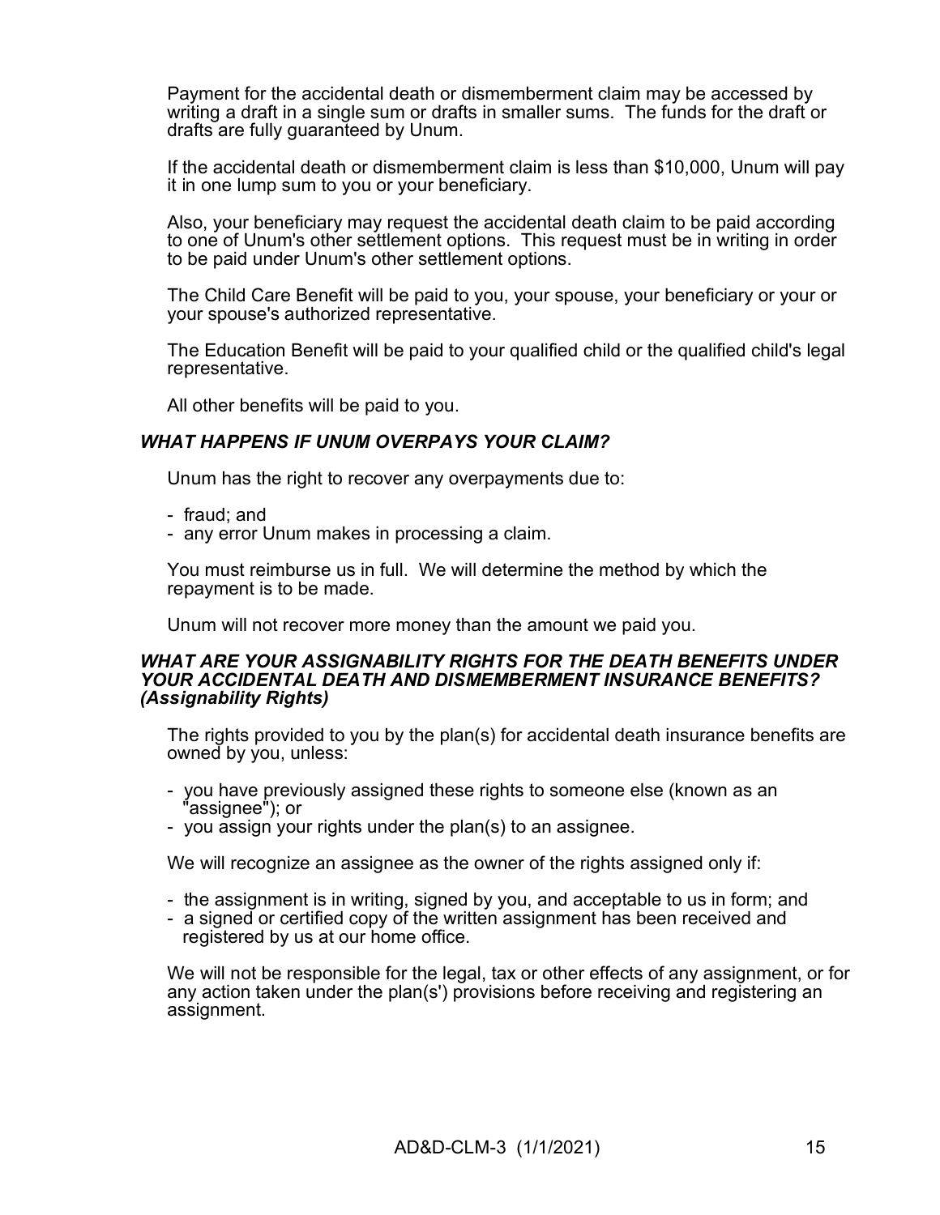Payment for the accidental death or dismemberment claim may be accessed by writing a draft in a single sum or drafts in smaller sums. The funds for the draft or drafts are fully guaranteed by Unum.

If the accidental death or dismemberment claim is less than $10,000, Unum will pay it in one lump sum to you or your beneficiary.

Also, your beneficiary may request the accidental death claim to be paid according to one of Unum's other settlement options. This request must be in writing in order to be paid under Unum's other settlement options.

The Child Care Benefit will be paid to you, your spouse, your beneficiary or your or your spouse's authorized representative.

The Education Benefit will be paid to your qualified child or the qualified child's legal representative.

All other benefits will be paid to you.

### *WHAT HAPPENS IF UNUM OVERPAYS YOUR CLAIM?*

Unum has the right to recover any overpayments due to:

- fraud; and
- any error Unum makes in processing a claim.

You must reimburse us in full. We will determine the method by which the repayment is to be made.

Unum will not recover more money than the amount we paid you.

### *WHAT ARE YOUR ASSIGNABILITY RIGHTS FOR THE DEATH BENEFITS UNDER YOUR ACCIDENTAL DEATH AND DISMEMBERMENT INSURANCE BENEFITS? (Assignability Rights)*

The rights provided to you by the plan(s) for accidental death insurance benefits are owned by you, unless:

- you have previously assigned these rights to someone else (known as an "assignee"); or
- you assign your rights under the plan(s) to an assignee.

We will recognize an assignee as the owner of the rights assigned only if:

- the assignment is in writing, signed by you, and acceptable to us in form; and
- a signed or certified copy of the written assignment has been received and registered by us at our home office.

We will not be responsible for the legal, tax or other effects of any assignment, or for any action taken under the plan(s') provisions before receiving and registering an assignment.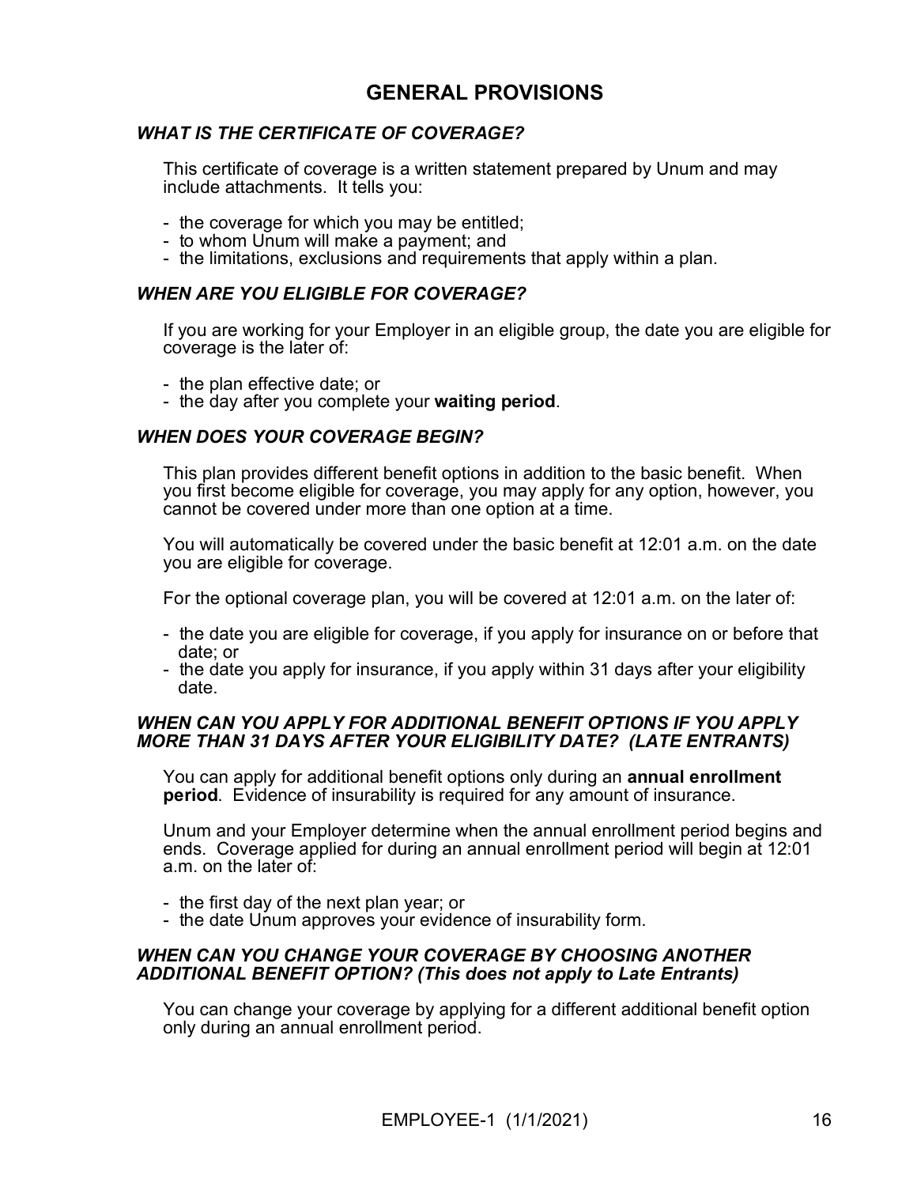# GENERAL PROVISIONS

### *WHAT IS THE CERTIFICATE OF COVERAGE?*

This certificate of coverage is a written statement prepared by Unum and may include attachments. It tells you:

- the coverage for which you may be entitled;
- to whom Unum will make a payment; and
- the limitations, exclusions and requirements that apply within a plan.

### *WHEN ARE YOU ELIGIBLE FOR COVERAGE?*

If you are working for your Employer in an eligible group, the date you are eligible for coverage is the later of:

- the plan effective date; or
- the day after you complete your **waiting period**.

### *WHEN DOES YOUR COVERAGE BEGIN?*

This plan provides different benefit options in addition to the basic benefit. When you first become eligible for coverage, you may apply for any option, however, you cannot be covered under more than one option at a time.

You will automatically be covered under the basic benefit at 12:01 a.m. on the date you are eligible for coverage.

For the optional coverage plan, you will be covered at 12:01 a.m. on the later of:

- the date you are eligible for coverage, if you apply for insurance on or before that date; or
- the date you apply for insurance, if you apply within 31 days after your eligibility date.

### *WHEN CAN YOU APPLY FOR ADDITIONAL BENEFIT OPTIONS IF YOU APPLY MORE THAN 31 DAYS AFTER YOUR ELIGIBILITY DATE? (LATE ENTRANTS)*

You can apply for additional benefit options only during an **annual enrollment period**. Evidence of insurability is required for any amount of insurance.

Unum and your Employer determine when the annual enrollment period begins and ends. Coverage applied for during an annual enrollment period will begin at 12:01 a.m. on the later of:

- the first day of the next plan year; or
- the date Unum approves your evidence of insurability form.

### *WHEN CAN YOU CHANGE YOUR COVERAGE BY CHOOSING ANOTHER ADDITIONAL BENEFIT OPTION? (This does not apply to Late Entrants)*

You can change your coverage by applying for a different additional benefit option only during an annual enrollment period.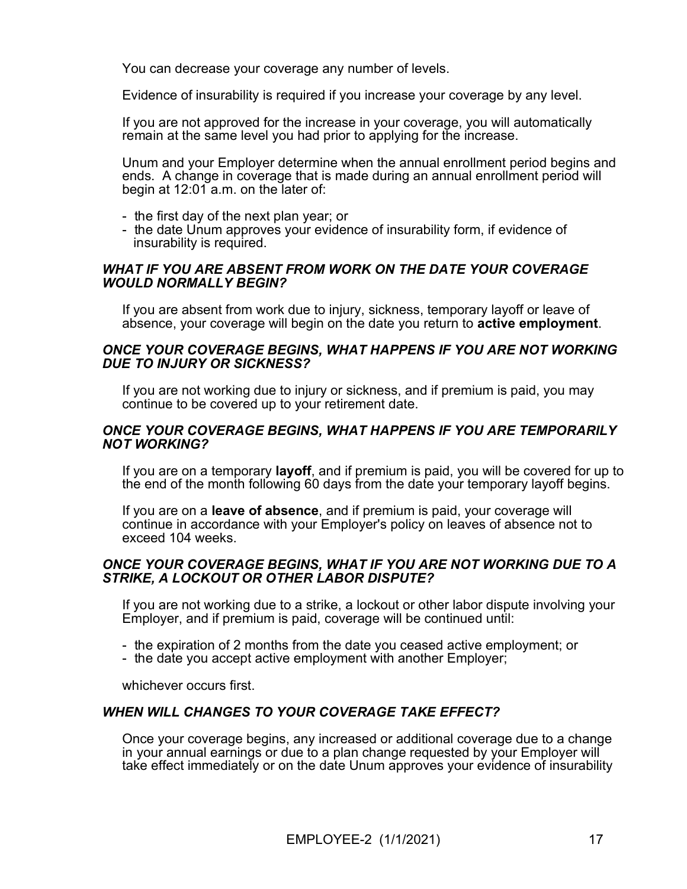You can decrease your coverage any number of levels.

Evidence of insurability is required if you increase your coverage by any level.

If you are not approved for the increase in your coverage, you will automatically remain at the same level you had prior to applying for the increase.

Unum and your Employer determine when the annual enrollment period begins and ends. A change in coverage that is made during an annual enrollment period will begin at 12:01 a.m. on the later of:

- the first day of the next plan year; or
- the date Unum approves your evidence of insurability form, if evidence of insurability is required.

### *WHAT IF YOU ARE ABSENT FROM WORK ON THE DATE YOUR COVERAGE WOULD NORMALLY BEGIN?*

If you are absent from work due to injury, sickness, temporary layoff or leave of absence, your coverage will begin on the date you return to **active employment**.

### *ONCE YOUR COVERAGE BEGINS, WHAT HAPPENS IF YOU ARE NOT WORKING DUE TO INJURY OR SICKNESS?*

If you are not working due to injury or sickness, and if premium is paid, you may continue to be covered up to your retirement date.

### *ONCE YOUR COVERAGE BEGINS, WHAT HAPPENS IF YOU ARE TEMPORARILY NOT WORKING?*

If you are on a temporary **layoff**, and if premium is paid, you will be covered for up to the end of the month following 60 days from the date your temporary layoff begins.

If you are on a **leave of absence**, and if premium is paid, your coverage will continue in accordance with your Employer's policy on leaves of absence not to exceed 104 weeks.

### *ONCE YOUR COVERAGE BEGINS, WHAT IF YOU ARE NOT WORKING DUE TO A STRIKE, A LOCKOUT OR OTHER LABOR DISPUTE?*

If you are not working due to a strike, a lockout or other labor dispute involving your Employer, and if premium is paid, coverage will be continued until:

- the expiration of 2 months from the date you ceased active employment; or
- the date you accept active employment with another Employer;

whichever occurs first.

### *WHEN WILL CHANGES TO YOUR COVERAGE TAKE EFFECT?*

Once your coverage begins, any increased or additional coverage due to a change in your annual earnings or due to a plan change requested by your Employer will take effect immediately or on the date Unum approves your evidence of insurability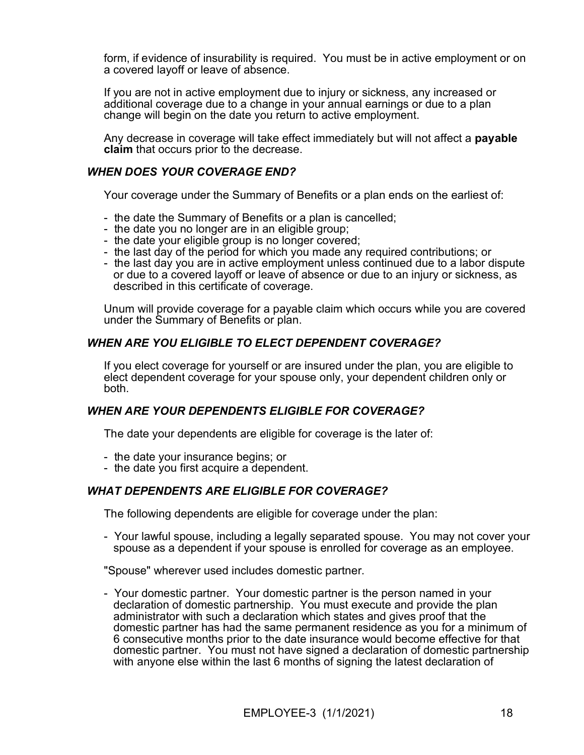form, if evidence of insurability is required. You must be in active employment or on a covered layoff or leave of absence.

If you are not in active employment due to injury or sickness, any increased or additional coverage due to a change in your annual earnings or due to a plan change will begin on the date you return to active employment.

Any decrease in coverage will take effect immediately but will not affect a **payable claim** that occurs prior to the decrease.

### *WHEN DOES YOUR COVERAGE END?*

Your coverage under the Summary of Benefits or a plan ends on the earliest of:

- the date the Summary of Benefits or a plan is cancelled;
- the date you no longer are in an eligible group;
- the date your eligible group is no longer covered;
- the last day of the period for which you made any required contributions; or
- the last day you are in active employment unless continued due to a labor dispute or due to a covered layoff or leave of absence or due to an injury or sickness, as described in this certificate of coverage.

Unum will provide coverage for a payable claim which occurs while you are covered under the Summary of Benefits or plan.

### *WHEN ARE YOU ELIGIBLE TO ELECT DEPENDENT COVERAGE?*

If you elect coverage for yourself or are insured under the plan, you are eligible to elect dependent coverage for your spouse only, your dependent children only or both.

### *WHEN ARE YOUR DEPENDENTS ELIGIBLE FOR COVERAGE?*

The date your dependents are eligible for coverage is the later of:

- the date your insurance begins; or
- the date you first acquire a dependent.

### *WHAT DEPENDENTS ARE ELIGIBLE FOR COVERAGE?*

The following dependents are eligible for coverage under the plan:

- Your lawful spouse, including a legally separated spouse. You may not cover your spouse as a dependent if your spouse is enrolled for coverage as an employee.

"Spouse" wherever used includes domestic partner.

- Your domestic partner. Your domestic partner is the person named in your declaration of domestic partnership. You must execute and provide the plan administrator with such a declaration which states and gives proof that the domestic partner has had the same permanent residence as you for a minimum of 6 consecutive months prior to the date insurance would become effective for that domestic partner. You must not have signed a declaration of domestic partnership with anyone else within the last 6 months of signing the latest declaration of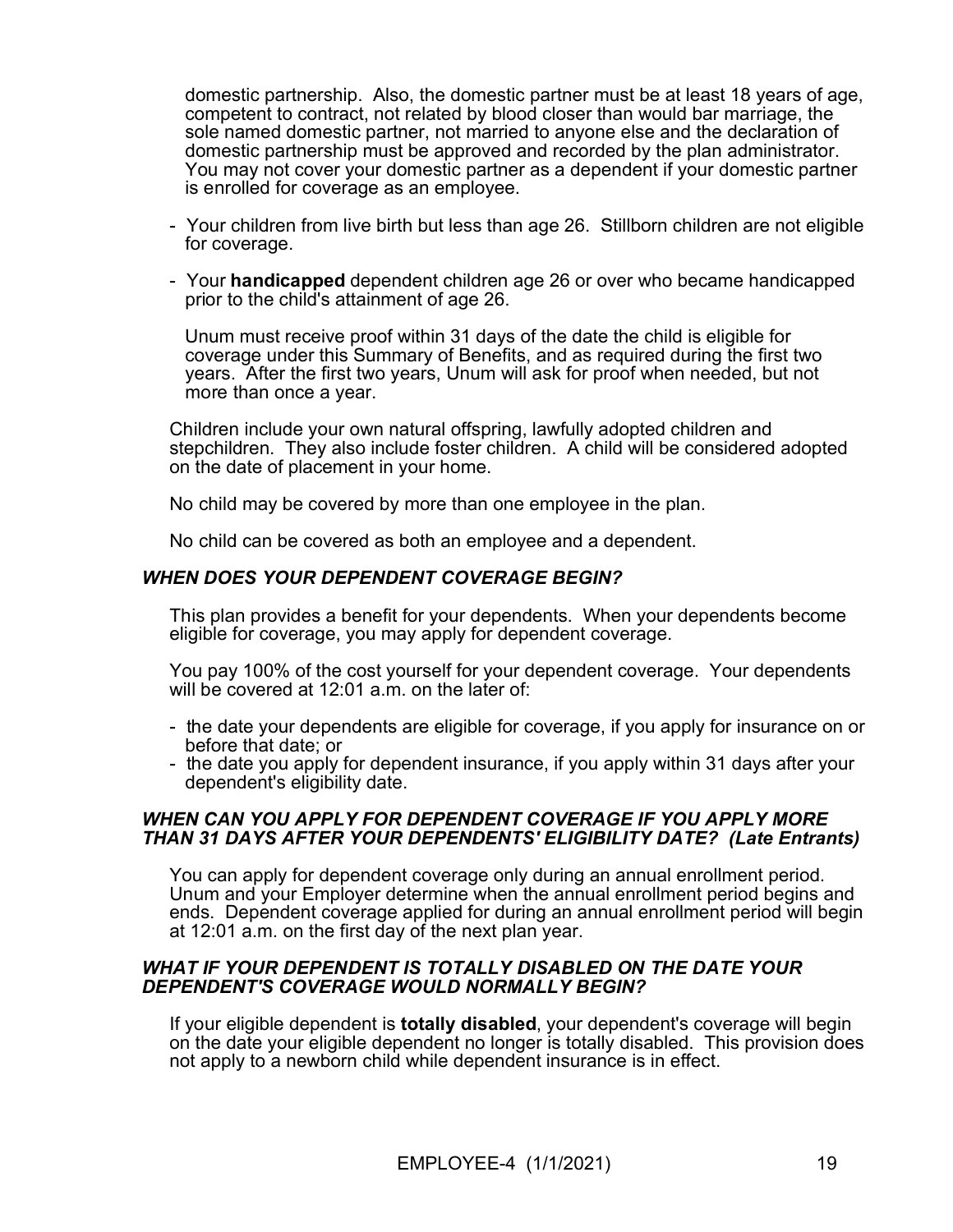domestic partnership. Also, the domestic partner must be at least 18 years of age, competent to contract, not related by blood closer than would bar marriage, the sole named domestic partner, not married to anyone else and the declaration of domestic partnership must be approved and recorded by the plan administrator. You may not cover your domestic partner as a dependent if your domestic partner is enrolled for coverage as an employee.

- Your children from live birth but less than age 26. Stillborn children are not eligible for coverage.
- Your **handicapped** dependent children age 26 or over who became handicapped prior to the child's attainment of age 26.

  Unum must receive proof within 31 days of the date the child is eligible for coverage under this Summary of Benefits, and as required during the first two years. After the first two years, Unum will ask for proof when needed, but not more than once a year.

Children include your own natural offspring, lawfully adopted children and stepchildren. They also include foster children. A child will be considered adopted on the date of placement in your home.

No child may be covered by more than one employee in the plan.

No child can be covered as both an employee and a dependent.

### *WHEN DOES YOUR DEPENDENT COVERAGE BEGIN?*

This plan provides a benefit for your dependents. When your dependents become eligible for coverage, you may apply for dependent coverage.

You pay 100% of the cost yourself for your dependent coverage. Your dependents will be covered at 12:01 a.m. on the later of:

- the date your dependents are eligible for coverage, if you apply for insurance on or before that date; or
- the date you apply for dependent insurance, if you apply within 31 days after your dependent's eligibility date.

### *WHEN CAN YOU APPLY FOR DEPENDENT COVERAGE IF YOU APPLY MORE THAN 31 DAYS AFTER YOUR DEPENDENTS' ELIGIBILITY DATE? (Late Entrants)*

You can apply for dependent coverage only during an annual enrollment period. Unum and your Employer determine when the annual enrollment period begins and ends. Dependent coverage applied for during an annual enrollment period will begin at 12:01 a.m. on the first day of the next plan year.

### *WHAT IF YOUR DEPENDENT IS TOTALLY DISABLED ON THE DATE YOUR DEPENDENT'S COVERAGE WOULD NORMALLY BEGIN?*

If your eligible dependent is **totally disabled**, your dependent's coverage will begin on the date your eligible dependent no longer is totally disabled. This provision does not apply to a newborn child while dependent insurance is in effect.

EMPLOYEE-4 (1/1/2021)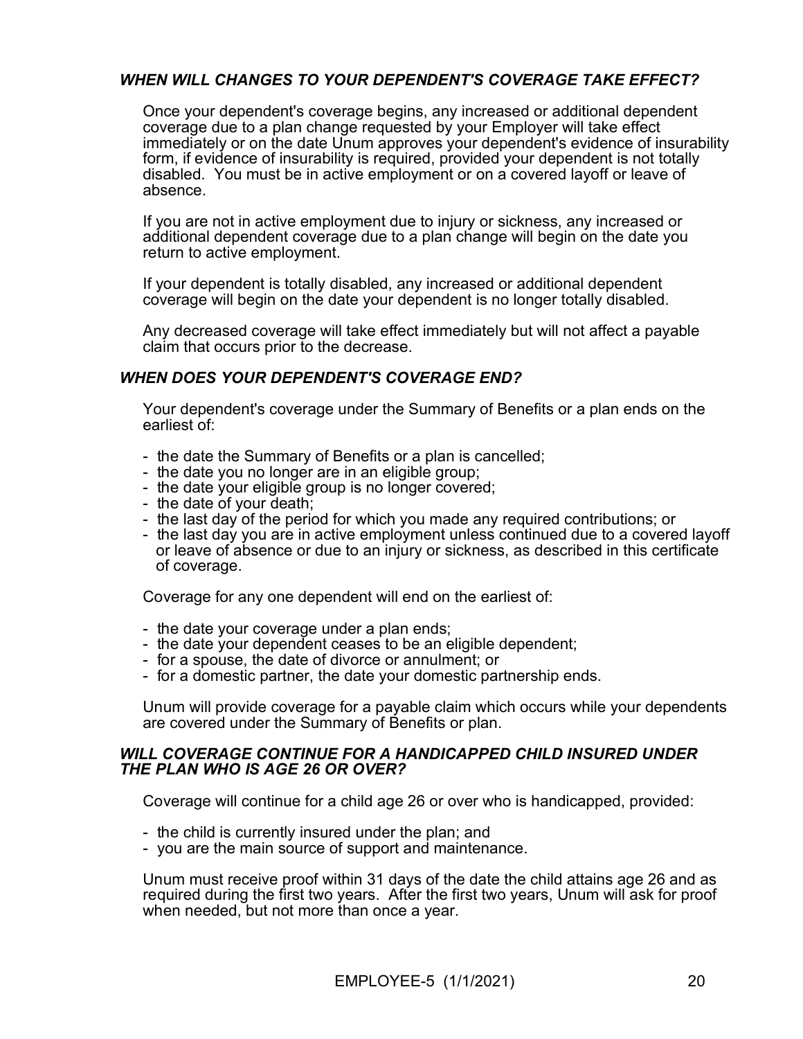### *WHEN WILL CHANGES TO YOUR DEPENDENT'S COVERAGE TAKE EFFECT?*

Once your dependent's coverage begins, any increased or additional dependent coverage due to a plan change requested by your Employer will take effect immediately or on the date Unum approves your dependent's evidence of insurability form, if evidence of insurability is required, provided your dependent is not totally disabled. You must be in active employment or on a covered layoff or leave of absence.

If you are not in active employment due to injury or sickness, any increased or additional dependent coverage due to a plan change will begin on the date you return to active employment.

If your dependent is totally disabled, any increased or additional dependent coverage will begin on the date your dependent is no longer totally disabled.

Any decreased coverage will take effect immediately but will not affect a payable claim that occurs prior to the decrease.

### *WHEN DOES YOUR DEPENDENT'S COVERAGE END?*

Your dependent's coverage under the Summary of Benefits or a plan ends on the earliest of:

- the date the Summary of Benefits or a plan is cancelled;
- the date you no longer are in an eligible group;
- the date your eligible group is no longer covered;
- the date of your death;
- the last day of the period for which you made any required contributions; or
- the last day you are in active employment unless continued due to a covered layoff or leave of absence or due to an injury or sickness, as described in this certificate of coverage.

Coverage for any one dependent will end on the earliest of:

- the date your coverage under a plan ends;
- the date your dependent ceases to be an eligible dependent;
- for a spouse, the date of divorce or annulment; or
- for a domestic partner, the date your domestic partnership ends.

Unum will provide coverage for a payable claim which occurs while your dependents are covered under the Summary of Benefits or plan.

### *WILL COVERAGE CONTINUE FOR A HANDICAPPED CHILD INSURED UNDER THE PLAN WHO IS AGE 26 OR OVER?*

Coverage will continue for a child age 26 or over who is handicapped, provided:

- the child is currently insured under the plan; and
- you are the main source of support and maintenance.

Unum must receive proof within 31 days of the date the child attains age 26 and as required during the first two years. After the first two years, Unum will ask for proof when needed, but not more than once a year.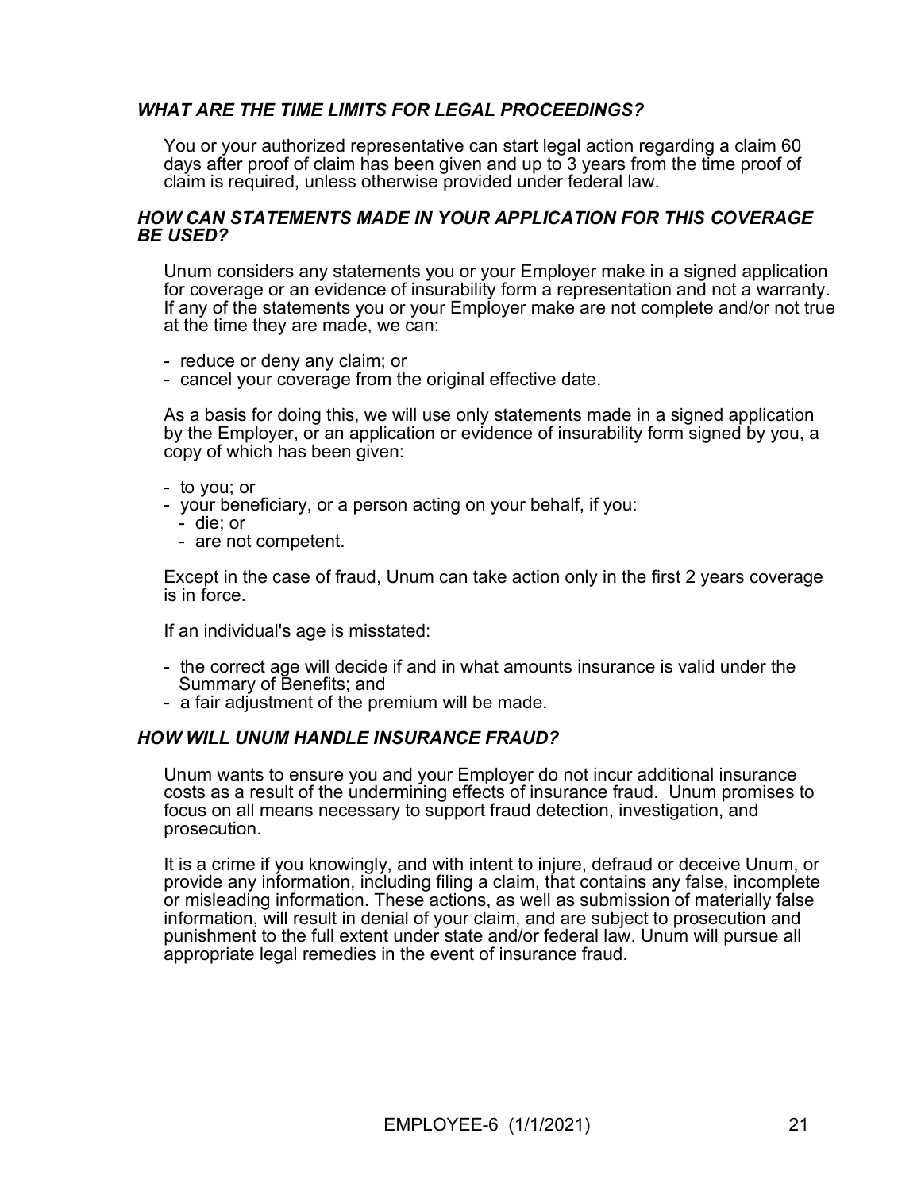### *WHAT ARE THE TIME LIMITS FOR LEGAL PROCEEDINGS?*

You or your authorized representative can start legal action regarding a claim 60 days after proof of claim has been given and up to 3 years from the time proof of claim is required, unless otherwise provided under federal law.

### *HOW CAN STATEMENTS MADE IN YOUR APPLICATION FOR THIS COVERAGE BE USED?*

Unum considers any statements you or your Employer make in a signed application for coverage or an evidence of insurability form a representation and not a warranty. If any of the statements you or your Employer make are not complete and/or not true at the time they are made, we can:

- reduce or deny any claim; or
- cancel your coverage from the original effective date.

As a basis for doing this, we will use only statements made in a signed application by the Employer, or an application or evidence of insurability form signed by you, a copy of which has been given:

- to you; or
- your beneficiary, or a person acting on your behalf, if you:
  - die; or
  - are not competent.

Except in the case of fraud, Unum can take action only in the first 2 years coverage is in force.

If an individual's age is misstated:

- the correct age will decide if and in what amounts insurance is valid under the Summary of Benefits; and
- a fair adjustment of the premium will be made.

### *HOW WILL UNUM HANDLE INSURANCE FRAUD?*

Unum wants to ensure you and your Employer do not incur additional insurance costs as a result of the undermining effects of insurance fraud. Unum promises to focus on all means necessary to support fraud detection, investigation, and prosecution.

It is a crime if you knowingly, and with intent to injure, defraud or deceive Unum, or provide any information, including filing a claim, that contains any false, incomplete or misleading information. These actions, as well as submission of materially false information, will result in denial of your claim, and are subject to prosecution and punishment to the full extent under state and/or federal law. Unum will pursue all appropriate legal remedies in the event of insurance fraud.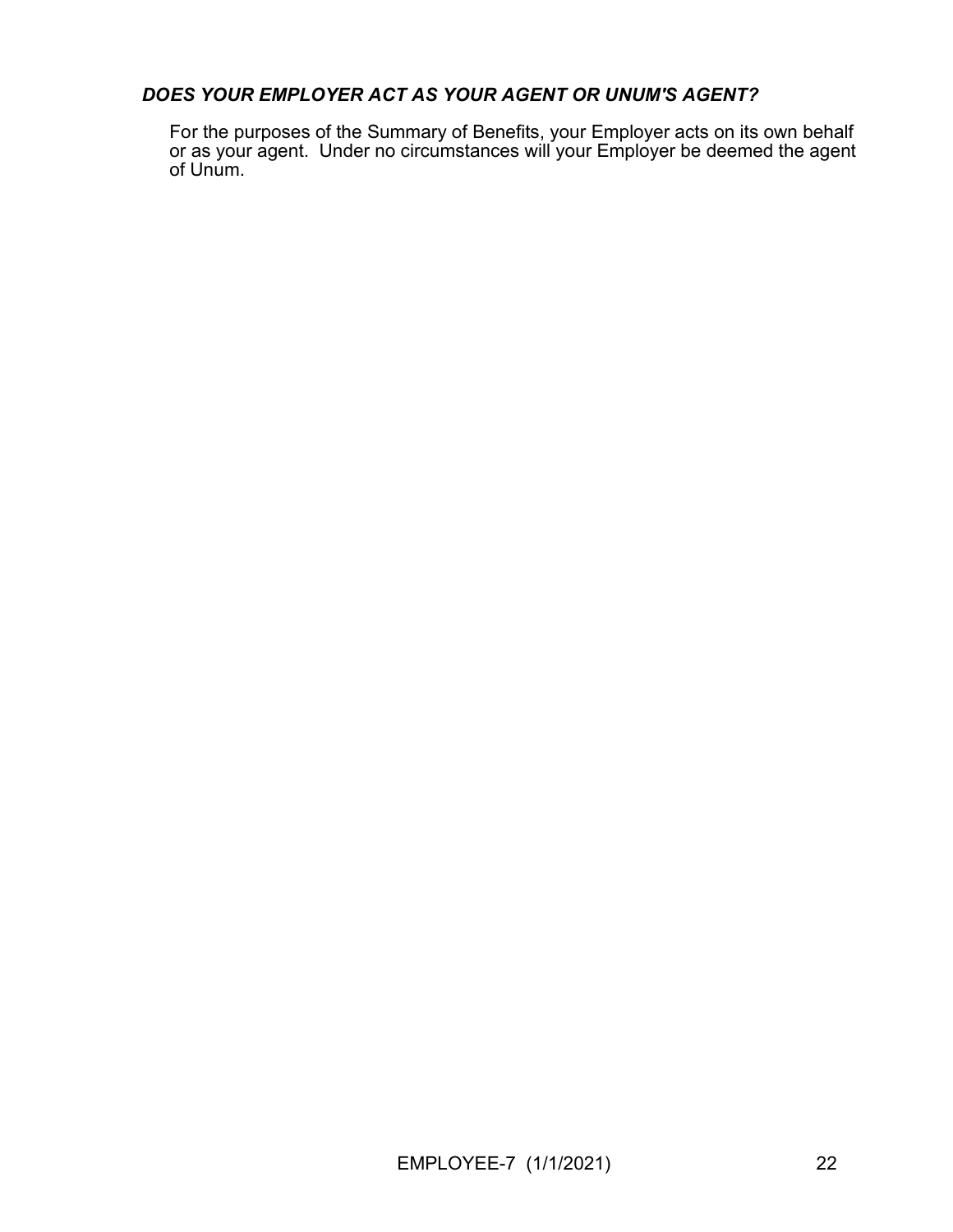### *DOES YOUR EMPLOYER ACT AS YOUR AGENT OR UNUM'S AGENT?*

For the purposes of the Summary of Benefits, your Employer acts on its own behalf or as your agent. Under no circumstances will your Employer be deemed the agent of Unum.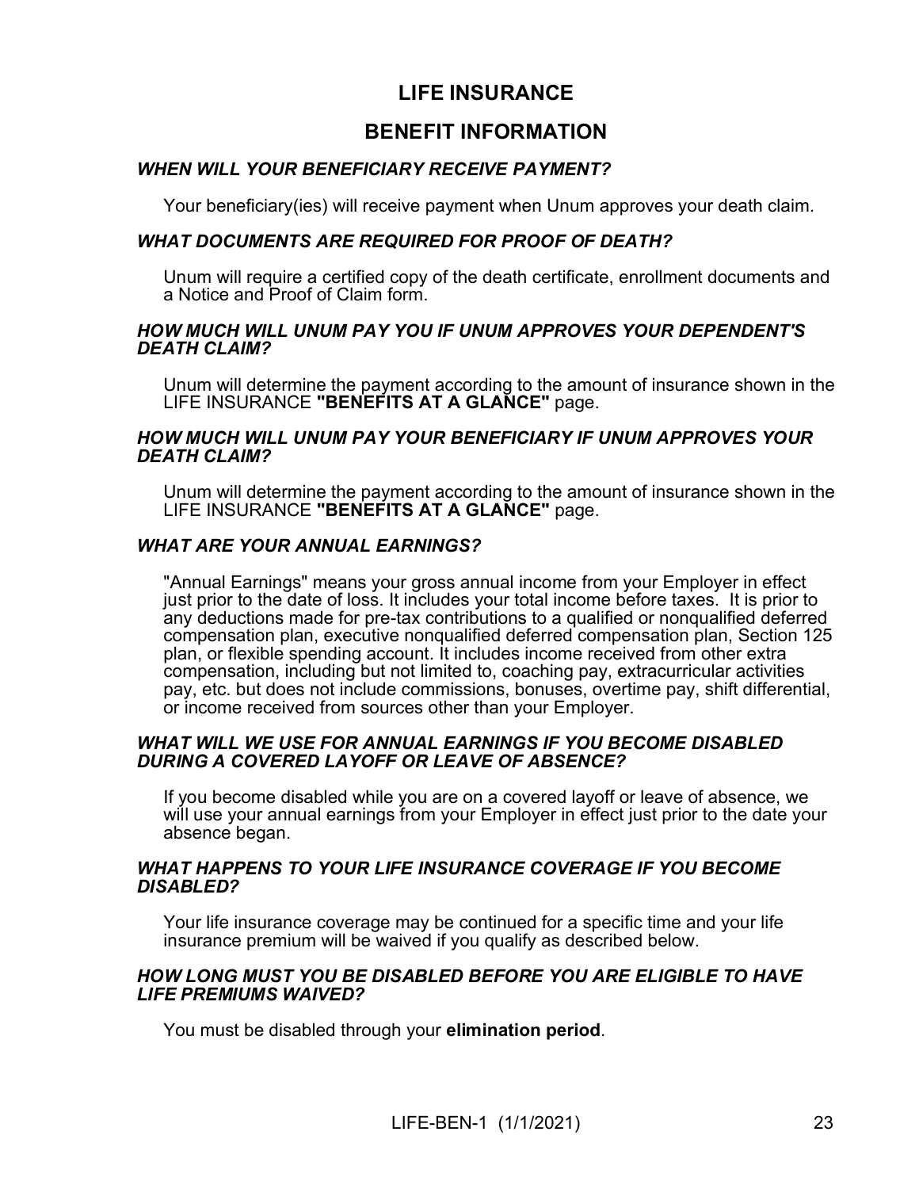# LIFE INSURANCE

## BENEFIT INFORMATION

### *WHEN WILL YOUR BENEFICIARY RECEIVE PAYMENT?*

Your beneficiary(ies) will receive payment when Unum approves your death claim.

### *WHAT DOCUMENTS ARE REQUIRED FOR PROOF OF DEATH?*

Unum will require a certified copy of the death certificate, enrollment documents and a Notice and Proof of Claim form.

### *HOW MUCH WILL UNUM PAY YOU IF UNUM APPROVES YOUR DEPENDENT'S DEATH CLAIM?*

Unum will determine the payment according to the amount of insurance shown in the LIFE INSURANCE **"BENEFITS AT A GLANCE"** page.

### *HOW MUCH WILL UNUM PAY YOUR BENEFICIARY IF UNUM APPROVES YOUR DEATH CLAIM?*

Unum will determine the payment according to the amount of insurance shown in the LIFE INSURANCE **"BENEFITS AT A GLANCE"** page.

### *WHAT ARE YOUR ANNUAL EARNINGS?*

"Annual Earnings" means your gross annual income from your Employer in effect just prior to the date of loss. It includes your total income before taxes. It is prior to any deductions made for pre-tax contributions to a qualified or nonqualified deferred compensation plan, executive nonqualified deferred compensation plan, Section 125 plan, or flexible spending account. It includes income received from other extra compensation, including but not limited to, coaching pay, extracurricular activities pay, etc. but does not include commissions, bonuses, overtime pay, shift differential, or income received from sources other than your Employer.

### *WHAT WILL WE USE FOR ANNUAL EARNINGS IF YOU BECOME DISABLED DURING A COVERED LAYOFF OR LEAVE OF ABSENCE?*

If you become disabled while you are on a covered layoff or leave of absence, we will use your annual earnings from your Employer in effect just prior to the date your absence began.

### *WHAT HAPPENS TO YOUR LIFE INSURANCE COVERAGE IF YOU BECOME DISABLED?*

Your life insurance coverage may be continued for a specific time and your life insurance premium will be waived if you qualify as described below.

### *HOW LONG MUST YOU BE DISABLED BEFORE YOU ARE ELIGIBLE TO HAVE LIFE PREMIUMS WAIVED?*

You must be disabled through your **elimination period**.

LIFE-BEN-1 (1/1/2021)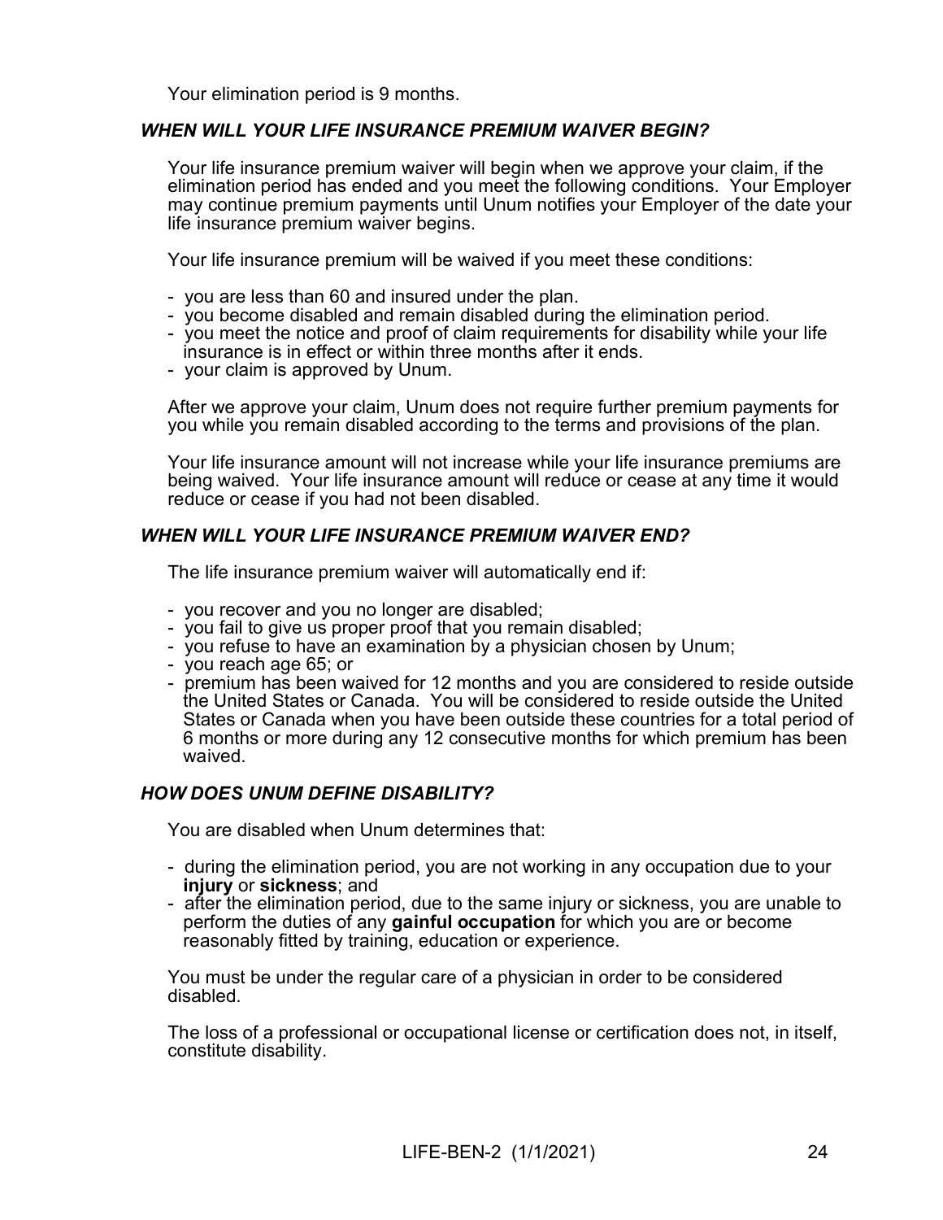Your elimination period is 9 months.

### *WHEN WILL YOUR LIFE INSURANCE PREMIUM WAIVER BEGIN?*

Your life insurance premium waiver will begin when we approve your claim, if the elimination period has ended and you meet the following conditions. Your Employer may continue premium payments until Unum notifies your Employer of the date your life insurance premium waiver begins.

Your life insurance premium will be waived if you meet these conditions:

- you are less than 60 and insured under the plan.
- you become disabled and remain disabled during the elimination period.
- you meet the notice and proof of claim requirements for disability while your life insurance is in effect or within three months after it ends.
- your claim is approved by Unum.

After we approve your claim, Unum does not require further premium payments for you while you remain disabled according to the terms and provisions of the plan.

Your life insurance amount will not increase while your life insurance premiums are being waived. Your life insurance amount will reduce or cease at any time it would reduce or cease if you had not been disabled.

### *WHEN WILL YOUR LIFE INSURANCE PREMIUM WAIVER END?*

The life insurance premium waiver will automatically end if:

- you recover and you no longer are disabled;
- you fail to give us proper proof that you remain disabled;
- you refuse to have an examination by a physician chosen by Unum;
- you reach age 65; or
- premium has been waived for 12 months and you are considered to reside outside the United States or Canada. You will be considered to reside outside the United States or Canada when you have been outside these countries for a total period of 6 months or more during any 12 consecutive months for which premium has been waived.

### *HOW DOES UNUM DEFINE DISABILITY?*

You are disabled when Unum determines that:

- during the elimination period, you are not working in any occupation due to your **injury** or **sickness**; and
- after the elimination period, due to the same injury or sickness, you are unable to perform the duties of any **gainful occupation** for which you are or become reasonably fitted by training, education or experience.

You must be under the regular care of a physician in order to be considered disabled.

The loss of a professional or occupational license or certification does not, in itself, constitute disability.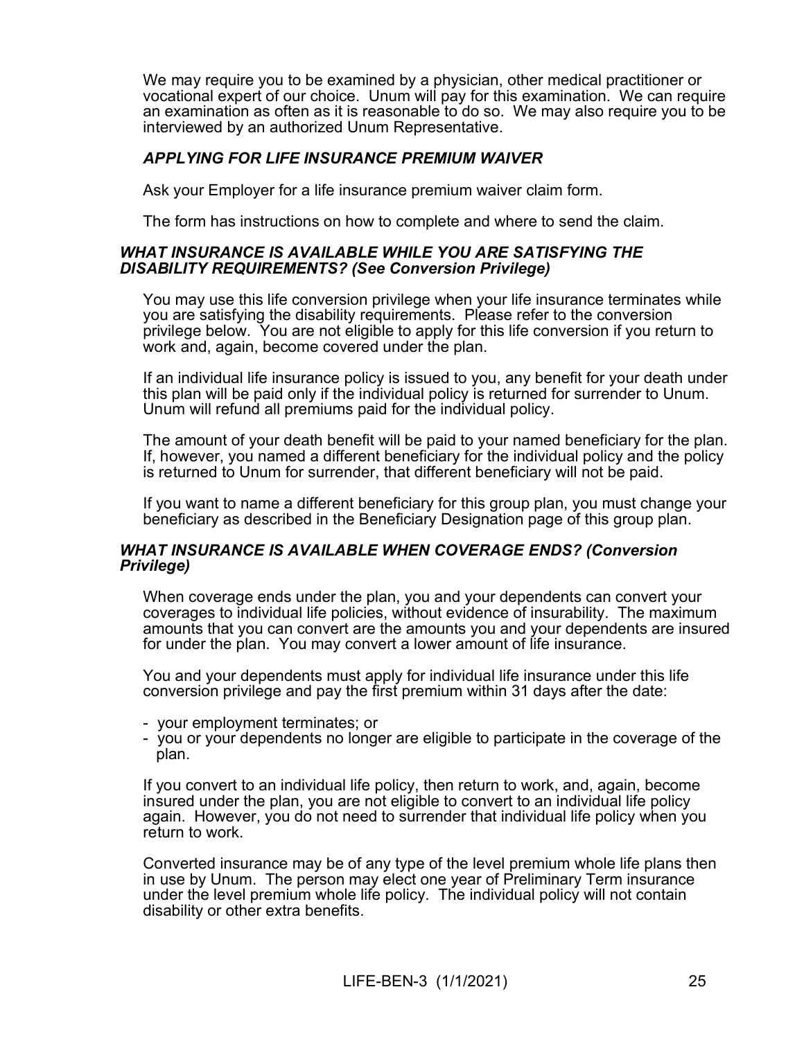We may require you to be examined by a physician, other medical practitioner or vocational expert of our choice. Unum will pay for this examination. We can require an examination as often as it is reasonable to do so. We may also require you to be interviewed by an authorized Unum Representative.

### *APPLYING FOR LIFE INSURANCE PREMIUM WAIVER*

Ask your Employer for a life insurance premium waiver claim form.

The form has instructions on how to complete and where to send the claim.

### *WHAT INSURANCE IS AVAILABLE WHILE YOU ARE SATISFYING THE DISABILITY REQUIREMENTS? (See Conversion Privilege)*

You may use this life conversion privilege when your life insurance terminates while you are satisfying the disability requirements. Please refer to the conversion privilege below. You are not eligible to apply for this life conversion if you return to work and, again, become covered under the plan.

If an individual life insurance policy is issued to you, any benefit for your death under this plan will be paid only if the individual policy is returned for surrender to Unum. Unum will refund all premiums paid for the individual policy.

The amount of your death benefit will be paid to your named beneficiary for the plan. If, however, you named a different beneficiary for the individual policy and the policy is returned to Unum for surrender, that different beneficiary will not be paid.

If you want to name a different beneficiary for this group plan, you must change your beneficiary as described in the Beneficiary Designation page of this group plan.

### *WHAT INSURANCE IS AVAILABLE WHEN COVERAGE ENDS? (Conversion Privilege)*

When coverage ends under the plan, you and your dependents can convert your coverages to individual life policies, without evidence of insurability. The maximum amounts that you can convert are the amounts you and your dependents are insured for under the plan. You may convert a lower amount of life insurance.

You and your dependents must apply for individual life insurance under this life conversion privilege and pay the first premium within 31 days after the date:

- your employment terminates; or
- you or your dependents no longer are eligible to participate in the coverage of the plan.

If you convert to an individual life policy, then return to work, and, again, become insured under the plan, you are not eligible to convert to an individual life policy again. However, you do not need to surrender that individual life policy when you return to work.

Converted insurance may be of any type of the level premium whole life plans then in use by Unum. The person may elect one year of Preliminary Term insurance under the level premium whole life policy. The individual policy will not contain disability or other extra benefits.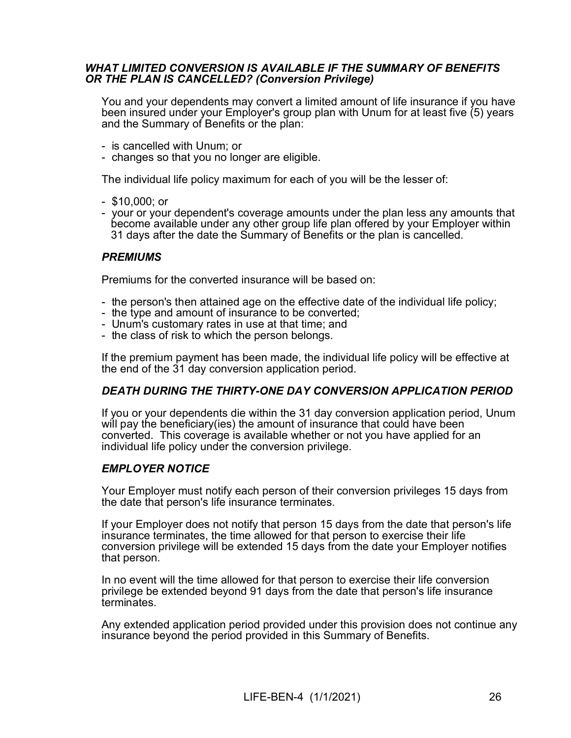### *WHAT LIMITED CONVERSION IS AVAILABLE IF THE SUMMARY OF BENEFITS OR THE PLAN IS CANCELLED? (Conversion Privilege)*

You and your dependents may convert a limited amount of life insurance if you have been insured under your Employer's group plan with Unum for at least five (5) years and the Summary of Benefits or the plan:

- is cancelled with Unum; or
- changes so that you no longer are eligible.

The individual life policy maximum for each of you will be the lesser of:

- $10,000; or
- your or your dependent's coverage amounts under the plan less any amounts that become available under any other group life plan offered by your Employer within 31 days after the date the Summary of Benefits or the plan is cancelled.

#### *PREMIUMS*

Premiums for the converted insurance will be based on:

- the person's then attained age on the effective date of the individual life policy;
- the type and amount of insurance to be converted;
- Unum's customary rates in use at that time; and
- the class of risk to which the person belongs.

If the premium payment has been made, the individual life policy will be effective at the end of the 31 day conversion application period.

#### *DEATH DURING THE THIRTY-ONE DAY CONVERSION APPLICATION PERIOD*

If you or your dependents die within the 31 day conversion application period, Unum will pay the beneficiary(ies) the amount of insurance that could have been converted. This coverage is available whether or not you have applied for an individual life policy under the conversion privilege.

#### *EMPLOYER NOTICE*

Your Employer must notify each person of their conversion privileges 15 days from the date that person's life insurance terminates.

If your Employer does not notify that person 15 days from the date that person's life insurance terminates, the time allowed for that person to exercise their life conversion privilege will be extended 15 days from the date your Employer notifies that person.

In no event will the time allowed for that person to exercise their life conversion privilege be extended beyond 91 days from the date that person's life insurance terminates.

Any extended application period provided under this provision does not continue any insurance beyond the period provided in this Summary of Benefits.

LIFE-BEN-4 (1/1/2021)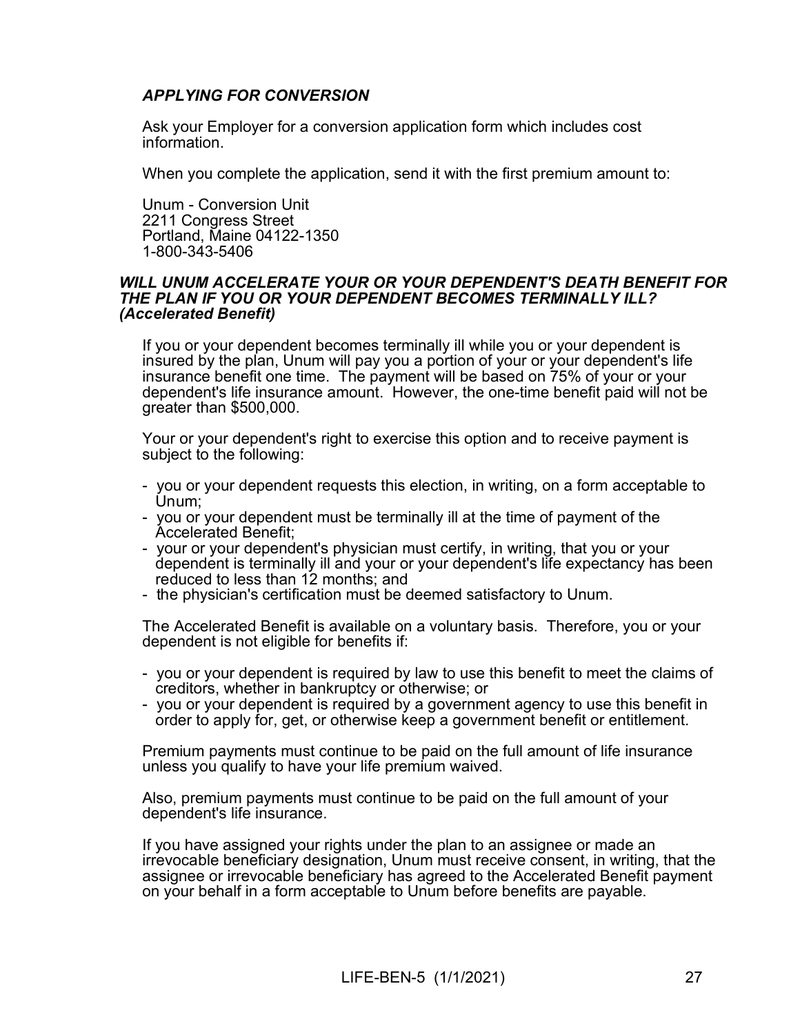### *APPLYING FOR CONVERSION*

Ask your Employer for a conversion application form which includes cost information.

When you complete the application, send it with the first premium amount to:

Unum - Conversion Unit  
2211 Congress Street  
Portland, Maine 04122-1350  
1-800-343-5406

### *WILL UNUM ACCELERATE YOUR OR YOUR DEPENDENT'S DEATH BENEFIT FOR THE PLAN IF YOU OR YOUR DEPENDENT BECOMES TERMINALLY ILL? (Accelerated Benefit)*

If you or your dependent becomes terminally ill while you or your dependent is insured by the plan, Unum will pay you a portion of your or your dependent's life insurance benefit one time. The payment will be based on 75% of your or your dependent's life insurance amount. However, the one-time benefit paid will not be greater than $500,000.

Your or your dependent's right to exercise this option and to receive payment is subject to the following:

- you or your dependent requests this election, in writing, on a form acceptable to Unum;
- you or your dependent must be terminally ill at the time of payment of the Accelerated Benefit;
- your or your dependent's physician must certify, in writing, that you or your dependent is terminally ill and your or your dependent's life expectancy has been reduced to less than 12 months; and
- the physician's certification must be deemed satisfactory to Unum.

The Accelerated Benefit is available on a voluntary basis. Therefore, you or your dependent is not eligible for benefits if:

- you or your dependent is required by law to use this benefit to meet the claims of creditors, whether in bankruptcy or otherwise; or
- you or your dependent is required by a government agency to use this benefit in order to apply for, get, or otherwise keep a government benefit or entitlement.

Premium payments must continue to be paid on the full amount of life insurance unless you qualify to have your life premium waived.

Also, premium payments must continue to be paid on the full amount of your dependent's life insurance.

If you have assigned your rights under the plan to an assignee or made an irrevocable beneficiary designation, Unum must receive consent, in writing, that the assignee or irrevocable beneficiary has agreed to the Accelerated Benefit payment on your behalf in a form acceptable to Unum before benefits are payable.

LIFE-BEN-5 (1/1/2021)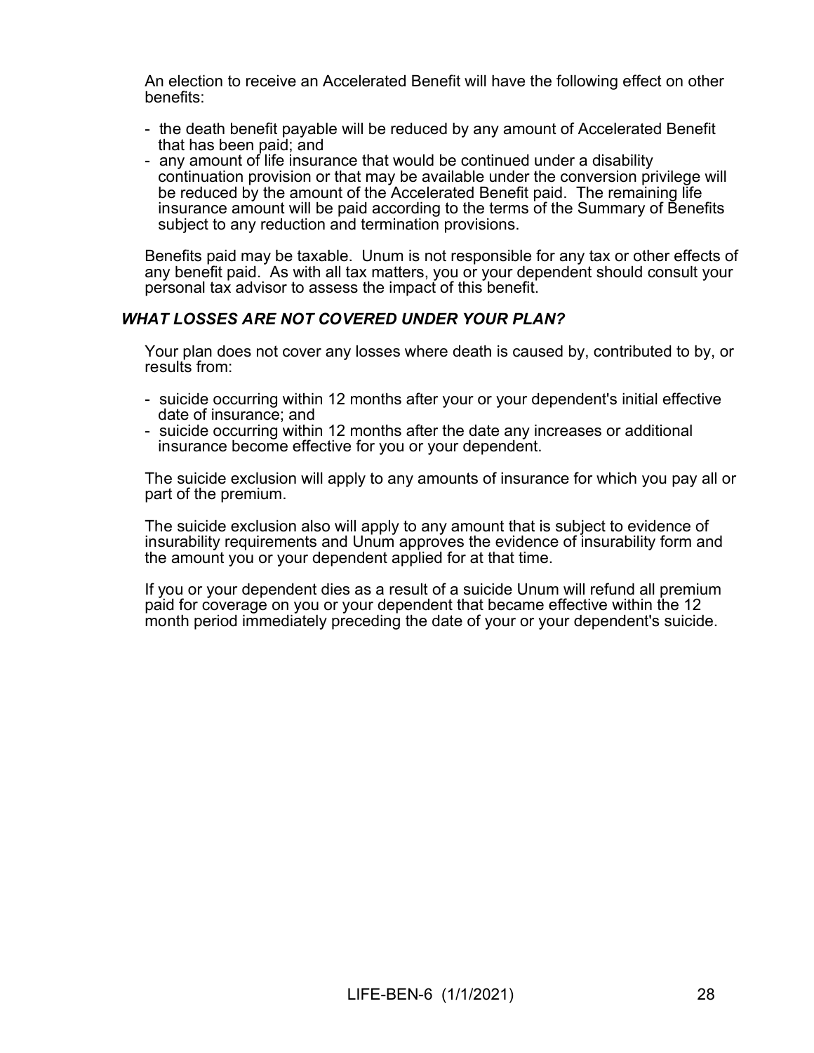An election to receive an Accelerated Benefit will have the following effect on other benefits:

- the death benefit payable will be reduced by any amount of Accelerated Benefit that has been paid; and
- any amount of life insurance that would be continued under a disability continuation provision or that may be available under the conversion privilege will be reduced by the amount of the Accelerated Benefit paid. The remaining life insurance amount will be paid according to the terms of the Summary of Benefits subject to any reduction and termination provisions.

Benefits paid may be taxable. Unum is not responsible for any tax or other effects of any benefit paid. As with all tax matters, you or your dependent should consult your personal tax advisor to assess the impact of this benefit.

### *WHAT LOSSES ARE NOT COVERED UNDER YOUR PLAN?*

Your plan does not cover any losses where death is caused by, contributed to by, or results from:

- suicide occurring within 12 months after your or your dependent's initial effective date of insurance; and
- suicide occurring within 12 months after the date any increases or additional insurance become effective for you or your dependent.

The suicide exclusion will apply to any amounts of insurance for which you pay all or part of the premium.

The suicide exclusion also will apply to any amount that is subject to evidence of insurability requirements and Unum approves the evidence of insurability form and the amount you or your dependent applied for at that time.

If you or your dependent dies as a result of a suicide Unum will refund all premium paid for coverage on you or your dependent that became effective within the 12 month period immediately preceding the date of your or your dependent's suicide.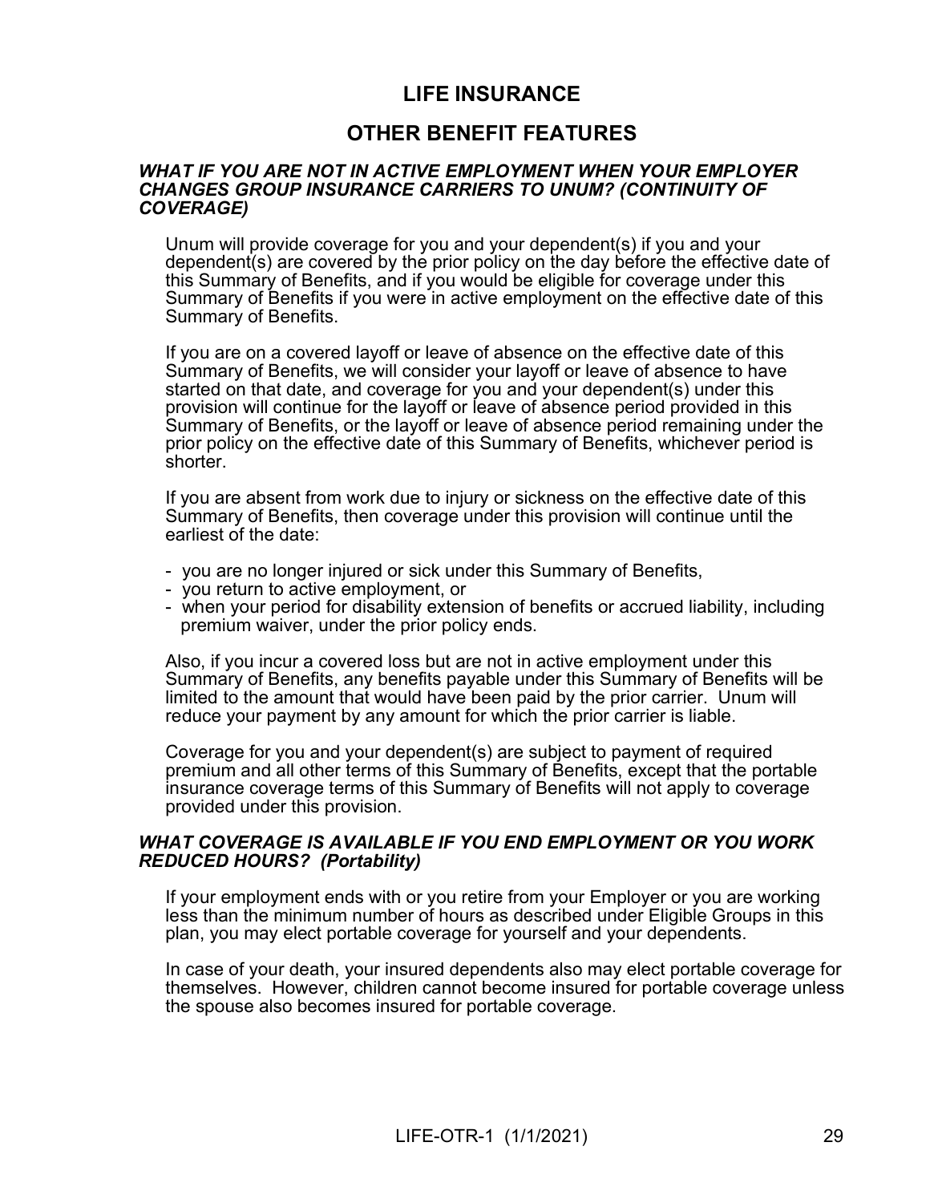# LIFE INSURANCE

## OTHER BENEFIT FEATURES

### *WHAT IF YOU ARE NOT IN ACTIVE EMPLOYMENT WHEN YOUR EMPLOYER CHANGES GROUP INSURANCE CARRIERS TO UNUM? (CONTINUITY OF COVERAGE)*

Unum will provide coverage for you and your dependent(s) if you and your dependent(s) are covered by the prior policy on the day before the effective date of this Summary of Benefits, and if you would be eligible for coverage under this Summary of Benefits if you were in active employment on the effective date of this Summary of Benefits.

If you are on a covered layoff or leave of absence on the effective date of this Summary of Benefits, we will consider your layoff or leave of absence to have started on that date, and coverage for you and your dependent(s) under this provision will continue for the layoff or leave of absence period provided in this Summary of Benefits, or the layoff or leave of absence period remaining under the prior policy on the effective date of this Summary of Benefits, whichever period is shorter.

If you are absent from work due to injury or sickness on the effective date of this Summary of Benefits, then coverage under this provision will continue until the earliest of the date:

- you are no longer injured or sick under this Summary of Benefits,
- you return to active employment, or
- when your period for disability extension of benefits or accrued liability, including premium waiver, under the prior policy ends.

Also, if you incur a covered loss but are not in active employment under this Summary of Benefits, any benefits payable under this Summary of Benefits will be limited to the amount that would have been paid by the prior carrier. Unum will reduce your payment by any amount for which the prior carrier is liable.

Coverage for you and your dependent(s) are subject to payment of required premium and all other terms of this Summary of Benefits, except that the portable insurance coverage terms of this Summary of Benefits will not apply to coverage provided under this provision.

### *WHAT COVERAGE IS AVAILABLE IF YOU END EMPLOYMENT OR YOU WORK REDUCED HOURS? (Portability)*

If your employment ends with or you retire from your Employer or you are working less than the minimum number of hours as described under Eligible Groups in this plan, you may elect portable coverage for yourself and your dependents.

In case of your death, your insured dependents also may elect portable coverage for themselves. However, children cannot become insured for portable coverage unless the spouse also becomes insured for portable coverage.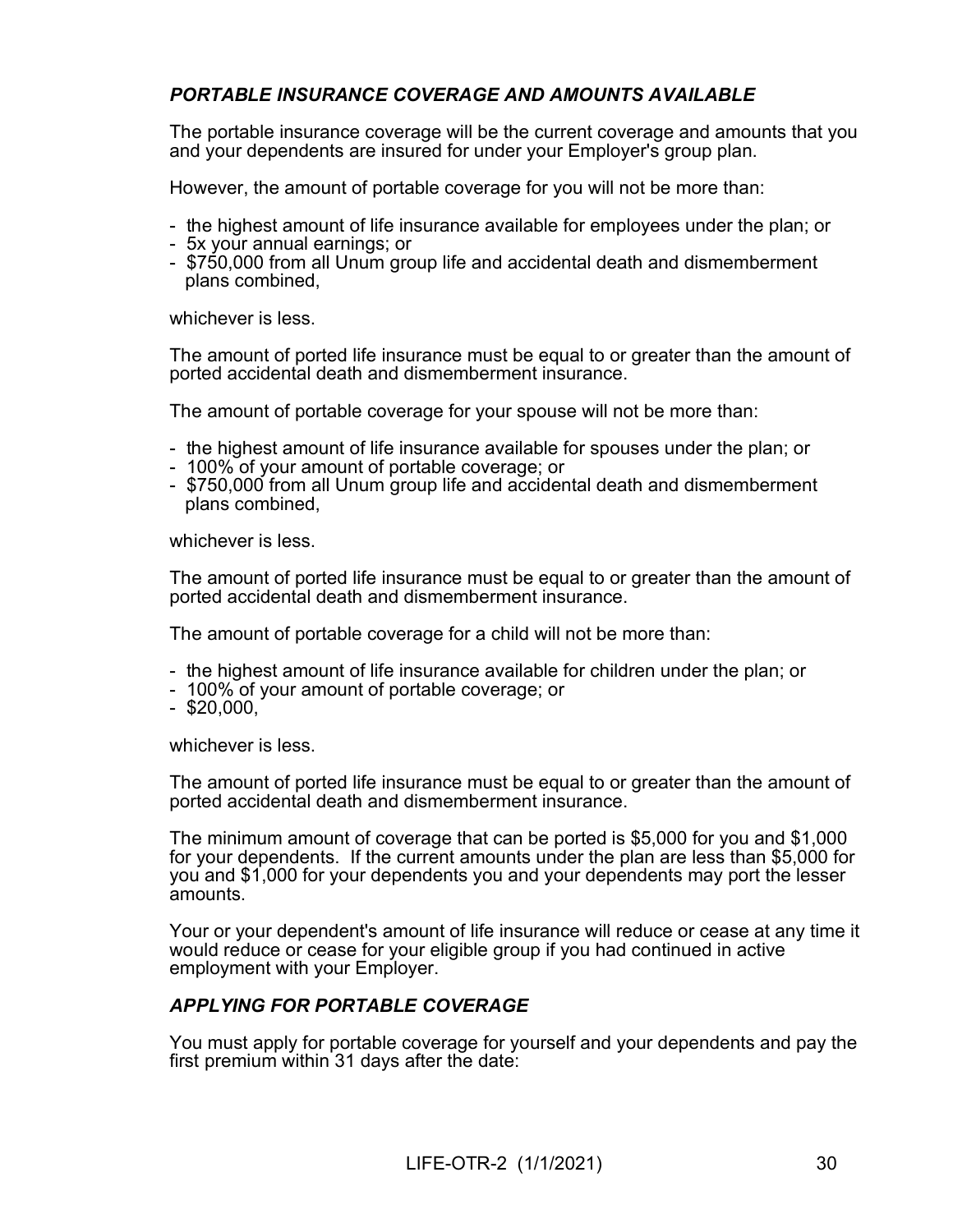### *PORTABLE INSURANCE COVERAGE AND AMOUNTS AVAILABLE*

The portable insurance coverage will be the current coverage and amounts that you and your dependents are insured for under your Employer's group plan.

However, the amount of portable coverage for you will not be more than:

- the highest amount of life insurance available for employees under the plan; or
- 5x your annual earnings; or
- $750,000 from all Unum group life and accidental death and dismemberment plans combined,

whichever is less.

The amount of ported life insurance must be equal to or greater than the amount of ported accidental death and dismemberment insurance.

The amount of portable coverage for your spouse will not be more than:

- the highest amount of life insurance available for spouses under the plan; or
- 100% of your amount of portable coverage; or
- $750,000 from all Unum group life and accidental death and dismemberment plans combined,

whichever is less.

The amount of ported life insurance must be equal to or greater than the amount of ported accidental death and dismemberment insurance.

The amount of portable coverage for a child will not be more than:

- the highest amount of life insurance available for children under the plan; or
- 100% of your amount of portable coverage; or
- $20,000,

whichever is less.

The amount of ported life insurance must be equal to or greater than the amount of ported accidental death and dismemberment insurance.

The minimum amount of coverage that can be ported is $5,000 for you and $1,000 for your dependents. If the current amounts under the plan are less than $5,000 for you and $1,000 for your dependents you and your dependents may port the lesser amounts.

Your or your dependent's amount of life insurance will reduce or cease at any time it would reduce or cease for your eligible group if you had continued in active employment with your Employer.

### *APPLYING FOR PORTABLE COVERAGE*

You must apply for portable coverage for yourself and your dependents and pay the first premium within 31 days after the date:

LIFE-OTR-2 (1/1/2021)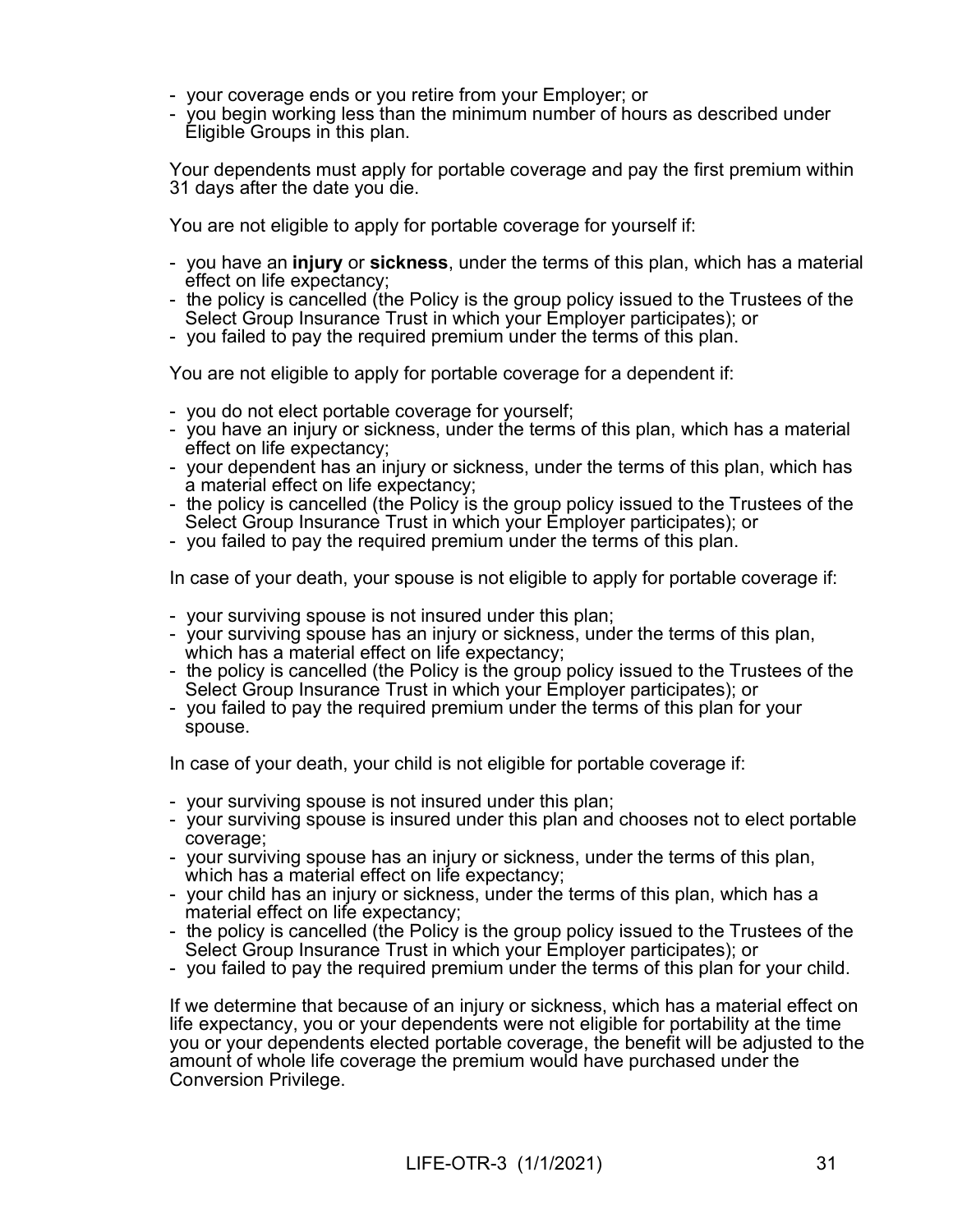- your coverage ends or you retire from your Employer; or
- you begin working less than the minimum number of hours as described under Eligible Groups in this plan.

Your dependents must apply for portable coverage and pay the first premium within 31 days after the date you die.

You are not eligible to apply for portable coverage for yourself if:

- you have an **injury** or **sickness**, under the terms of this plan, which has a material effect on life expectancy;
- the policy is cancelled (the Policy is the group policy issued to the Trustees of the Select Group Insurance Trust in which your Employer participates); or
- you failed to pay the required premium under the terms of this plan.

You are not eligible to apply for portable coverage for a dependent if:

- you do not elect portable coverage for yourself;
- you have an injury or sickness, under the terms of this plan, which has a material effect on life expectancy;
- your dependent has an injury or sickness, under the terms of this plan, which has a material effect on life expectancy;
- the policy is cancelled (the Policy is the group policy issued to the Trustees of the Select Group Insurance Trust in which your Employer participates); or
- you failed to pay the required premium under the terms of this plan.

In case of your death, your spouse is not eligible to apply for portable coverage if:

- your surviving spouse is not insured under this plan;
- your surviving spouse has an injury or sickness, under the terms of this plan, which has a material effect on life expectancy;
- the policy is cancelled (the Policy is the group policy issued to the Trustees of the Select Group Insurance Trust in which your Employer participates); or
- you failed to pay the required premium under the terms of this plan for your spouse.

In case of your death, your child is not eligible for portable coverage if:

- your surviving spouse is not insured under this plan;
- your surviving spouse is insured under this plan and chooses not to elect portable coverage;
- your surviving spouse has an injury or sickness, under the terms of this plan, which has a material effect on life expectancy;
- your child has an injury or sickness, under the terms of this plan, which has a material effect on life expectancy;
- the policy is cancelled (the Policy is the group policy issued to the Trustees of the Select Group Insurance Trust in which your Employer participates); or
- you failed to pay the required premium under the terms of this plan for your child.

If we determine that because of an injury or sickness, which has a material effect on life expectancy, you or your dependents were not eligible for portability at the time you or your dependents elected portable coverage, the benefit will be adjusted to the amount of whole life coverage the premium would have purchased under the Conversion Privilege.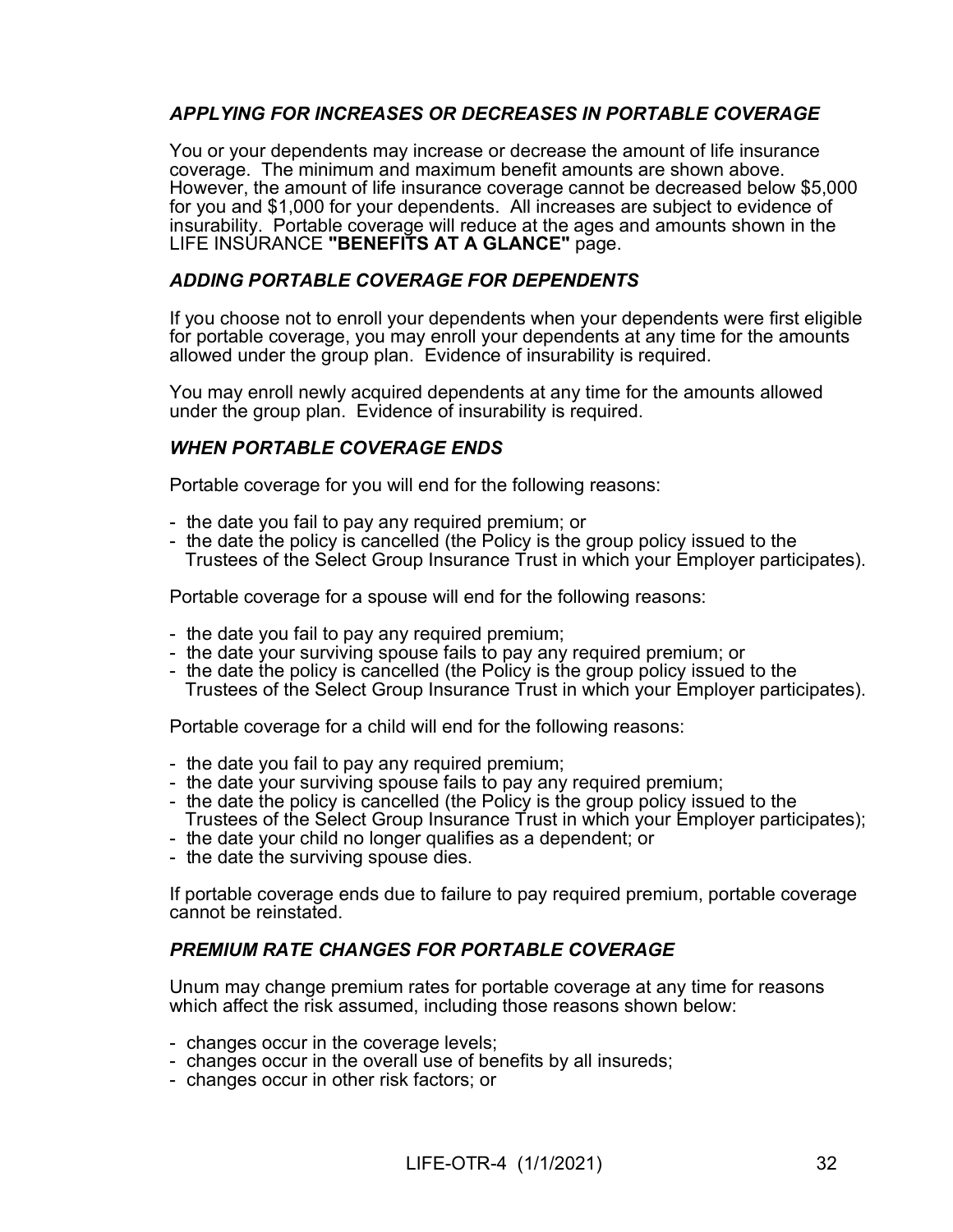### *APPLYING FOR INCREASES OR DECREASES IN PORTABLE COVERAGE*

You or your dependents may increase or decrease the amount of life insurance coverage. The minimum and maximum benefit amounts are shown above. However, the amount of life insurance coverage cannot be decreased below $5,000 for you and $1,000 for your dependents. All increases are subject to evidence of insurability. Portable coverage will reduce at the ages and amounts shown in the LIFE INSURANCE **"BENEFITS AT A GLANCE"** page.

### *ADDING PORTABLE COVERAGE FOR DEPENDENTS*

If you choose not to enroll your dependents when your dependents were first eligible for portable coverage, you may enroll your dependents at any time for the amounts allowed under the group plan. Evidence of insurability is required.

You may enroll newly acquired dependents at any time for the amounts allowed under the group plan. Evidence of insurability is required.

### *WHEN PORTABLE COVERAGE ENDS*

Portable coverage for you will end for the following reasons:

- the date you fail to pay any required premium; or
- the date the policy is cancelled (the Policy is the group policy issued to the Trustees of the Select Group Insurance Trust in which your Employer participates).

Portable coverage for a spouse will end for the following reasons:

- the date you fail to pay any required premium;
- the date your surviving spouse fails to pay any required premium; or
- the date the policy is cancelled (the Policy is the group policy issued to the Trustees of the Select Group Insurance Trust in which your Employer participates).

Portable coverage for a child will end for the following reasons:

- the date you fail to pay any required premium;
- the date your surviving spouse fails to pay any required premium;
- the date the policy is cancelled (the Policy is the group policy issued to the Trustees of the Select Group Insurance Trust in which your Employer participates);
- the date your child no longer qualifies as a dependent; or
- the date the surviving spouse dies.

If portable coverage ends due to failure to pay required premium, portable coverage cannot be reinstated.

### *PREMIUM RATE CHANGES FOR PORTABLE COVERAGE*

Unum may change premium rates for portable coverage at any time for reasons which affect the risk assumed, including those reasons shown below:

- changes occur in the coverage levels;
- changes occur in the overall use of benefits by all insureds;
- changes occur in other risk factors; or

LIFE-OTR-4 (1/1/2021)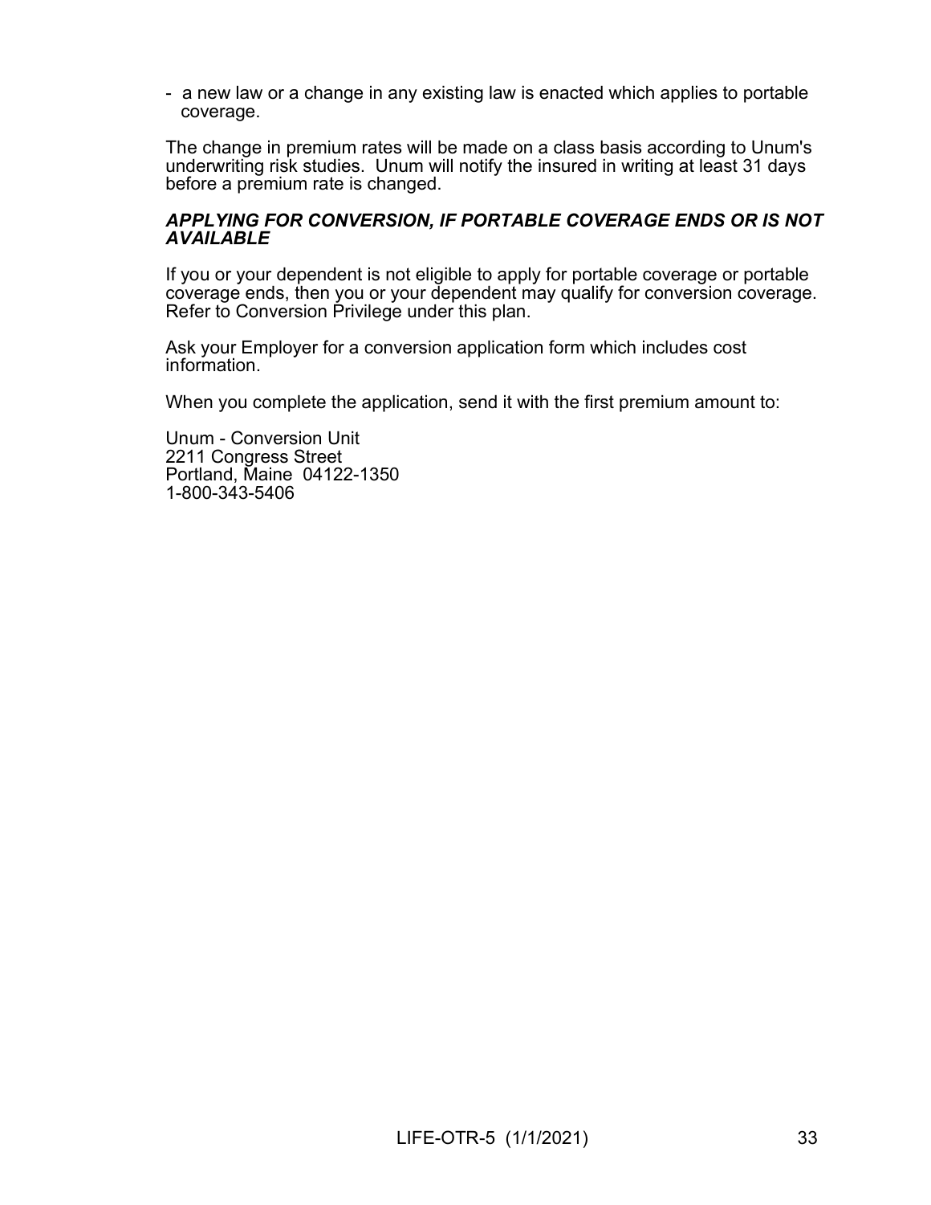- a new law or a change in any existing law is enacted which applies to portable coverage.

The change in premium rates will be made on a class basis according to Unum's underwriting risk studies. Unum will notify the insured in writing at least 31 days before a premium rate is changed.

***APPLYING FOR CONVERSION, IF PORTABLE COVERAGE ENDS OR IS NOT AVAILABLE***

If you or your dependent is not eligible to apply for portable coverage or portable coverage ends, then you or your dependent may qualify for conversion coverage. Refer to Conversion Privilege under this plan.

Ask your Employer for a conversion application form which includes cost information.

When you complete the application, send it with the first premium amount to:

Unum - Conversion Unit
2211 Congress Street
Portland, Maine 04122-1350
1-800-343-5406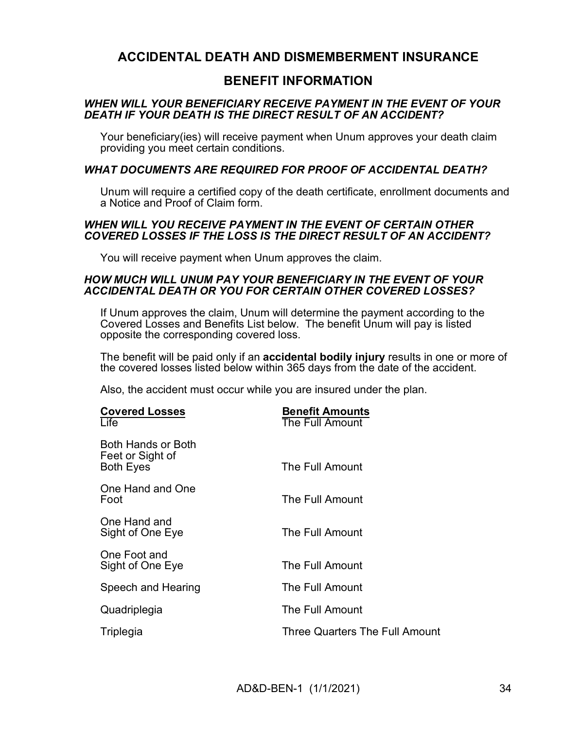# ACCIDENTAL DEATH AND DISMEMBERMENT INSURANCE

## BENEFIT INFORMATION

### *WHEN WILL YOUR BENEFICIARY RECEIVE PAYMENT IN THE EVENT OF YOUR DEATH IF YOUR DEATH IS THE DIRECT RESULT OF AN ACCIDENT?*

Your beneficiary(ies) will receive payment when Unum approves your death claim providing you meet certain conditions.

### *WHAT DOCUMENTS ARE REQUIRED FOR PROOF OF ACCIDENTAL DEATH?*

Unum will require a certified copy of the death certificate, enrollment documents and a Notice and Proof of Claim form.

### *WHEN WILL YOU RECEIVE PAYMENT IN THE EVENT OF CERTAIN OTHER COVERED LOSSES IF THE LOSS IS THE DIRECT RESULT OF AN ACCIDENT?*

You will receive payment when Unum approves the claim.

### *HOW MUCH WILL UNUM PAY YOUR BENEFICIARY IN THE EVENT OF YOUR ACCIDENTAL DEATH OR YOU FOR CERTAIN OTHER COVERED LOSSES?*

If Unum approves the claim, Unum will determine the payment according to the Covered Losses and Benefits List below. The benefit Unum will pay is listed opposite the corresponding covered loss.

The benefit will be paid only if an **accidental bodily injury** results in one or more of the covered losses listed below within 365 days from the date of the accident.

Also, the accident must occur while you are insured under the plan.

| Covered Losses | Benefit Amounts |
|---|---|
| Life | The Full Amount |
| Both Hands or Both Feet or Sight of Both Eyes | The Full Amount |
| One Hand and One Foot | The Full Amount |
| One Hand and Sight of One Eye | The Full Amount |
| One Foot and Sight of One Eye | The Full Amount |
| Speech and Hearing | The Full Amount |
| Quadriplegia | The Full Amount |
| Triplegia | Three Quarters The Full Amount |

AD&D-BEN-1 (1/1/2021)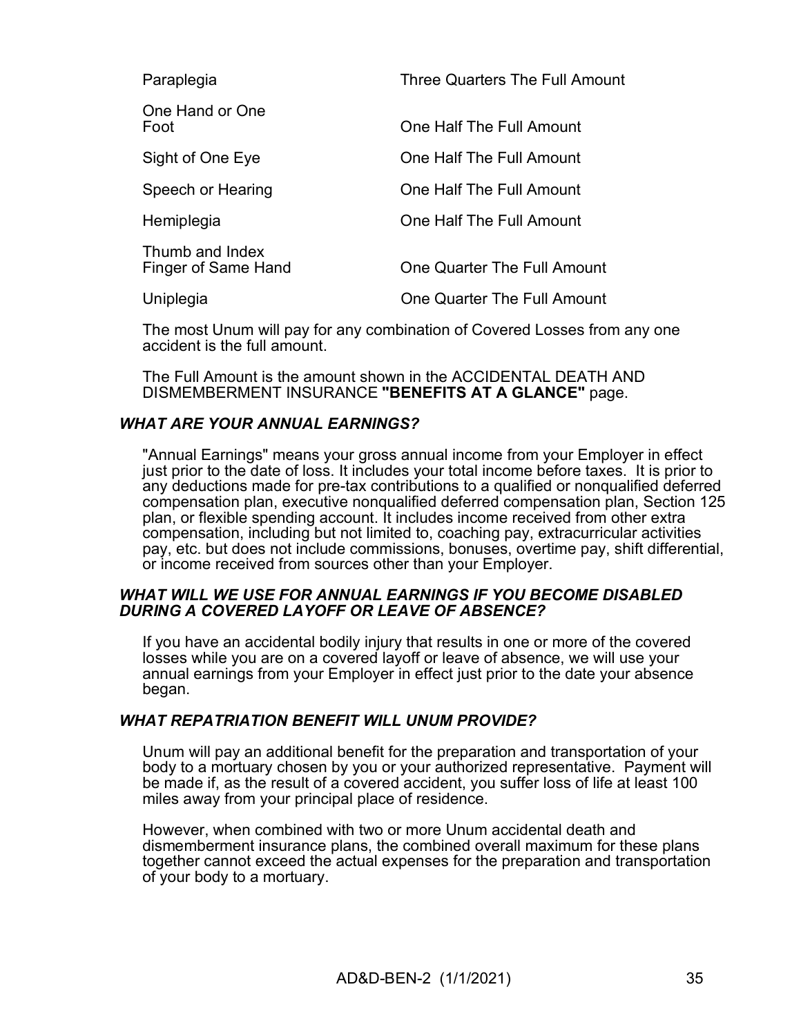| | |
|---|---|
| Paraplegia | Three Quarters The Full Amount |
| One Hand or One Foot | One Half The Full Amount |
| Sight of One Eye | One Half The Full Amount |
| Speech or Hearing | One Half The Full Amount |
| Hemiplegia | One Half The Full Amount |
| Thumb and Index Finger of Same Hand | One Quarter The Full Amount |
| Uniplegia | One Quarter The Full Amount |

The most Unum will pay for any combination of Covered Losses from any one accident is the full amount.

The Full Amount is the amount shown in the ACCIDENTAL DEATH AND DISMEMBERMENT INSURANCE **"BENEFITS AT A GLANCE"** page.

### *WHAT ARE YOUR ANNUAL EARNINGS?*

"Annual Earnings" means your gross annual income from your Employer in effect just prior to the date of loss. It includes your total income before taxes. It is prior to any deductions made for pre-tax contributions to a qualified or nonqualified deferred compensation plan, executive nonqualified deferred compensation plan, Section 125 plan, or flexible spending account. It includes income received from other extra compensation, including but not limited to, coaching pay, extracurricular activities pay, etc. but does not include commissions, bonuses, overtime pay, shift differential, or income received from sources other than your Employer.

### *WHAT WILL WE USE FOR ANNUAL EARNINGS IF YOU BECOME DISABLED DURING A COVERED LAYOFF OR LEAVE OF ABSENCE?*

If you have an accidental bodily injury that results in one or more of the covered losses while you are on a covered layoff or leave of absence, we will use your annual earnings from your Employer in effect just prior to the date your absence began.

### *WHAT REPATRIATION BENEFIT WILL UNUM PROVIDE?*

Unum will pay an additional benefit for the preparation and transportation of your body to a mortuary chosen by you or your authorized representative. Payment will be made if, as the result of a covered accident, you suffer loss of life at least 100 miles away from your principal place of residence.

However, when combined with two or more Unum accidental death and dismemberment insurance plans, the combined overall maximum for these plans together cannot exceed the actual expenses for the preparation and transportation of your body to a mortuary.

AD&D-BEN-2 (1/1/2021)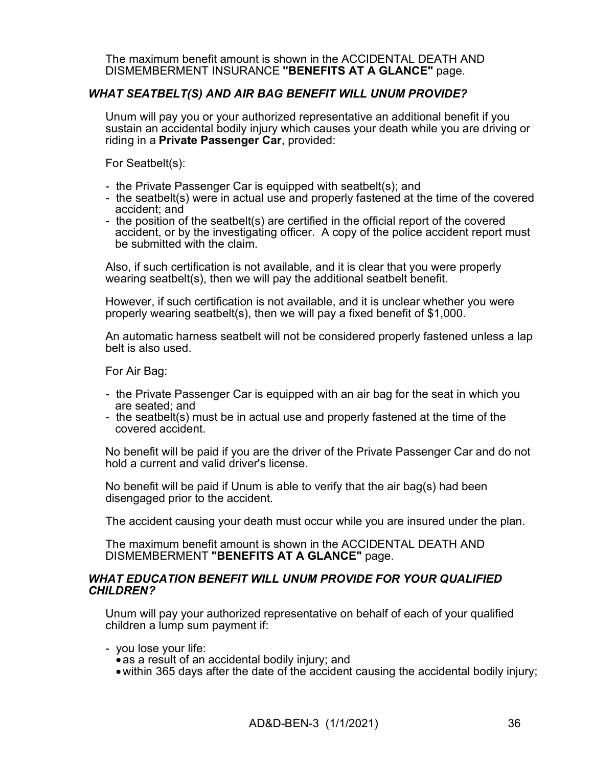The maximum benefit amount is shown in the ACCIDENTAL DEATH AND DISMEMBERMENT INSURANCE **"BENEFITS AT A GLANCE"** page.

### *WHAT SEATBELT(S) AND AIR BAG BENEFIT WILL UNUM PROVIDE?*

Unum will pay you or your authorized representative an additional benefit if you sustain an accidental bodily injury which causes your death while you are driving or riding in a **Private Passenger Car**, provided:

For Seatbelt(s):

- the Private Passenger Car is equipped with seatbelt(s); and
- the seatbelt(s) were in actual use and properly fastened at the time of the covered accident; and
- the position of the seatbelt(s) are certified in the official report of the covered accident, or by the investigating officer. A copy of the police accident report must be submitted with the claim.

Also, if such certification is not available, and it is clear that you were properly wearing seatbelt(s), then we will pay the additional seatbelt benefit.

However, if such certification is not available, and it is unclear whether you were properly wearing seatbelt(s), then we will pay a fixed benefit of $1,000.

An automatic harness seatbelt will not be considered properly fastened unless a lap belt is also used.

For Air Bag:

- the Private Passenger Car is equipped with an air bag for the seat in which you are seated; and
- the seatbelt(s) must be in actual use and properly fastened at the time of the covered accident.

No benefit will be paid if you are the driver of the Private Passenger Car and do not hold a current and valid driver's license.

No benefit will be paid if Unum is able to verify that the air bag(s) had been disengaged prior to the accident.

The accident causing your death must occur while you are insured under the plan.

The maximum benefit amount is shown in the ACCIDENTAL DEATH AND DISMEMBERMENT **"BENEFITS AT A GLANCE"** page.

### *WHAT EDUCATION BENEFIT WILL UNUM PROVIDE FOR YOUR QUALIFIED CHILDREN?*

Unum will pay your authorized representative on behalf of each of your qualified children a lump sum payment if:

- you lose your life:
  - as a result of an accidental bodily injury; and
  - within 365 days after the date of the accident causing the accidental bodily injury;

AD&D-BEN-3 (1/1/2021)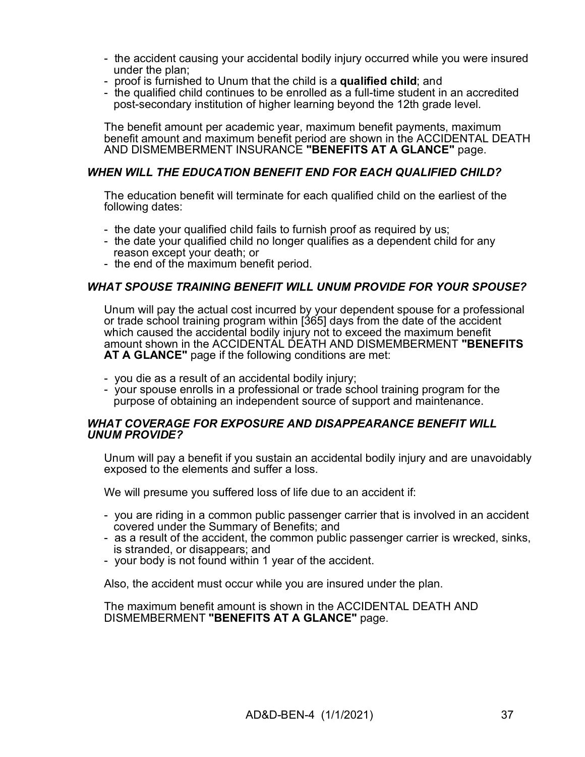- the accident causing your accidental bodily injury occurred while you were insured under the plan;
- proof is furnished to Unum that the child is a **qualified child**; and
- the qualified child continues to be enrolled as a full-time student in an accredited post-secondary institution of higher learning beyond the 12th grade level.

The benefit amount per academic year, maximum benefit payments, maximum benefit amount and maximum benefit period are shown in the ACCIDENTAL DEATH AND DISMEMBERMENT INSURANCE **"BENEFITS AT A GLANCE"** page.

### *WHEN WILL THE EDUCATION BENEFIT END FOR EACH QUALIFIED CHILD?*

The education benefit will terminate for each qualified child on the earliest of the following dates:

- the date your qualified child fails to furnish proof as required by us;
- the date your qualified child no longer qualifies as a dependent child for any reason except your death; or
- the end of the maximum benefit period.

### *WHAT SPOUSE TRAINING BENEFIT WILL UNUM PROVIDE FOR YOUR SPOUSE?*

Unum will pay the actual cost incurred by your dependent spouse for a professional or trade school training program within [365] days from the date of the accident which caused the accidental bodily injury not to exceed the maximum benefit amount shown in the ACCIDENTAL DEATH AND DISMEMBERMENT **"BENEFITS AT A GLANCE"** page if the following conditions are met:

- you die as a result of an accidental bodily injury;
- your spouse enrolls in a professional or trade school training program for the purpose of obtaining an independent source of support and maintenance.

### *WHAT COVERAGE FOR EXPOSURE AND DISAPPEARANCE BENEFIT WILL UNUM PROVIDE?*

Unum will pay a benefit if you sustain an accidental bodily injury and are unavoidably exposed to the elements and suffer a loss.

We will presume you suffered loss of life due to an accident if:

- you are riding in a common public passenger carrier that is involved in an accident covered under the Summary of Benefits; and
- as a result of the accident, the common public passenger carrier is wrecked, sinks, is stranded, or disappears; and
- your body is not found within 1 year of the accident.

Also, the accident must occur while you are insured under the plan.

The maximum benefit amount is shown in the ACCIDENTAL DEATH AND DISMEMBERMENT **"BENEFITS AT A GLANCE"** page.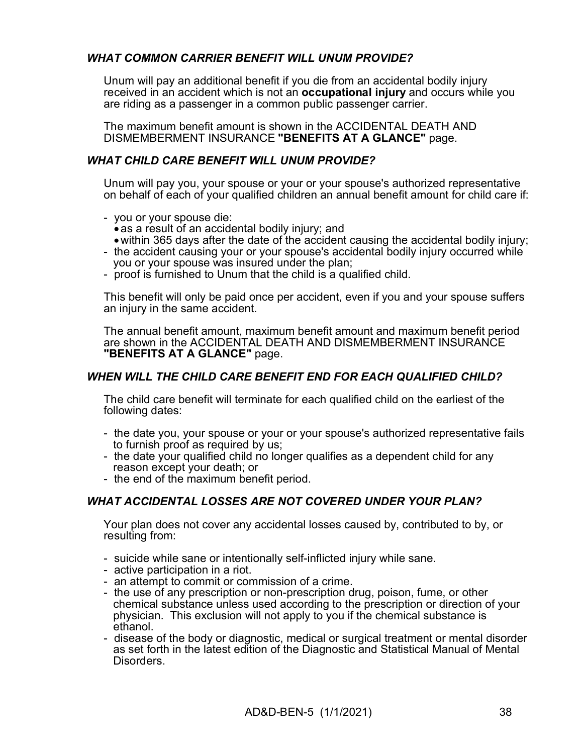### *WHAT COMMON CARRIER BENEFIT WILL UNUM PROVIDE?*

Unum will pay an additional benefit if you die from an accidental bodily injury received in an accident which is not an **occupational injury** and occurs while you are riding as a passenger in a common public passenger carrier.

The maximum benefit amount is shown in the ACCIDENTAL DEATH AND DISMEMBERMENT INSURANCE **"BENEFITS AT A GLANCE"** page.

### *WHAT CHILD CARE BENEFIT WILL UNUM PROVIDE?*

Unum will pay you, your spouse or your or your spouse's authorized representative on behalf of each of your qualified children an annual benefit amount for child care if:

- you or your spouse die:
  - as a result of an accidental bodily injury; and
  - within 365 days after the date of the accident causing the accidental bodily injury;
- the accident causing your or your spouse's accidental bodily injury occurred while you or your spouse was insured under the plan;
- proof is furnished to Unum that the child is a qualified child.

This benefit will only be paid once per accident, even if you and your spouse suffers an injury in the same accident.

The annual benefit amount, maximum benefit amount and maximum benefit period are shown in the ACCIDENTAL DEATH AND DISMEMBERMENT INSURANCE **"BENEFITS AT A GLANCE"** page.

### *WHEN WILL THE CHILD CARE BENEFIT END FOR EACH QUALIFIED CHILD?*

The child care benefit will terminate for each qualified child on the earliest of the following dates:

- the date you, your spouse or your or your spouse's authorized representative fails to furnish proof as required by us;
- the date your qualified child no longer qualifies as a dependent child for any reason except your death; or
- the end of the maximum benefit period.

### *WHAT ACCIDENTAL LOSSES ARE NOT COVERED UNDER YOUR PLAN?*

Your plan does not cover any accidental losses caused by, contributed to by, or resulting from:

- suicide while sane or intentionally self-inflicted injury while sane.
- active participation in a riot.
- an attempt to commit or commission of a crime.
- the use of any prescription or non-prescription drug, poison, fume, or other chemical substance unless used according to the prescription or direction of your physician. This exclusion will not apply to you if the chemical substance is ethanol.
- disease of the body or diagnostic, medical or surgical treatment or mental disorder as set forth in the latest edition of the Diagnostic and Statistical Manual of Mental Disorders.

AD&D-BEN-5 (1/1/2021)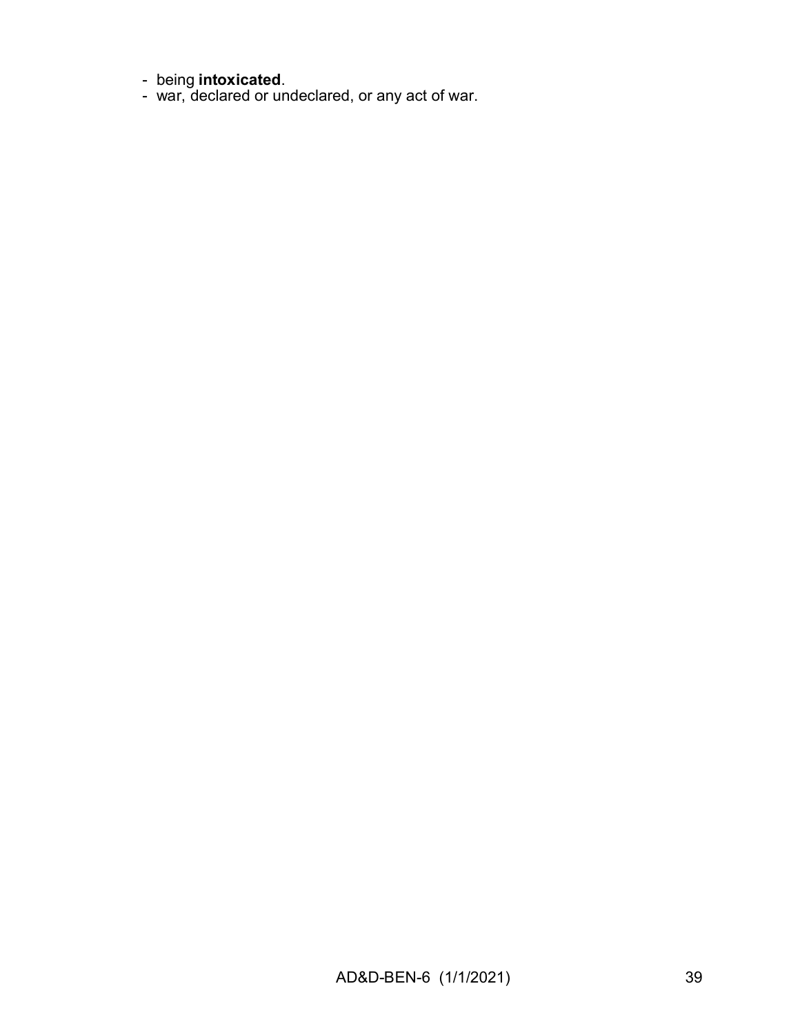- being **intoxicated**.
- war, declared or undeclared, or any act of war.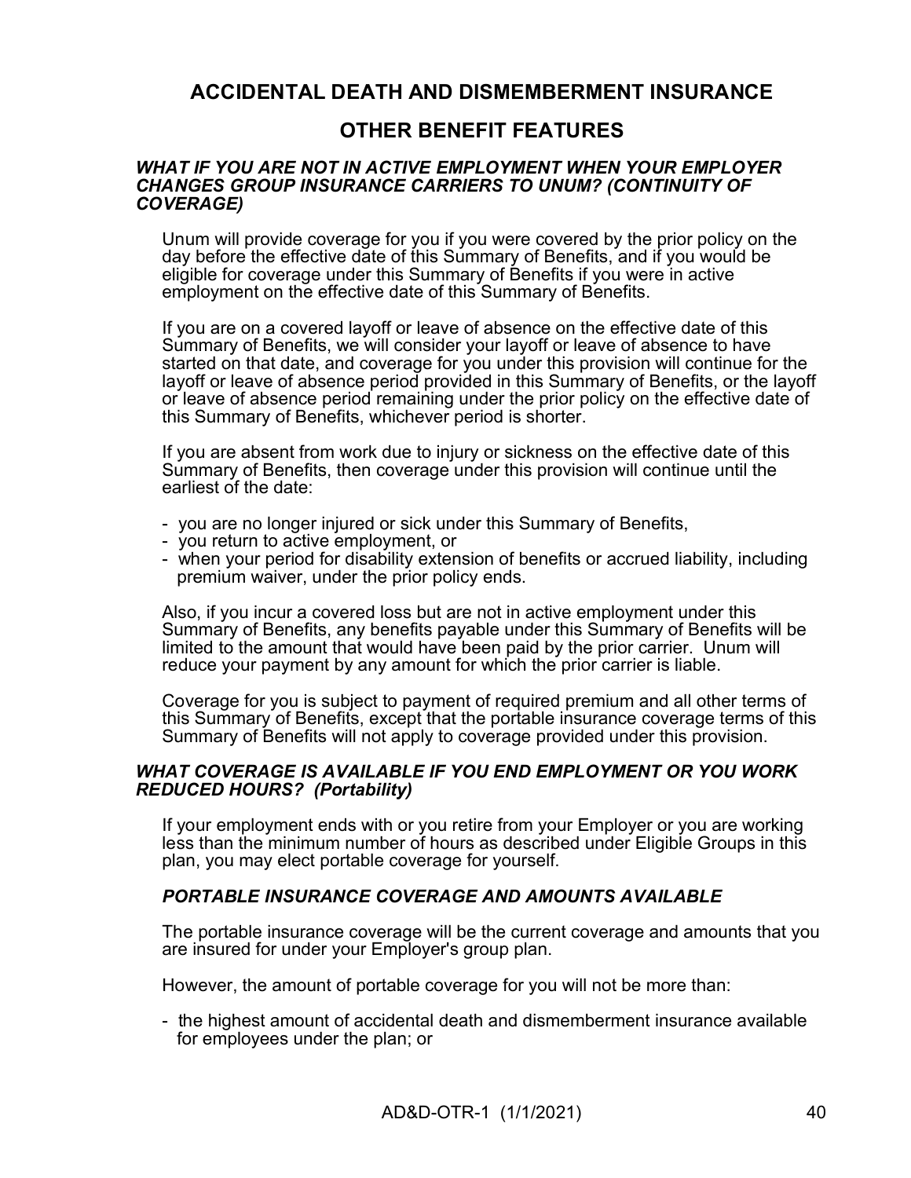# ACCIDENTAL DEATH AND DISMEMBERMENT INSURANCE

## OTHER BENEFIT FEATURES

### *WHAT IF YOU ARE NOT IN ACTIVE EMPLOYMENT WHEN YOUR EMPLOYER CHANGES GROUP INSURANCE CARRIERS TO UNUM? (CONTINUITY OF COVERAGE)*

Unum will provide coverage for you if you were covered by the prior policy on the day before the effective date of this Summary of Benefits, and if you would be eligible for coverage under this Summary of Benefits if you were in active employment on the effective date of this Summary of Benefits.

If you are on a covered layoff or leave of absence on the effective date of this Summary of Benefits, we will consider your layoff or leave of absence to have started on that date, and coverage for you under this provision will continue for the layoff or leave of absence period provided in this Summary of Benefits, or the layoff or leave of absence period remaining under the prior policy on the effective date of this Summary of Benefits, whichever period is shorter.

If you are absent from work due to injury or sickness on the effective date of this Summary of Benefits, then coverage under this provision will continue until the earliest of the date:

- you are no longer injured or sick under this Summary of Benefits,
- you return to active employment, or
- when your period for disability extension of benefits or accrued liability, including premium waiver, under the prior policy ends.

Also, if you incur a covered loss but are not in active employment under this Summary of Benefits, any benefits payable under this Summary of Benefits will be limited to the amount that would have been paid by the prior carrier. Unum will reduce your payment by any amount for which the prior carrier is liable.

Coverage for you is subject to payment of required premium and all other terms of this Summary of Benefits, except that the portable insurance coverage terms of this Summary of Benefits will not apply to coverage provided under this provision.

### *WHAT COVERAGE IS AVAILABLE IF YOU END EMPLOYMENT OR YOU WORK REDUCED HOURS? (Portability)*

If your employment ends with or you retire from your Employer or you are working less than the minimum number of hours as described under Eligible Groups in this plan, you may elect portable coverage for yourself.

#### *PORTABLE INSURANCE COVERAGE AND AMOUNTS AVAILABLE*

The portable insurance coverage will be the current coverage and amounts that you are insured for under your Employer's group plan.

However, the amount of portable coverage for you will not be more than:

- the highest amount of accidental death and dismemberment insurance available for employees under the plan; or

AD&D-OTR-1 (1/1/2021)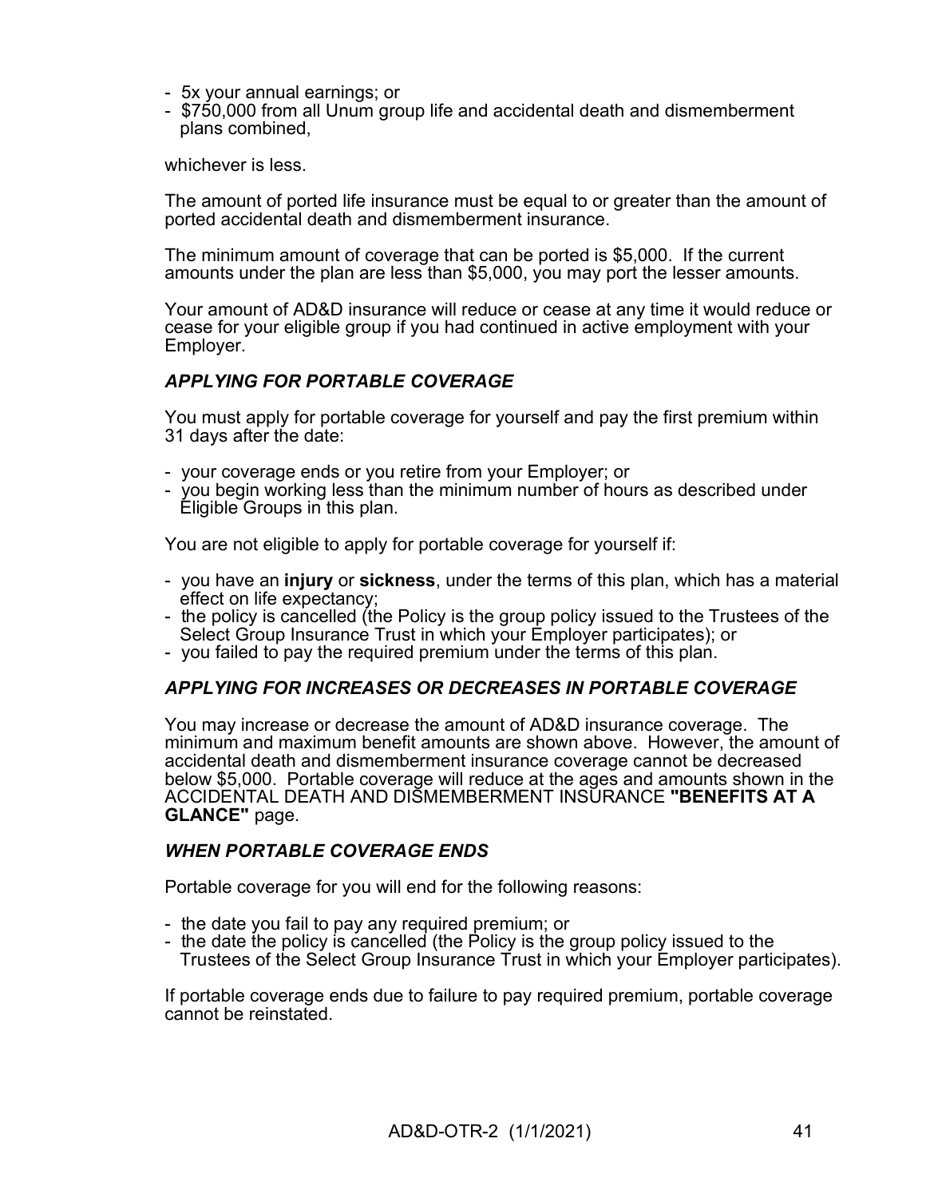- 5x your annual earnings; or
- $750,000 from all Unum group life and accidental death and dismemberment plans combined,

whichever is less.

The amount of ported life insurance must be equal to or greater than the amount of ported accidental death and dismemberment insurance.

The minimum amount of coverage that can be ported is $5,000. If the current amounts under the plan are less than $5,000, you may port the lesser amounts.

Your amount of AD&D insurance will reduce or cease at any time it would reduce or cease for your eligible group if you had continued in active employment with your Employer.

### *APPLYING FOR PORTABLE COVERAGE*

You must apply for portable coverage for yourself and pay the first premium within 31 days after the date:

- your coverage ends or you retire from your Employer; or
- you begin working less than the minimum number of hours as described under Eligible Groups in this plan.

You are not eligible to apply for portable coverage for yourself if:

- you have an **injury** or **sickness**, under the terms of this plan, which has a material effect on life expectancy;
- the policy is cancelled (the Policy is the group policy issued to the Trustees of the Select Group Insurance Trust in which your Employer participates); or
- you failed to pay the required premium under the terms of this plan.

### *APPLYING FOR INCREASES OR DECREASES IN PORTABLE COVERAGE*

You may increase or decrease the amount of AD&D insurance coverage. The minimum and maximum benefit amounts are shown above. However, the amount of accidental death and dismemberment insurance coverage cannot be decreased below $5,000. Portable coverage will reduce at the ages and amounts shown in the ACCIDENTAL DEATH AND DISMEMBERMENT INSURANCE **"BENEFITS AT A GLANCE"** page.

### *WHEN PORTABLE COVERAGE ENDS*

Portable coverage for you will end for the following reasons:

- the date you fail to pay any required premium; or
- the date the policy is cancelled (the Policy is the group policy issued to the Trustees of the Select Group Insurance Trust in which your Employer participates).

If portable coverage ends due to failure to pay required premium, portable coverage cannot be reinstated.

AD&D-OTR-2 (1/1/2021)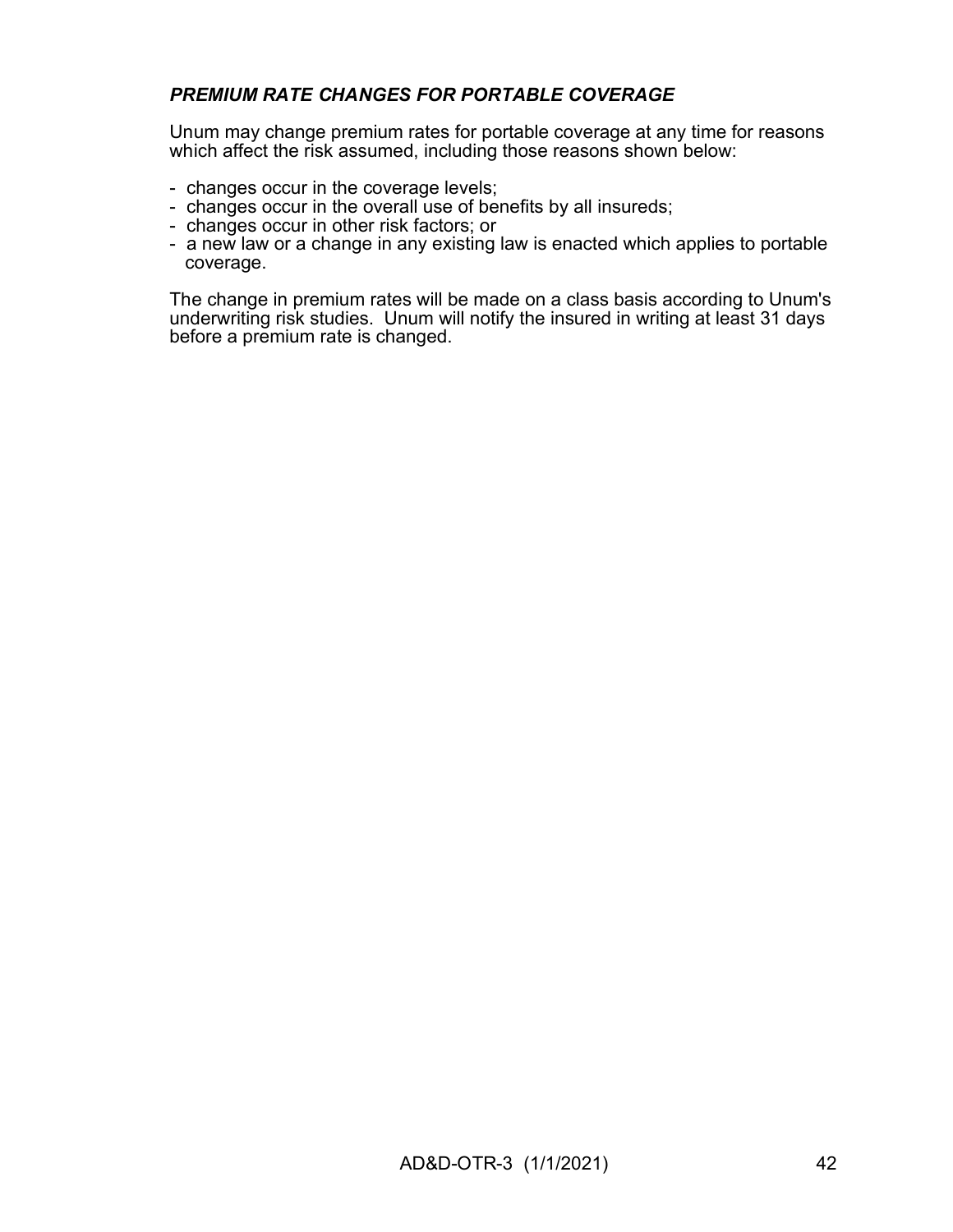***PREMIUM RATE CHANGES FOR PORTABLE COVERAGE***

Unum may change premium rates for portable coverage at any time for reasons which affect the risk assumed, including those reasons shown below:

- changes occur in the coverage levels;
- changes occur in the overall use of benefits by all insureds;
- changes occur in other risk factors; or
- a new law or a change in any existing law is enacted which applies to portable coverage.

The change in premium rates will be made on a class basis according to Unum's underwriting risk studies. Unum will notify the insured in writing at least 31 days before a premium rate is changed.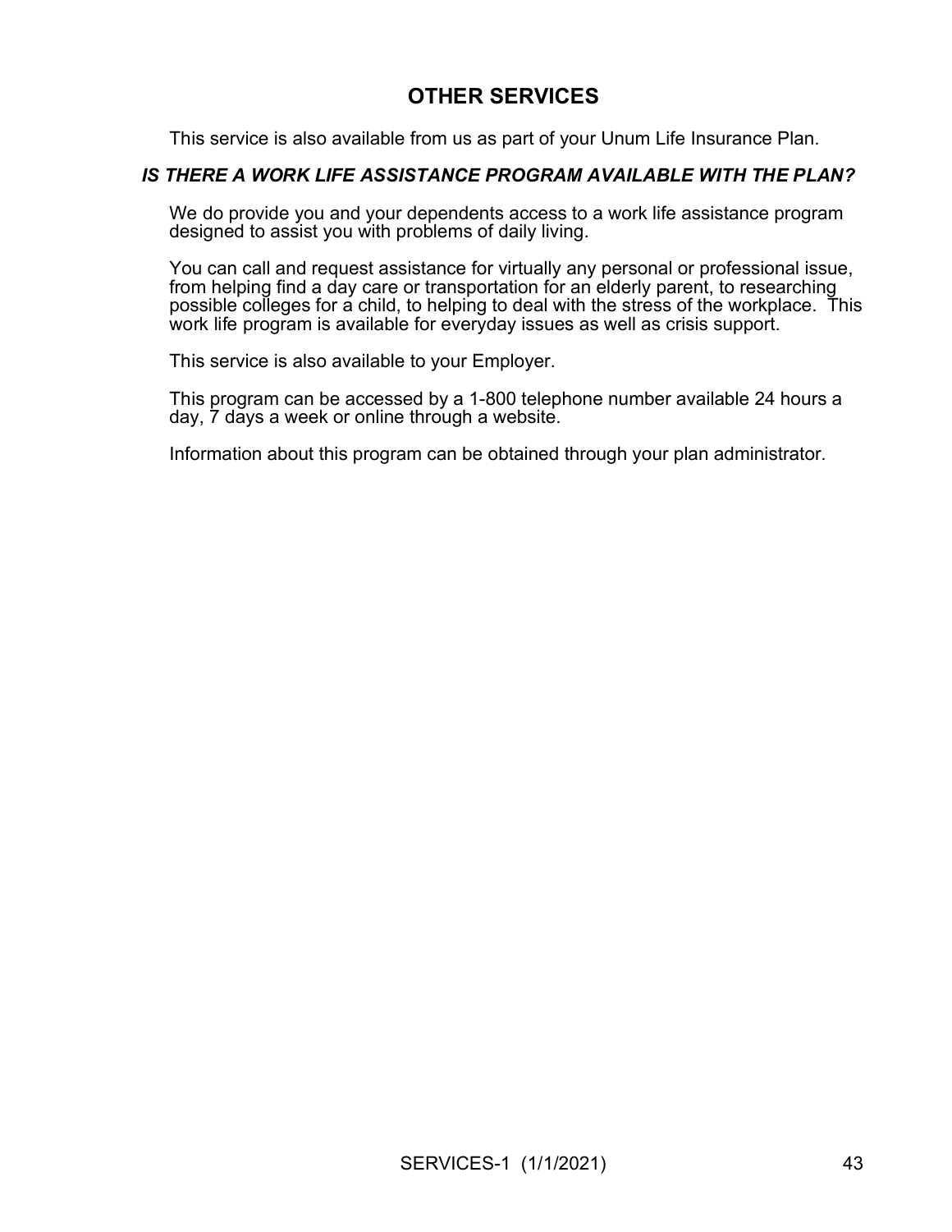# OTHER SERVICES

This service is also available from us as part of your Unum Life Insurance Plan.

### *IS THERE A WORK LIFE ASSISTANCE PROGRAM AVAILABLE WITH THE PLAN?*

We do provide you and your dependents access to a work life assistance program designed to assist you with problems of daily living.

You can call and request assistance for virtually any personal or professional issue, from helping find a day care or transportation for an elderly parent, to researching possible colleges for a child, to helping to deal with the stress of the workplace. This work life program is available for everyday issues as well as crisis support.

This service is also available to your Employer.

This program can be accessed by a 1-800 telephone number available 24 hours a day, 7 days a week or online through a website.

Information about this program can be obtained through your plan administrator.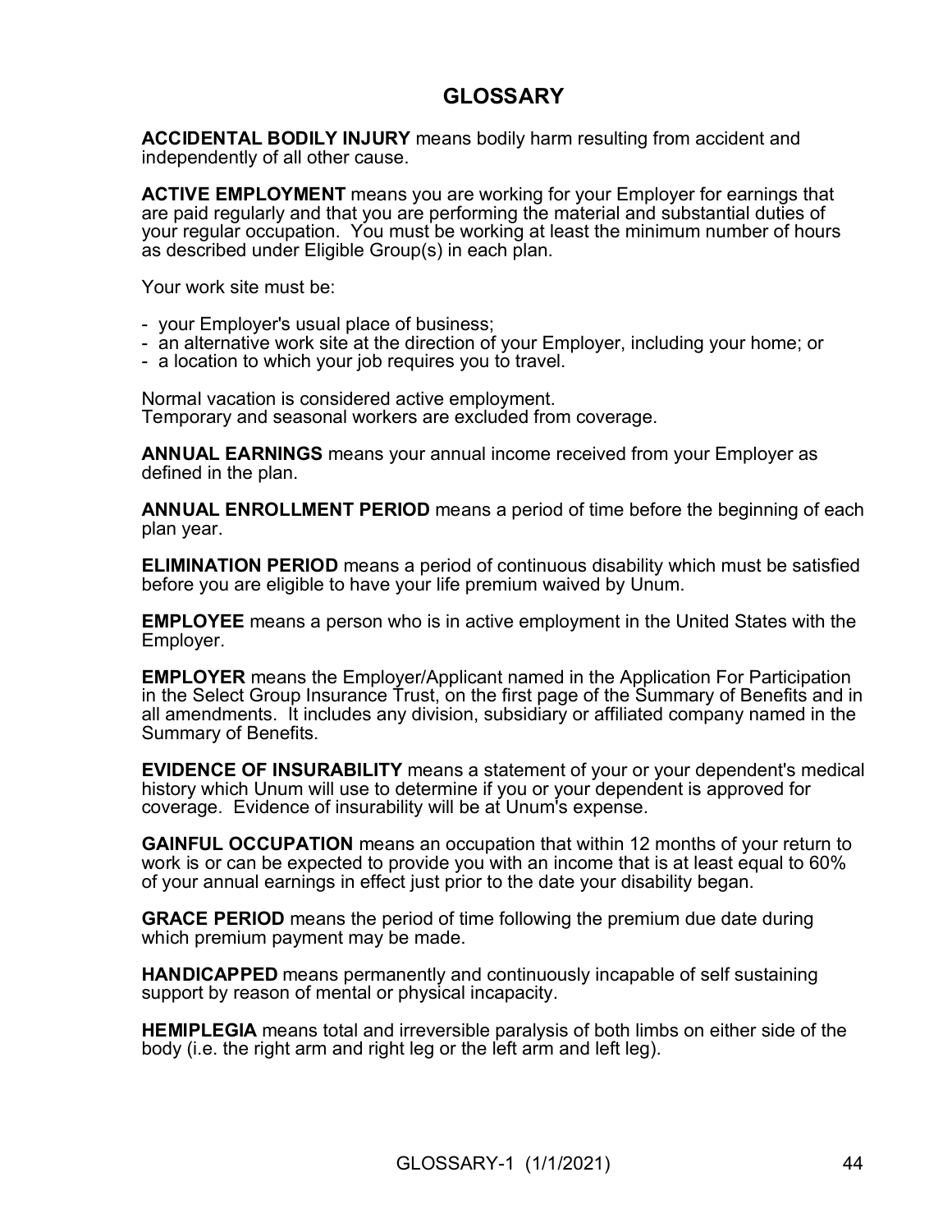# GLOSSARY

**ACCIDENTAL BODILY INJURY** means bodily harm resulting from accident and independently of all other cause.

**ACTIVE EMPLOYMENT** means you are working for your Employer for earnings that are paid regularly and that you are performing the material and substantial duties of your regular occupation. You must be working at least the minimum number of hours as described under Eligible Group(s) in each plan.

Your work site must be:

- your Employer's usual place of business;
- an alternative work site at the direction of your Employer, including your home; or
- a location to which your job requires you to travel.

Normal vacation is considered active employment.
Temporary and seasonal workers are excluded from coverage.

**ANNUAL EARNINGS** means your annual income received from your Employer as defined in the plan.

**ANNUAL ENROLLMENT PERIOD** means a period of time before the beginning of each plan year.

**ELIMINATION PERIOD** means a period of continuous disability which must be satisfied before you are eligible to have your life premium waived by Unum.

**EMPLOYEE** means a person who is in active employment in the United States with the Employer.

**EMPLOYER** means the Employer/Applicant named in the Application For Participation in the Select Group Insurance Trust, on the first page of the Summary of Benefits and in all amendments. It includes any division, subsidiary or affiliated company named in the Summary of Benefits.

**EVIDENCE OF INSURABILITY** means a statement of your or your dependent's medical history which Unum will use to determine if you or your dependent is approved for coverage. Evidence of insurability will be at Unum's expense.

**GAINFUL OCCUPATION** means an occupation that within 12 months of your return to work is or can be expected to provide you with an income that is at least equal to 60% of your annual earnings in effect just prior to the date your disability began.

**GRACE PERIOD** means the period of time following the premium due date during which premium payment may be made.

**HANDICAPPED** means permanently and continuously incapable of self sustaining support by reason of mental or physical incapacity.

**HEMIPLEGIA** means total and irreversible paralysis of both limbs on either side of the body (i.e. the right arm and right leg or the left arm and left leg).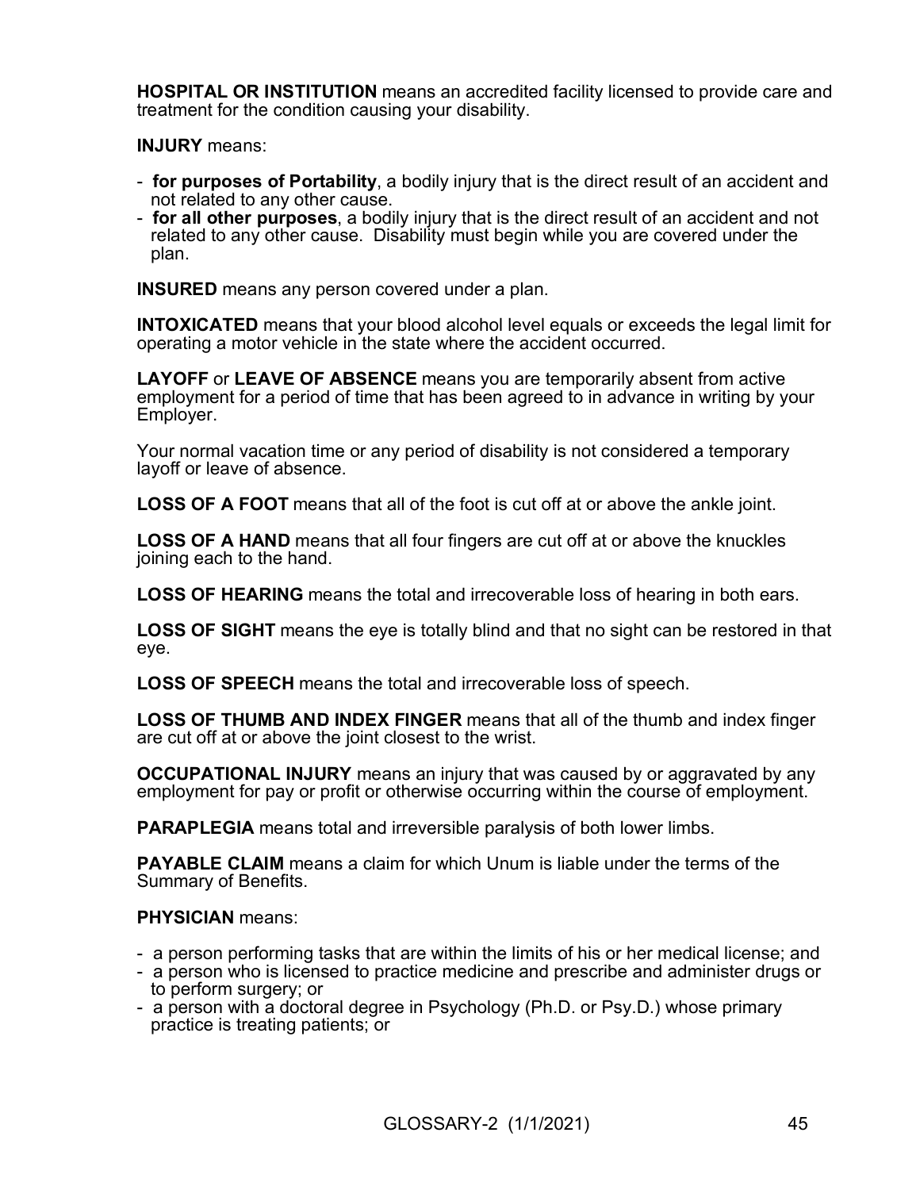**HOSPITAL OR INSTITUTION** means an accredited facility licensed to provide care and treatment for the condition causing your disability.

**INJURY** means:

- **for purposes of Portability**, a bodily injury that is the direct result of an accident and not related to any other cause.
- **for all other purposes**, a bodily injury that is the direct result of an accident and not related to any other cause. Disability must begin while you are covered under the plan.

**INSURED** means any person covered under a plan.

**INTOXICATED** means that your blood alcohol level equals or exceeds the legal limit for operating a motor vehicle in the state where the accident occurred.

**LAYOFF** or **LEAVE OF ABSENCE** means you are temporarily absent from active employment for a period of time that has been agreed to in advance in writing by your Employer.

Your normal vacation time or any period of disability is not considered a temporary layoff or leave of absence.

**LOSS OF A FOOT** means that all of the foot is cut off at or above the ankle joint.

**LOSS OF A HAND** means that all four fingers are cut off at or above the knuckles joining each to the hand.

**LOSS OF HEARING** means the total and irrecoverable loss of hearing in both ears.

**LOSS OF SIGHT** means the eye is totally blind and that no sight can be restored in that eye.

**LOSS OF SPEECH** means the total and irrecoverable loss of speech.

**LOSS OF THUMB AND INDEX FINGER** means that all of the thumb and index finger are cut off at or above the joint closest to the wrist.

**OCCUPATIONAL INJURY** means an injury that was caused by or aggravated by any employment for pay or profit or otherwise occurring within the course of employment.

**PARAPLEGIA** means total and irreversible paralysis of both lower limbs.

**PAYABLE CLAIM** means a claim for which Unum is liable under the terms of the Summary of Benefits.

**PHYSICIAN** means:

- a person performing tasks that are within the limits of his or her medical license; and
- a person who is licensed to practice medicine and prescribe and administer drugs or to perform surgery; or
- a person with a doctoral degree in Psychology (Ph.D. or Psy.D.) whose primary practice is treating patients; or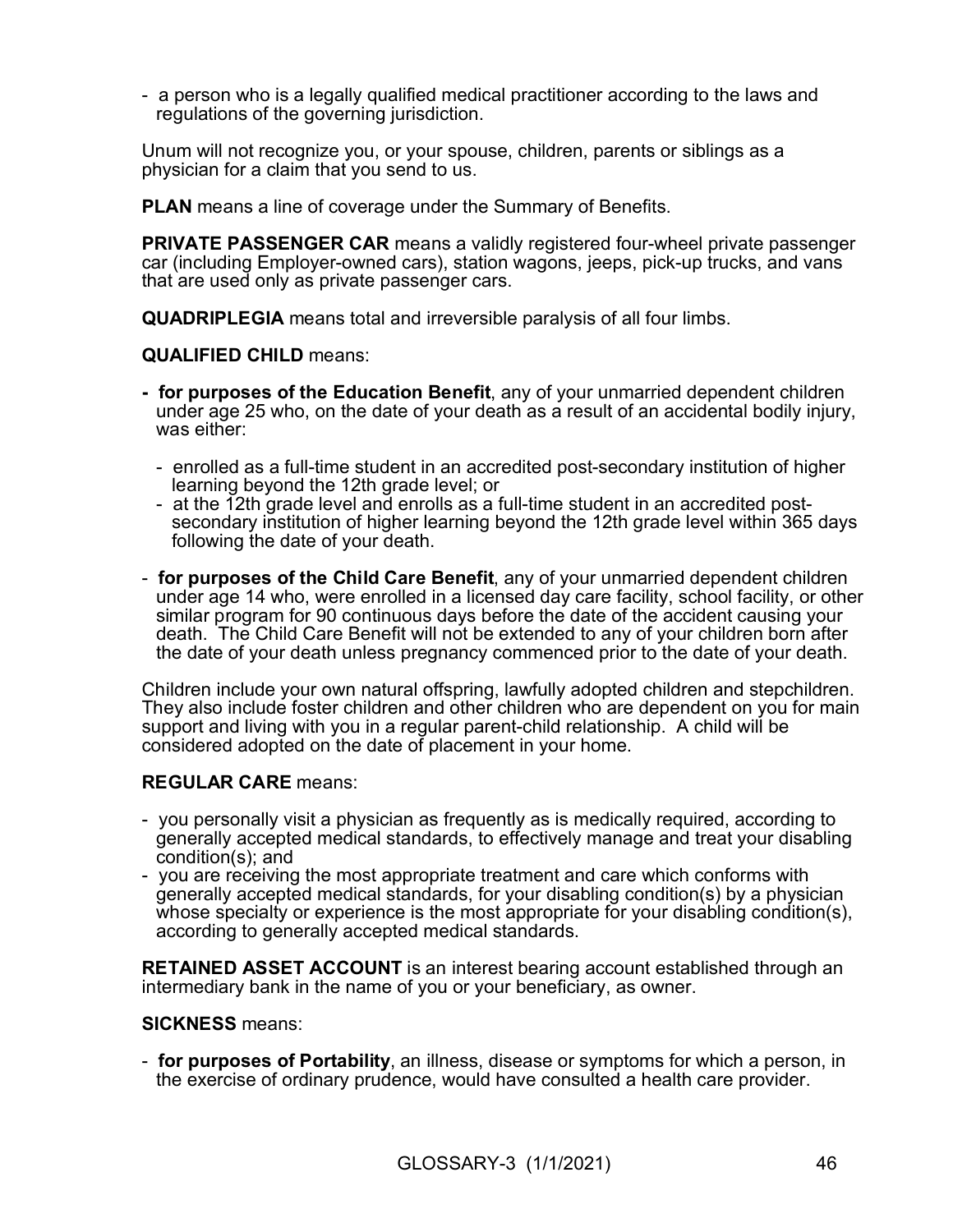- a person who is a legally qualified medical practitioner according to the laws and regulations of the governing jurisdiction.

Unum will not recognize you, or your spouse, children, parents or siblings as a physician for a claim that you send to us.

**PLAN** means a line of coverage under the Summary of Benefits.

**PRIVATE PASSENGER CAR** means a validly registered four-wheel private passenger car (including Employer-owned cars), station wagons, jeeps, pick-up trucks, and vans that are used only as private passenger cars.

**QUADRIPLEGIA** means total and irreversible paralysis of all four limbs.

**QUALIFIED CHILD** means:

- **for purposes of the Education Benefit**, any of your unmarried dependent children under age 25 who, on the date of your death as a result of an accidental bodily injury, was either:
  - enrolled as a full-time student in an accredited post-secondary institution of higher learning beyond the 12th grade level; or
  - at the 12th grade level and enrolls as a full-time student in an accredited post-secondary institution of higher learning beyond the 12th grade level within 365 days following the date of your death.
- **for purposes of the Child Care Benefit**, any of your unmarried dependent children under age 14 who, were enrolled in a licensed day care facility, school facility, or other similar program for 90 continuous days before the date of the accident causing your death. The Child Care Benefit will not be extended to any of your children born after the date of your death unless pregnancy commenced prior to the date of your death.

Children include your own natural offspring, lawfully adopted children and stepchildren. They also include foster children and other children who are dependent on you for main support and living with you in a regular parent-child relationship. A child will be considered adopted on the date of placement in your home.

**REGULAR CARE** means:

- you personally visit a physician as frequently as is medically required, according to generally accepted medical standards, to effectively manage and treat your disabling condition(s); and
- you are receiving the most appropriate treatment and care which conforms with generally accepted medical standards, for your disabling condition(s) by a physician whose specialty or experience is the most appropriate for your disabling condition(s), according to generally accepted medical standards.

**RETAINED ASSET ACCOUNT** is an interest bearing account established through an intermediary bank in the name of you or your beneficiary, as owner.

**SICKNESS** means:

- **for purposes of Portability**, an illness, disease or symptoms for which a person, in the exercise of ordinary prudence, would have consulted a health care provider.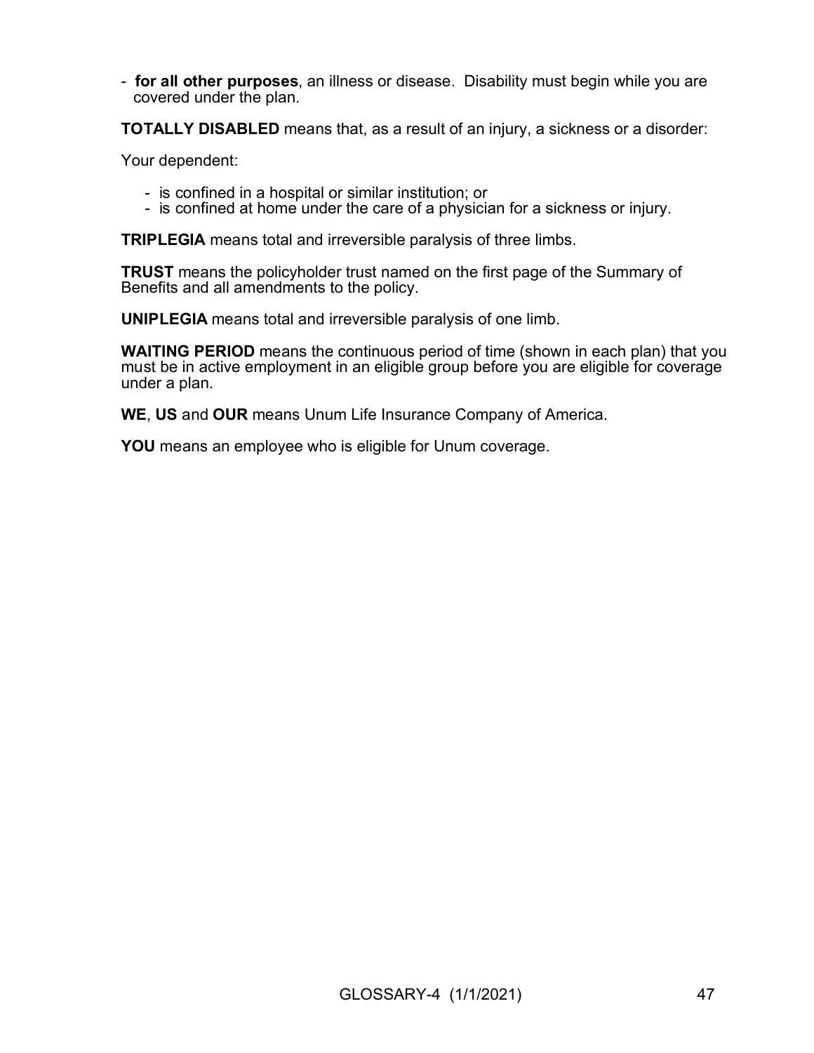- **for all other purposes**, an illness or disease. Disability must begin while you are covered under the plan.

**TOTALLY DISABLED** means that, as a result of an injury, a sickness or a disorder:

Your dependent:

- is confined in a hospital or similar institution; or
- is confined at home under the care of a physician for a sickness or injury.

**TRIPLEGIA** means total and irreversible paralysis of three limbs.

**TRUST** means the policyholder trust named on the first page of the Summary of Benefits and all amendments to the policy.

**UNIPLEGIA** means total and irreversible paralysis of one limb.

**WAITING PERIOD** means the continuous period of time (shown in each plan) that you must be in active employment in an eligible group before you are eligible for coverage under a plan.

**WE**, **US** and **OUR** means Unum Life Insurance Company of America.

**YOU** means an employee who is eligible for Unum coverage.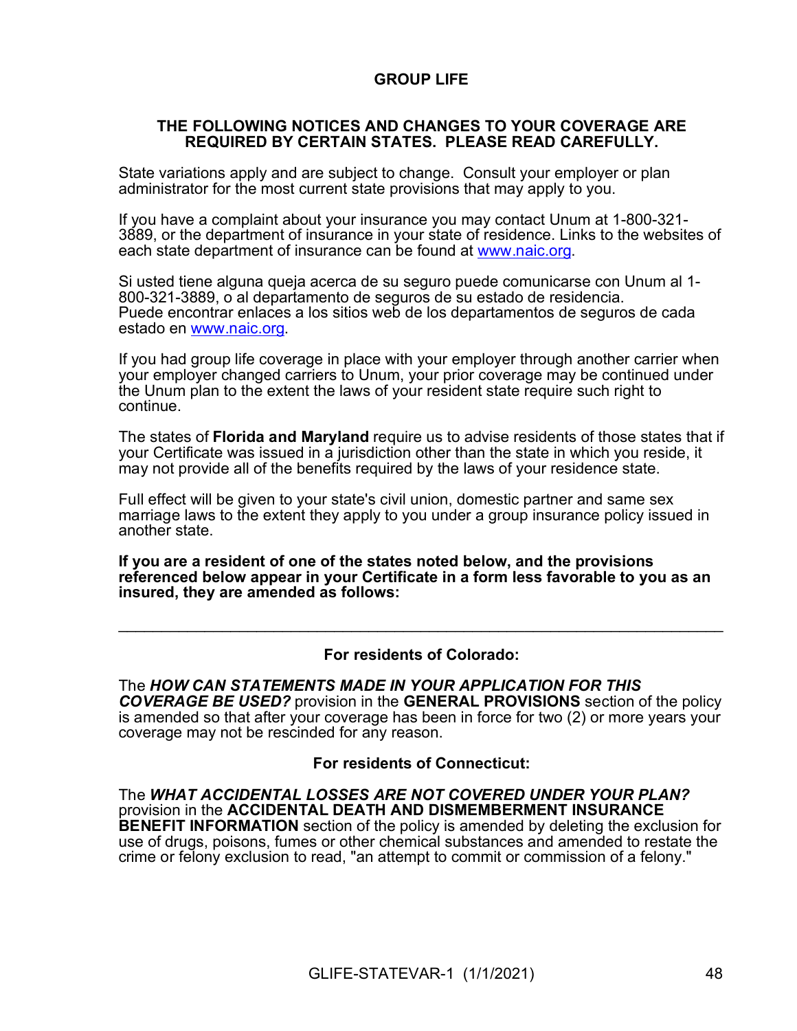# GROUP LIFE

## THE FOLLOWING NOTICES AND CHANGES TO YOUR COVERAGE ARE REQUIRED BY CERTAIN STATES. PLEASE READ CAREFULLY.

State variations apply and are subject to change. Consult your employer or plan administrator for the most current state provisions that may apply to you.

If you have a complaint about your insurance you may contact Unum at 1-800-321-3889, or the department of insurance in your state of residence. Links to the websites of each state department of insurance can be found at www.naic.org.

Si usted tiene alguna queja acerca de su seguro puede comunicarse con Unum al 1-800-321-3889, o al departamento de seguros de su estado de residencia. Puede encontrar enlaces a los sitios web de los departamentos de seguros de cada estado en www.naic.org.

If you had group life coverage in place with your employer through another carrier when your employer changed carriers to Unum, your prior coverage may be continued under the Unum plan to the extent the laws of your resident state require such right to continue.

The states of **Florida and Maryland** require us to advise residents of those states that if your Certificate was issued in a jurisdiction other than the state in which you reside, it may not provide all of the benefits required by the laws of your residence state.

Full effect will be given to your state's civil union, domestic partner and same sex marriage laws to the extent they apply to you under a group insurance policy issued in another state.

**If you are a resident of one of the states noted below, and the provisions referenced below appear in your Certificate in a form less favorable to you as an insured, they are amended as follows:**

---

### For residents of Colorado:

The ***HOW CAN STATEMENTS MADE IN YOUR APPLICATION FOR THIS COVERAGE BE USED?*** provision in the **GENERAL PROVISIONS** section of the policy is amended so that after your coverage has been in force for two (2) or more years your coverage may not be rescinded for any reason.

### For residents of Connecticut:

The ***WHAT ACCIDENTAL LOSSES ARE NOT COVERED UNDER YOUR PLAN?*** provision in the **ACCIDENTAL DEATH AND DISMEMBERMENT INSURANCE BENEFIT INFORMATION** section of the policy is amended by deleting the exclusion for use of drugs, poisons, fumes or other chemical substances and amended to restate the crime or felony exclusion to read, "an attempt to commit or commission of a felony."

GLIFE-STATEVAR-1 (1/1/2021)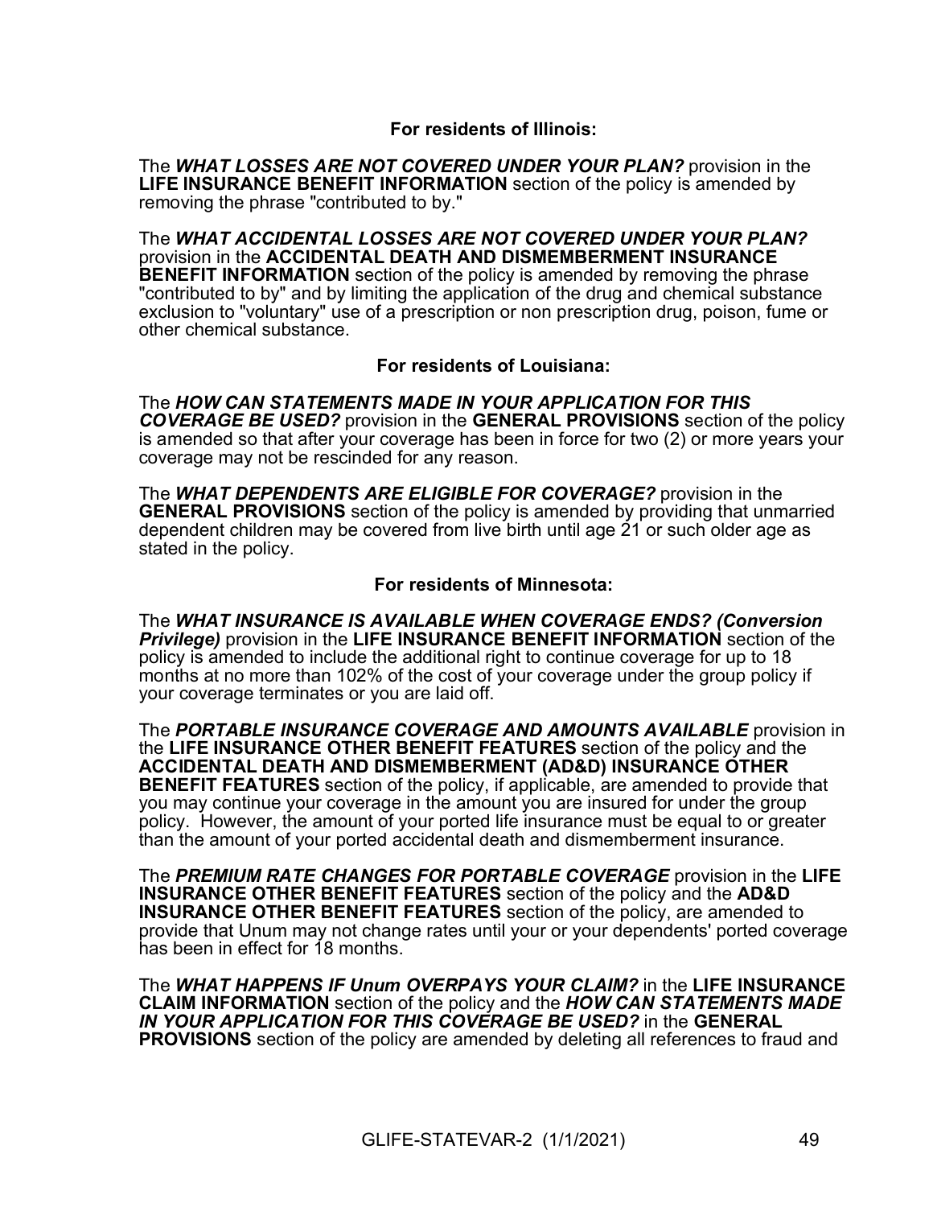**For residents of Illinois:**

The ***WHAT LOSSES ARE NOT COVERED UNDER YOUR PLAN?*** provision in the **LIFE INSURANCE BENEFIT INFORMATION** section of the policy is amended by removing the phrase "contributed to by."

The ***WHAT ACCIDENTAL LOSSES ARE NOT COVERED UNDER YOUR PLAN?*** provision in the **ACCIDENTAL DEATH AND DISMEMBERMENT INSURANCE BENEFIT INFORMATION** section of the policy is amended by removing the phrase "contributed to by" and by limiting the application of the drug and chemical substance exclusion to "voluntary" use of a prescription or non prescription drug, poison, fume or other chemical substance.

**For residents of Louisiana:**

The ***HOW CAN STATEMENTS MADE IN YOUR APPLICATION FOR THIS COVERAGE BE USED?*** provision in the **GENERAL PROVISIONS** section of the policy is amended so that after your coverage has been in force for two (2) or more years your coverage may not be rescinded for any reason.

The ***WHAT DEPENDENTS ARE ELIGIBLE FOR COVERAGE?*** provision in the **GENERAL PROVISIONS** section of the policy is amended by providing that unmarried dependent children may be covered from live birth until age 21 or such older age as stated in the policy.

**For residents of Minnesota:**

The ***WHAT INSURANCE IS AVAILABLE WHEN COVERAGE ENDS? (Conversion Privilege)*** provision in the **LIFE INSURANCE BENEFIT INFORMATION** section of the policy is amended to include the additional right to continue coverage for up to 18 months at no more than 102% of the cost of your coverage under the group policy if your coverage terminates or you are laid off.

The ***PORTABLE INSURANCE COVERAGE AND AMOUNTS AVAILABLE*** provision in the **LIFE INSURANCE OTHER BENEFIT FEATURES** section of the policy and the **ACCIDENTAL DEATH AND DISMEMBERMENT (AD&D) INSURANCE OTHER BENEFIT FEATURES** section of the policy, if applicable, are amended to provide that you may continue your coverage in the amount you are insured for under the group policy. However, the amount of your ported life insurance must be equal to or greater than the amount of your ported accidental death and dismemberment insurance.

The ***PREMIUM RATE CHANGES FOR PORTABLE COVERAGE*** provision in the **LIFE INSURANCE OTHER BENEFIT FEATURES** section of the policy and the **AD&D INSURANCE OTHER BENEFIT FEATURES** section of the policy, are amended to provide that Unum may not change rates until your or your dependents' ported coverage has been in effect for 18 months.

The ***WHAT HAPPENS IF Unum OVERPAYS YOUR CLAIM?*** in the **LIFE INSURANCE CLAIM INFORMATION** section of the policy and the ***HOW CAN STATEMENTS MADE IN YOUR APPLICATION FOR THIS COVERAGE BE USED?*** in the **GENERAL PROVISIONS** section of the policy are amended by deleting all references to fraud and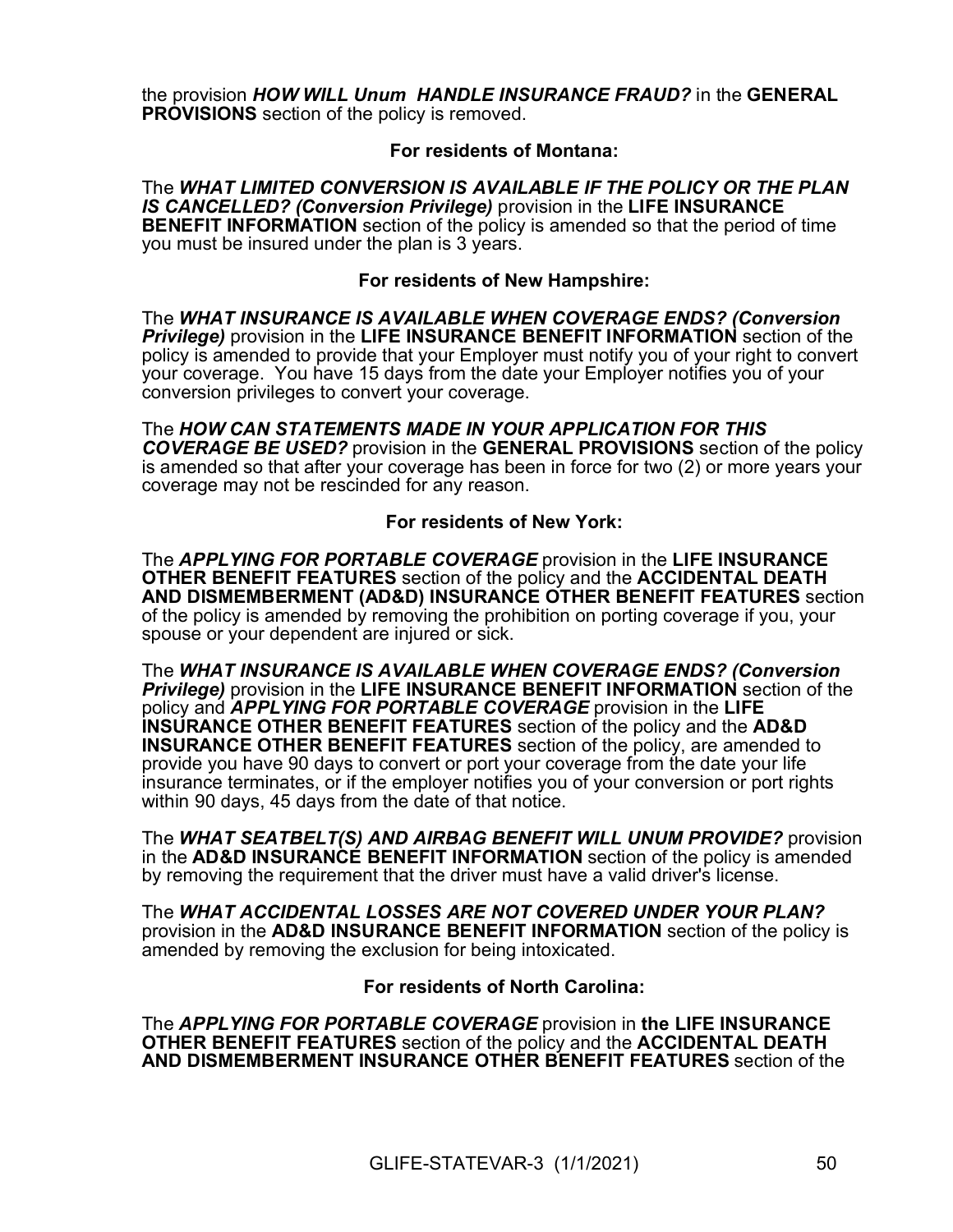the provision ***HOW WILL Unum HANDLE INSURANCE FRAUD?*** in the **GENERAL PROVISIONS** section of the policy is removed.

**For residents of Montana:**

The ***WHAT LIMITED CONVERSION IS AVAILABLE IF THE POLICY OR THE PLAN IS CANCELLED? (Conversion Privilege)*** provision in the **LIFE INSURANCE BENEFIT INFORMATION** section of the policy is amended so that the period of time you must be insured under the plan is 3 years.

**For residents of New Hampshire:**

The ***WHAT INSURANCE IS AVAILABLE WHEN COVERAGE ENDS? (Conversion Privilege)*** provision in the **LIFE INSURANCE BENEFIT INFORMATION** section of the policy is amended to provide that your Employer must notify you of your right to convert your coverage. You have 15 days from the date your Employer notifies you of your conversion privileges to convert your coverage.

The ***HOW CAN STATEMENTS MADE IN YOUR APPLICATION FOR THIS COVERAGE BE USED?*** provision in the **GENERAL PROVISIONS** section of the policy is amended so that after your coverage has been in force for two (2) or more years your coverage may not be rescinded for any reason.

**For residents of New York:**

The ***APPLYING FOR PORTABLE COVERAGE*** provision in the **LIFE INSURANCE OTHER BENEFIT FEATURES** section of the policy and the **ACCIDENTAL DEATH AND DISMEMBERMENT (AD&D) INSURANCE OTHER BENEFIT FEATURES** section of the policy is amended by removing the prohibition on porting coverage if you, your spouse or your dependent are injured or sick.

The ***WHAT INSURANCE IS AVAILABLE WHEN COVERAGE ENDS? (Conversion Privilege)*** provision in the **LIFE INSURANCE BENEFIT INFORMATION** section of the policy and ***APPLYING FOR PORTABLE COVERAGE*** provision in the **LIFE INSURANCE OTHER BENEFIT FEATURES** section of the policy and the **AD&D INSURANCE OTHER BENEFIT FEATURES** section of the policy, are amended to provide you have 90 days to convert or port your coverage from the date your life insurance terminates, or if the employer notifies you of your conversion or port rights within 90 days, 45 days from the date of that notice.

The ***WHAT SEATBELT(S) AND AIRBAG BENEFIT WILL UNUM PROVIDE?*** provision in the **AD&D INSURANCE BENEFIT INFORMATION** section of the policy is amended by removing the requirement that the driver must have a valid driver's license.

The ***WHAT ACCIDENTAL LOSSES ARE NOT COVERED UNDER YOUR PLAN?*** provision in the **AD&D INSURANCE BENEFIT INFORMATION** section of the policy is amended by removing the exclusion for being intoxicated.

**For residents of North Carolina:**

The ***APPLYING FOR PORTABLE COVERAGE*** provision in **the LIFE INSURANCE OTHER BENEFIT FEATURES** section of the policy and the **ACCIDENTAL DEATH AND DISMEMBERMENT INSURANCE OTHER BENEFIT FEATURES** section of the

GLIFE-STATEVAR-3 (1/1/2021)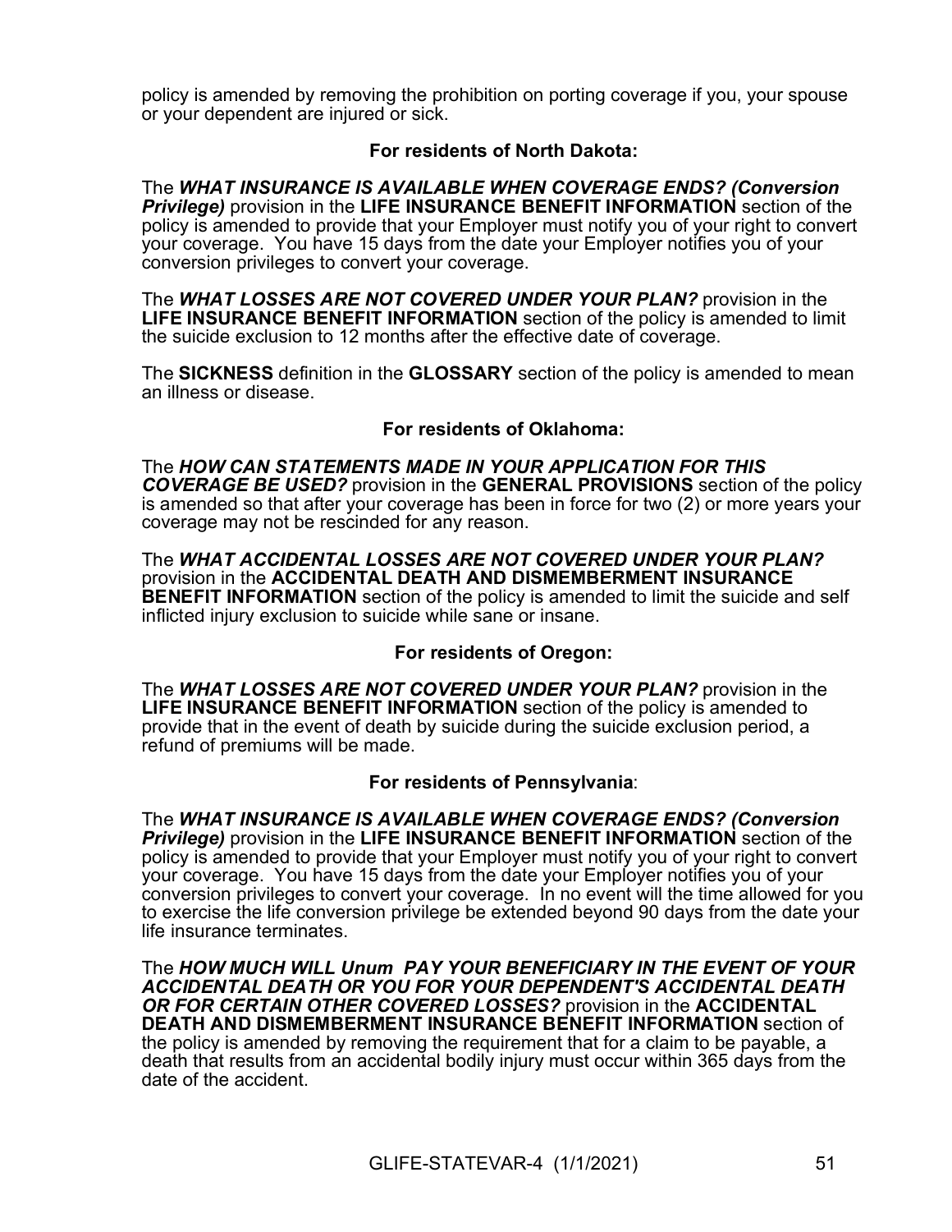policy is amended by removing the prohibition on porting coverage if you, your spouse or your dependent are injured or sick.

**For residents of North Dakota:**

The ***WHAT INSURANCE IS AVAILABLE WHEN COVERAGE ENDS? (Conversion Privilege)*** provision in the **LIFE INSURANCE BENEFIT INFORMATION** section of the policy is amended to provide that your Employer must notify you of your right to convert your coverage. You have 15 days from the date your Employer notifies you of your conversion privileges to convert your coverage.

The ***WHAT LOSSES ARE NOT COVERED UNDER YOUR PLAN?*** provision in the **LIFE INSURANCE BENEFIT INFORMATION** section of the policy is amended to limit the suicide exclusion to 12 months after the effective date of coverage.

The **SICKNESS** definition in the **GLOSSARY** section of the policy is amended to mean an illness or disease.

**For residents of Oklahoma:**

The ***HOW CAN STATEMENTS MADE IN YOUR APPLICATION FOR THIS COVERAGE BE USED?*** provision in the **GENERAL PROVISIONS** section of the policy is amended so that after your coverage has been in force for two (2) or more years your coverage may not be rescinded for any reason.

The ***WHAT ACCIDENTAL LOSSES ARE NOT COVERED UNDER YOUR PLAN?*** provision in the **ACCIDENTAL DEATH AND DISMEMBERMENT INSURANCE BENEFIT INFORMATION** section of the policy is amended to limit the suicide and self inflicted injury exclusion to suicide while sane or insane.

**For residents of Oregon:**

The ***WHAT LOSSES ARE NOT COVERED UNDER YOUR PLAN?*** provision in the **LIFE INSURANCE BENEFIT INFORMATION** section of the policy is amended to provide that in the event of death by suicide during the suicide exclusion period, a refund of premiums will be made.

**For residents of Pennsylvania**:

The ***WHAT INSURANCE IS AVAILABLE WHEN COVERAGE ENDS? (Conversion Privilege)*** provision in the **LIFE INSURANCE BENEFIT INFORMATION** section of the policy is amended to provide that your Employer must notify you of your right to convert your coverage. You have 15 days from the date your Employer notifies you of your conversion privileges to convert your coverage. In no event will the time allowed for you to exercise the life conversion privilege be extended beyond 90 days from the date your life insurance terminates.

The ***HOW MUCH WILL Unum PAY YOUR BENEFICIARY IN THE EVENT OF YOUR ACCIDENTAL DEATH OR YOU FOR YOUR DEPENDENT'S ACCIDENTAL DEATH OR FOR CERTAIN OTHER COVERED LOSSES?*** provision in the **ACCIDENTAL DEATH AND DISMEMBERMENT INSURANCE BENEFIT INFORMATION** section of the policy is amended by removing the requirement that for a claim to be payable, a death that results from an accidental bodily injury must occur within 365 days from the date of the accident.

GLIFE-STATEVAR-4 (1/1/2021)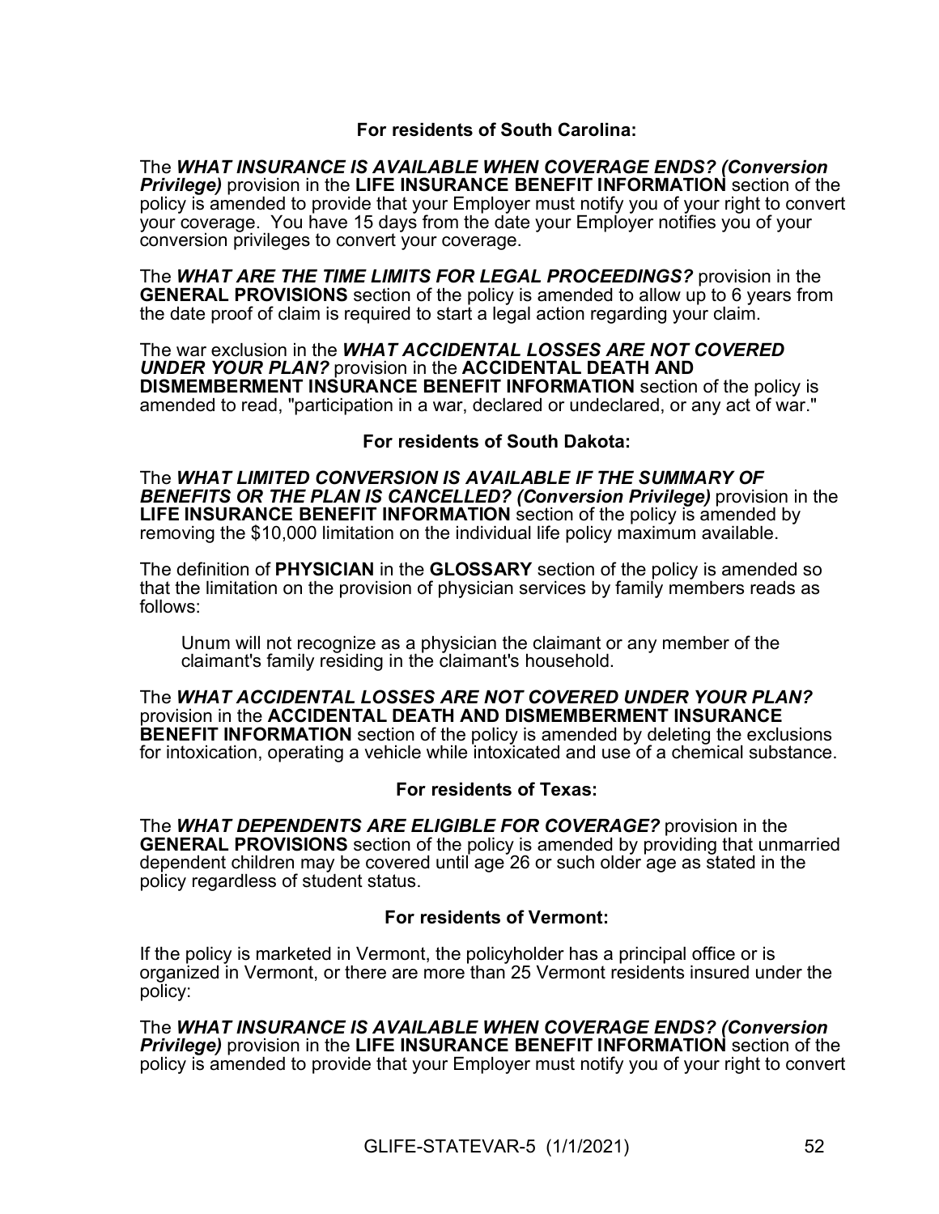**For residents of South Carolina:**

The ***WHAT INSURANCE IS AVAILABLE WHEN COVERAGE ENDS? (Conversion Privilege)*** provision in the **LIFE INSURANCE BENEFIT INFORMATION** section of the policy is amended to provide that your Employer must notify you of your right to convert your coverage. You have 15 days from the date your Employer notifies you of your conversion privileges to convert your coverage.

The ***WHAT ARE THE TIME LIMITS FOR LEGAL PROCEEDINGS?*** provision in the **GENERAL PROVISIONS** section of the policy is amended to allow up to 6 years from the date proof of claim is required to start a legal action regarding your claim.

The war exclusion in the ***WHAT ACCIDENTAL LOSSES ARE NOT COVERED UNDER YOUR PLAN?*** provision in the **ACCIDENTAL DEATH AND DISMEMBERMENT INSURANCE BENEFIT INFORMATION** section of the policy is amended to read, "participation in a war, declared or undeclared, or any act of war."

**For residents of South Dakota:**

The ***WHAT LIMITED CONVERSION IS AVAILABLE IF THE SUMMARY OF BENEFITS OR THE PLAN IS CANCELLED? (Conversion Privilege)*** provision in the **LIFE INSURANCE BENEFIT INFORMATION** section of the policy is amended by removing the $10,000 limitation on the individual life policy maximum available.

The definition of **PHYSICIAN** in the **GLOSSARY** section of the policy is amended so that the limitation on the provision of physician services by family members reads as follows:

> Unum will not recognize as a physician the claimant or any member of the claimant's family residing in the claimant's household.

The ***WHAT ACCIDENTAL LOSSES ARE NOT COVERED UNDER YOUR PLAN?*** provision in the **ACCIDENTAL DEATH AND DISMEMBERMENT INSURANCE BENEFIT INFORMATION** section of the policy is amended by deleting the exclusions for intoxication, operating a vehicle while intoxicated and use of a chemical substance.

**For residents of Texas:**

The ***WHAT DEPENDENTS ARE ELIGIBLE FOR COVERAGE?*** provision in the **GENERAL PROVISIONS** section of the policy is amended by providing that unmarried dependent children may be covered until age 26 or such older age as stated in the policy regardless of student status.

**For residents of Vermont:**

If the policy is marketed in Vermont, the policyholder has a principal office or is organized in Vermont, or there are more than 25 Vermont residents insured under the policy:

The ***WHAT INSURANCE IS AVAILABLE WHEN COVERAGE ENDS? (Conversion Privilege)*** provision in the **LIFE INSURANCE BENEFIT INFORMATION** section of the policy is amended to provide that your Employer must notify you of your right to convert

GLIFE-STATEVAR-5 (1/1/2021)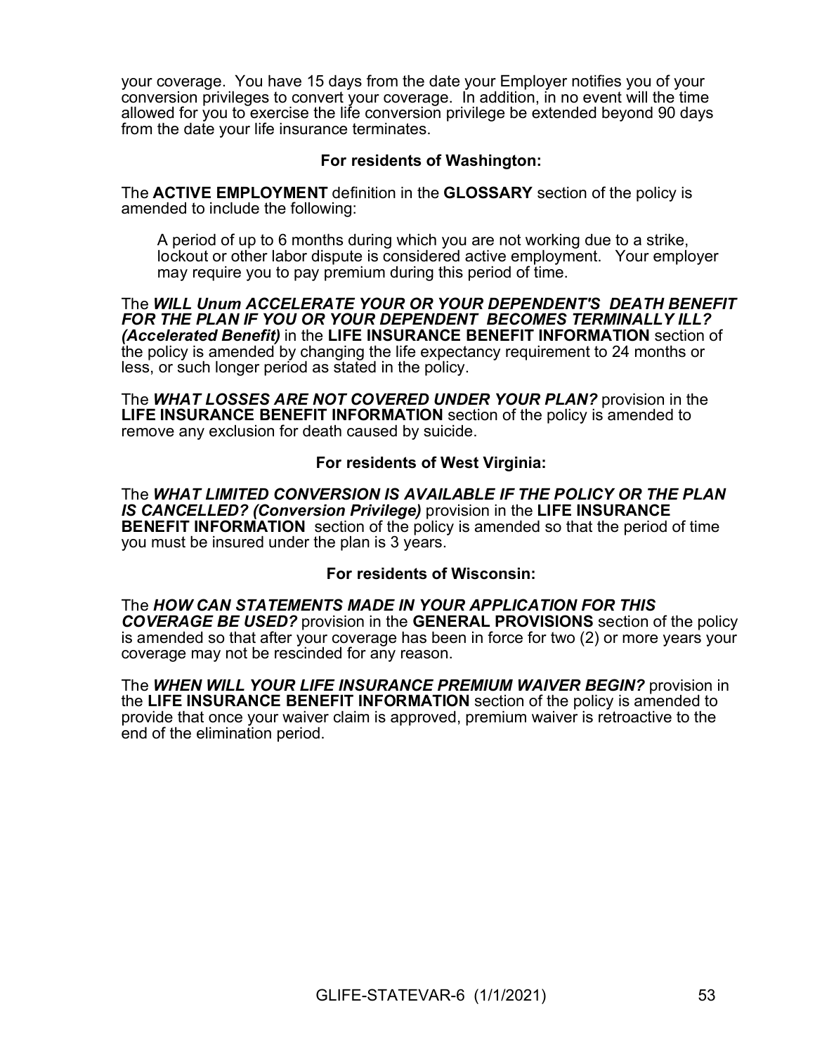your coverage. You have 15 days from the date your Employer notifies you of your conversion privileges to convert your coverage. In addition, in no event will the time allowed for you to exercise the life conversion privilege be extended beyond 90 days from the date your life insurance terminates.

**For residents of Washington:**

The **ACTIVE EMPLOYMENT** definition in the **GLOSSARY** section of the policy is amended to include the following:

> A period of up to 6 months during which you are not working due to a strike, lockout or other labor dispute is considered active employment. Your employer may require you to pay premium during this period of time.

The ***WILL Unum ACCELERATE YOUR OR YOUR DEPENDENT'S DEATH BENEFIT FOR THE PLAN IF YOU OR YOUR DEPENDENT BECOMES TERMINALLY ILL? (Accelerated Benefit)*** in the **LIFE INSURANCE BENEFIT INFORMATION** section of the policy is amended by changing the life expectancy requirement to 24 months or less, or such longer period as stated in the policy.

The ***WHAT LOSSES ARE NOT COVERED UNDER YOUR PLAN?*** provision in the **LIFE INSURANCE BENEFIT INFORMATION** section of the policy is amended to remove any exclusion for death caused by suicide.

**For residents of West Virginia:**

The ***WHAT LIMITED CONVERSION IS AVAILABLE IF THE POLICY OR THE PLAN IS CANCELLED? (Conversion Privilege)*** provision in the **LIFE INSURANCE BENEFIT INFORMATION** section of the policy is amended so that the period of time you must be insured under the plan is 3 years.

**For residents of Wisconsin:**

The ***HOW CAN STATEMENTS MADE IN YOUR APPLICATION FOR THIS COVERAGE BE USED?*** provision in the **GENERAL PROVISIONS** section of the policy is amended so that after your coverage has been in force for two (2) or more years your coverage may not be rescinded for any reason.

The ***WHEN WILL YOUR LIFE INSURANCE PREMIUM WAIVER BEGIN?*** provision in the **LIFE INSURANCE BENEFIT INFORMATION** section of the policy is amended to provide that once your waiver claim is approved, premium waiver is retroactive to the end of the elimination period.

GLIFE-STATEVAR-6 (1/1/2021)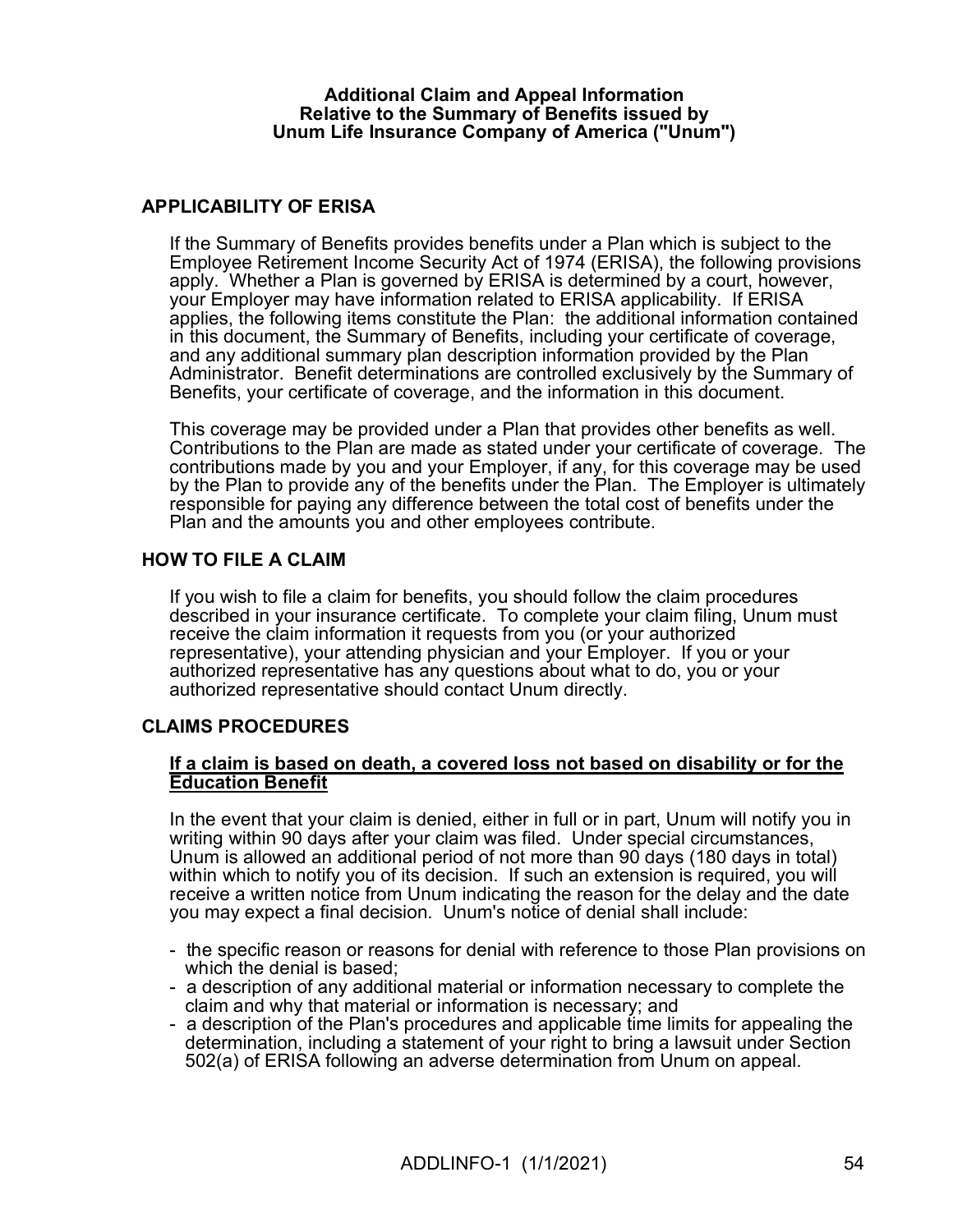**Additional Claim and Appeal Information**
**Relative to the Summary of Benefits issued by**
**Unum Life Insurance Company of America ("Unum")**

## APPLICABILITY OF ERISA

If the Summary of Benefits provides benefits under a Plan which is subject to the Employee Retirement Income Security Act of 1974 (ERISA), the following provisions apply. Whether a Plan is governed by ERISA is determined by a court, however, your Employer may have information related to ERISA applicability. If ERISA applies, the following items constitute the Plan: the additional information contained in this document, the Summary of Benefits, including your certificate of coverage, and any additional summary plan description information provided by the Plan Administrator. Benefit determinations are controlled exclusively by the Summary of Benefits, your certificate of coverage, and the information in this document.

This coverage may be provided under a Plan that provides other benefits as well. Contributions to the Plan are made as stated under your certificate of coverage. The contributions made by you and your Employer, if any, for this coverage may be used by the Plan to provide any of the benefits under the Plan. The Employer is ultimately responsible for paying any difference between the total cost of benefits under the Plan and the amounts you and other employees contribute.

## HOW TO FILE A CLAIM

If you wish to file a claim for benefits, you should follow the claim procedures described in your insurance certificate. To complete your claim filing, Unum must receive the claim information it requests from you (or your authorized representative), your attending physician and your Employer. If you or your authorized representative has any questions about what to do, you or your authorized representative should contact Unum directly.

## CLAIMS PROCEDURES

**<u>If a claim is based on death, a covered loss not based on disability or for the Education Benefit</u>**

In the event that your claim is denied, either in full or in part, Unum will notify you in writing within 90 days after your claim was filed. Under special circumstances, Unum is allowed an additional period of not more than 90 days (180 days in total) within which to notify you of its decision. If such an extension is required, you will receive a written notice from Unum indicating the reason for the delay and the date you may expect a final decision. Unum's notice of denial shall include:

- the specific reason or reasons for denial with reference to those Plan provisions on which the denial is based;
- a description of any additional material or information necessary to complete the claim and why that material or information is necessary; and
- a description of the Plan's procedures and applicable time limits for appealing the determination, including a statement of your right to bring a lawsuit under Section 502(a) of ERISA following an adverse determination from Unum on appeal.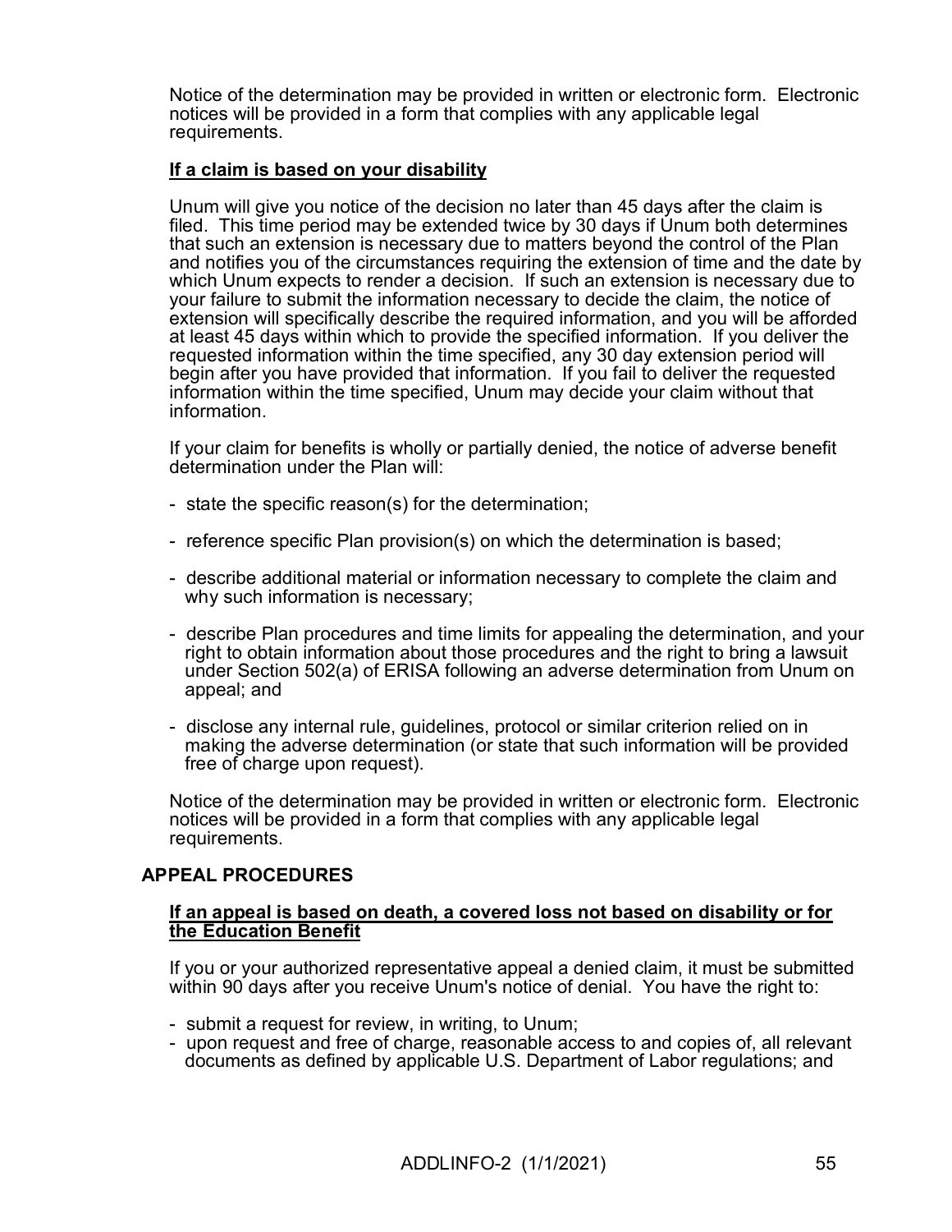Notice of the determination may be provided in written or electronic form. Electronic notices will be provided in a form that complies with any applicable legal requirements.

**If a claim is based on your disability**

Unum will give you notice of the decision no later than 45 days after the claim is filed. This time period may be extended twice by 30 days if Unum both determines that such an extension is necessary due to matters beyond the control of the Plan and notifies you of the circumstances requiring the extension of time and the date by which Unum expects to render a decision. If such an extension is necessary due to your failure to submit the information necessary to decide the claim, the notice of extension will specifically describe the required information, and you will be afforded at least 45 days within which to provide the specified information. If you deliver the requested information within the time specified, any 30 day extension period will begin after you have provided that information. If you fail to deliver the requested information within the time specified, Unum may decide your claim without that information.

If your claim for benefits is wholly or partially denied, the notice of adverse benefit determination under the Plan will:

- state the specific reason(s) for the determination;
- reference specific Plan provision(s) on which the determination is based;
- describe additional material or information necessary to complete the claim and why such information is necessary;
- describe Plan procedures and time limits for appealing the determination, and your right to obtain information about those procedures and the right to bring a lawsuit under Section 502(a) of ERISA following an adverse determination from Unum on appeal; and
- disclose any internal rule, guidelines, protocol or similar criterion relied on in making the adverse determination (or state that such information will be provided free of charge upon request).

Notice of the determination may be provided in written or electronic form. Electronic notices will be provided in a form that complies with any applicable legal requirements.

## APPEAL PROCEDURES

**If an appeal is based on death, a covered loss not based on disability or for the Education Benefit**

If you or your authorized representative appeal a denied claim, it must be submitted within 90 days after you receive Unum's notice of denial. You have the right to:

- submit a request for review, in writing, to Unum;
- upon request and free of charge, reasonable access to and copies of, all relevant documents as defined by applicable U.S. Department of Labor regulations; and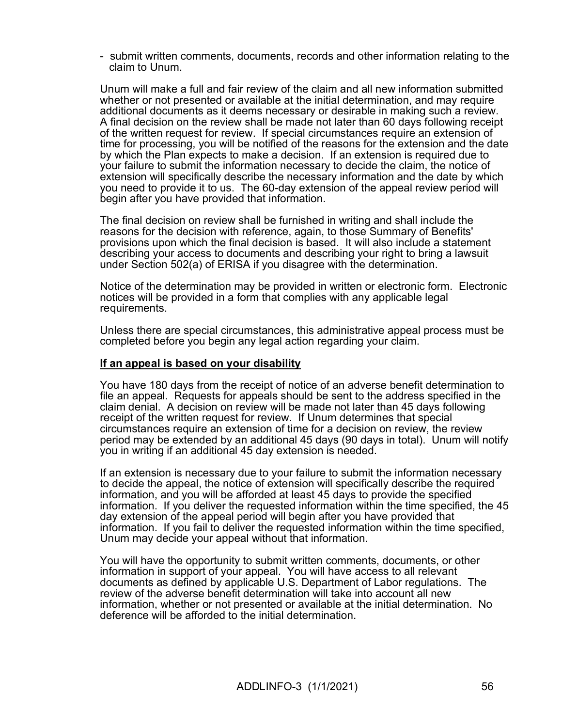- submit written comments, documents, records and other information relating to the claim to Unum.

Unum will make a full and fair review of the claim and all new information submitted whether or not presented or available at the initial determination, and may require additional documents as it deems necessary or desirable in making such a review. A final decision on the review shall be made not later than 60 days following receipt of the written request for review. If special circumstances require an extension of time for processing, you will be notified of the reasons for the extension and the date by which the Plan expects to make a decision. If an extension is required due to your failure to submit the information necessary to decide the claim, the notice of extension will specifically describe the necessary information and the date by which you need to provide it to us. The 60-day extension of the appeal review period will begin after you have provided that information.

The final decision on review shall be furnished in writing and shall include the reasons for the decision with reference, again, to those Summary of Benefits' provisions upon which the final decision is based. It will also include a statement describing your access to documents and describing your right to bring a lawsuit under Section 502(a) of ERISA if you disagree with the determination.

Notice of the determination may be provided in written or electronic form. Electronic notices will be provided in a form that complies with any applicable legal requirements.

Unless there are special circumstances, this administrative appeal process must be completed before you begin any legal action regarding your claim.

**If an appeal is based on your disability**

You have 180 days from the receipt of notice of an adverse benefit determination to file an appeal. Requests for appeals should be sent to the address specified in the claim denial. A decision on review will be made not later than 45 days following receipt of the written request for review. If Unum determines that special circumstances require an extension of time for a decision on review, the review period may be extended by an additional 45 days (90 days in total). Unum will notify you in writing if an additional 45 day extension is needed.

If an extension is necessary due to your failure to submit the information necessary to decide the appeal, the notice of extension will specifically describe the required information, and you will be afforded at least 45 days to provide the specified information. If you deliver the requested information within the time specified, the 45 day extension of the appeal period will begin after you have provided that information. If you fail to deliver the requested information within the time specified, Unum may decide your appeal without that information.

You will have the opportunity to submit written comments, documents, or other information in support of your appeal. You will have access to all relevant documents as defined by applicable U.S. Department of Labor regulations. The review of the adverse benefit determination will take into account all new information, whether or not presented or available at the initial determination. No deference will be afforded to the initial determination.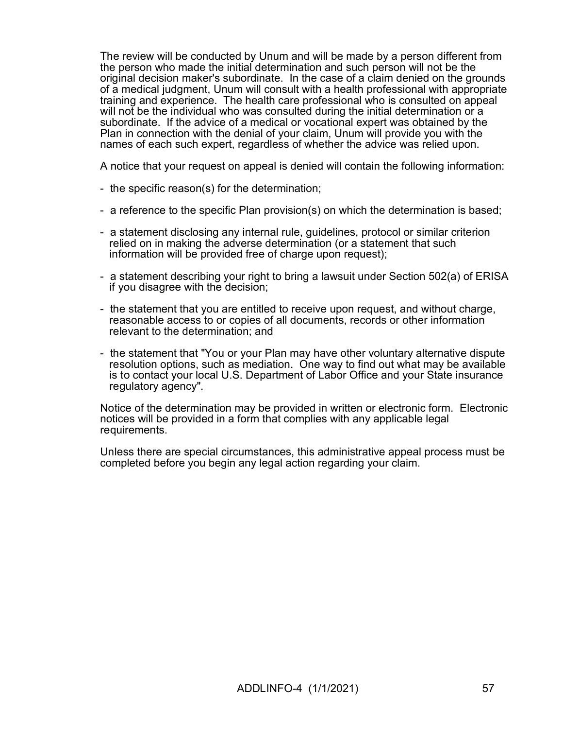The review will be conducted by Unum and will be made by a person different from the person who made the initial determination and such person will not be the original decision maker's subordinate. In the case of a claim denied on the grounds of a medical judgment, Unum will consult with a health professional with appropriate training and experience. The health care professional who is consulted on appeal will not be the individual who was consulted during the initial determination or a subordinate. If the advice of a medical or vocational expert was obtained by the Plan in connection with the denial of your claim, Unum will provide you with the names of each such expert, regardless of whether the advice was relied upon.

A notice that your request on appeal is denied will contain the following information:

- the specific reason(s) for the determination;
- a reference to the specific Plan provision(s) on which the determination is based;
- a statement disclosing any internal rule, guidelines, protocol or similar criterion relied on in making the adverse determination (or a statement that such information will be provided free of charge upon request);
- a statement describing your right to bring a lawsuit under Section 502(a) of ERISA if you disagree with the decision;
- the statement that you are entitled to receive upon request, and without charge, reasonable access to or copies of all documents, records or other information relevant to the determination; and
- the statement that "You or your Plan may have other voluntary alternative dispute resolution options, such as mediation. One way to find out what may be available is to contact your local U.S. Department of Labor Office and your State insurance regulatory agency".

Notice of the determination may be provided in written or electronic form. Electronic notices will be provided in a form that complies with any applicable legal requirements.

Unless there are special circumstances, this administrative appeal process must be completed before you begin any legal action regarding your claim.

ADDLINFO-4 (1/1/2021)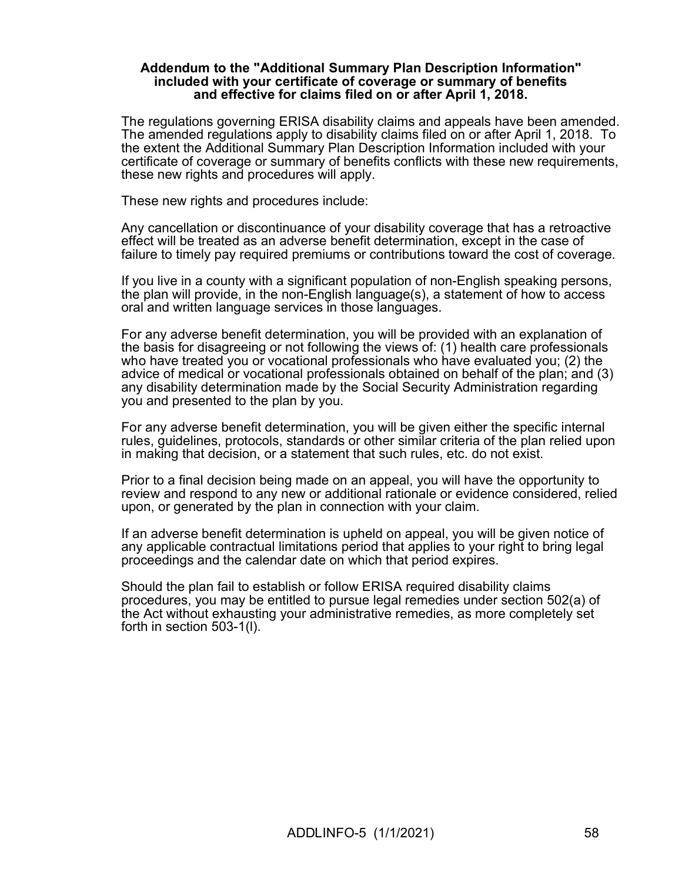**Addendum to the "Additional Summary Plan Description Information" included with your certificate of coverage or summary of benefits and effective for claims filed on or after April 1, 2018.**

The regulations governing ERISA disability claims and appeals have been amended. The amended regulations apply to disability claims filed on or after April 1, 2018. To the extent the Additional Summary Plan Description Information included with your certificate of coverage or summary of benefits conflicts with these new requirements, these new rights and procedures will apply.

These new rights and procedures include:

Any cancellation or discontinuance of your disability coverage that has a retroactive effect will be treated as an adverse benefit determination, except in the case of failure to timely pay required premiums or contributions toward the cost of coverage.

If you live in a county with a significant population of non-English speaking persons, the plan will provide, in the non-English language(s), a statement of how to access oral and written language services in those languages.

For any adverse benefit determination, you will be provided with an explanation of the basis for disagreeing or not following the views of: (1) health care professionals who have treated you or vocational professionals who have evaluated you; (2) the advice of medical or vocational professionals obtained on behalf of the plan; and (3) any disability determination made by the Social Security Administration regarding you and presented to the plan by you.

For any adverse benefit determination, you will be given either the specific internal rules, guidelines, protocols, standards or other similar criteria of the plan relied upon in making that decision, or a statement that such rules, etc. do not exist.

Prior to a final decision being made on an appeal, you will have the opportunity to review and respond to any new or additional rationale or evidence considered, relied upon, or generated by the plan in connection with your claim.

If an adverse benefit determination is upheld on appeal, you will be given notice of any applicable contractual limitations period that applies to your right to bring legal proceedings and the calendar date on which that period expires.

Should the plan fail to establish or follow ERISA required disability claims procedures, you may be entitled to pursue legal remedies under section 502(a) of the Act without exhausting your administrative remedies, as more completely set forth in section 503-1(l).

ADDLINFO-5 (1/1/2021)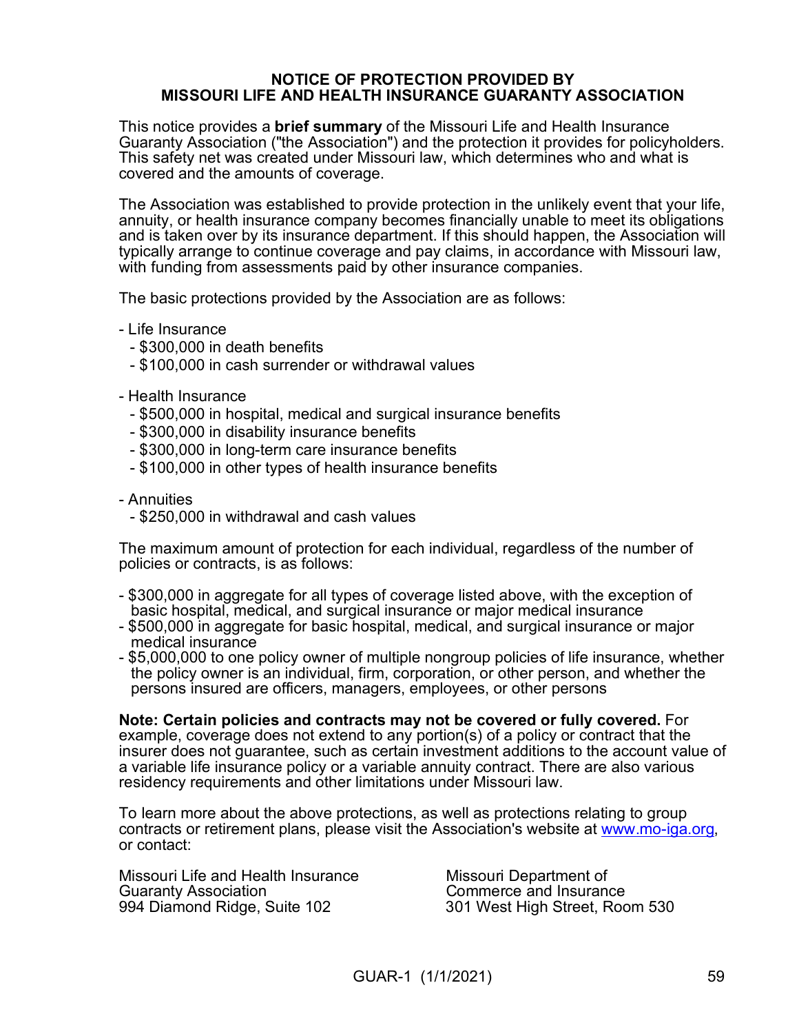# NOTICE OF PROTECTION PROVIDED BY MISSOURI LIFE AND HEALTH INSURANCE GUARANTY ASSOCIATION

This notice provides a **brief summary** of the Missouri Life and Health Insurance Guaranty Association ("the Association") and the protection it provides for policyholders. This safety net was created under Missouri law, which determines who and what is covered and the amounts of coverage.

The Association was established to provide protection in the unlikely event that your life, annuity, or health insurance company becomes financially unable to meet its obligations and is taken over by its insurance department. If this should happen, the Association will typically arrange to continue coverage and pay claims, in accordance with Missouri law, with funding from assessments paid by other insurance companies.

The basic protections provided by the Association are as follows:

- Life Insurance
  - $300,000 in death benefits
  - $100,000 in cash surrender or withdrawal values

- Health Insurance
  - $500,000 in hospital, medical and surgical insurance benefits
  - $300,000 in disability insurance benefits
  - $300,000 in long-term care insurance benefits
  - $100,000 in other types of health insurance benefits

- Annuities
  - $250,000 in withdrawal and cash values

The maximum amount of protection for each individual, regardless of the number of policies or contracts, is as follows:

- $300,000 in aggregate for all types of coverage listed above, with the exception of basic hospital, medical, and surgical insurance or major medical insurance
- $500,000 in aggregate for basic hospital, medical, and surgical insurance or major medical insurance
- $5,000,000 to one policy owner of multiple nongroup policies of life insurance, whether the policy owner is an individual, firm, corporation, or other person, and whether the persons insured are officers, managers, employees, or other persons

**Note: Certain policies and contracts may not be covered or fully covered.** For example, coverage does not extend to any portion(s) of a policy or contract that the insurer does not guarantee, such as certain investment additions to the account value of a variable life insurance policy or a variable annuity contract. There are also various residency requirements and other limitations under Missouri law.

To learn more about the above protections, as well as protections relating to group contracts or retirement plans, please visit the Association's website at www.mo-iga.org, or contact:

Missouri Life and Health Insurance Guaranty Association
994 Diamond Ridge, Suite 102

Missouri Department of Commerce and Insurance
301 West High Street, Room 530

GUAR-1 (1/1/2021)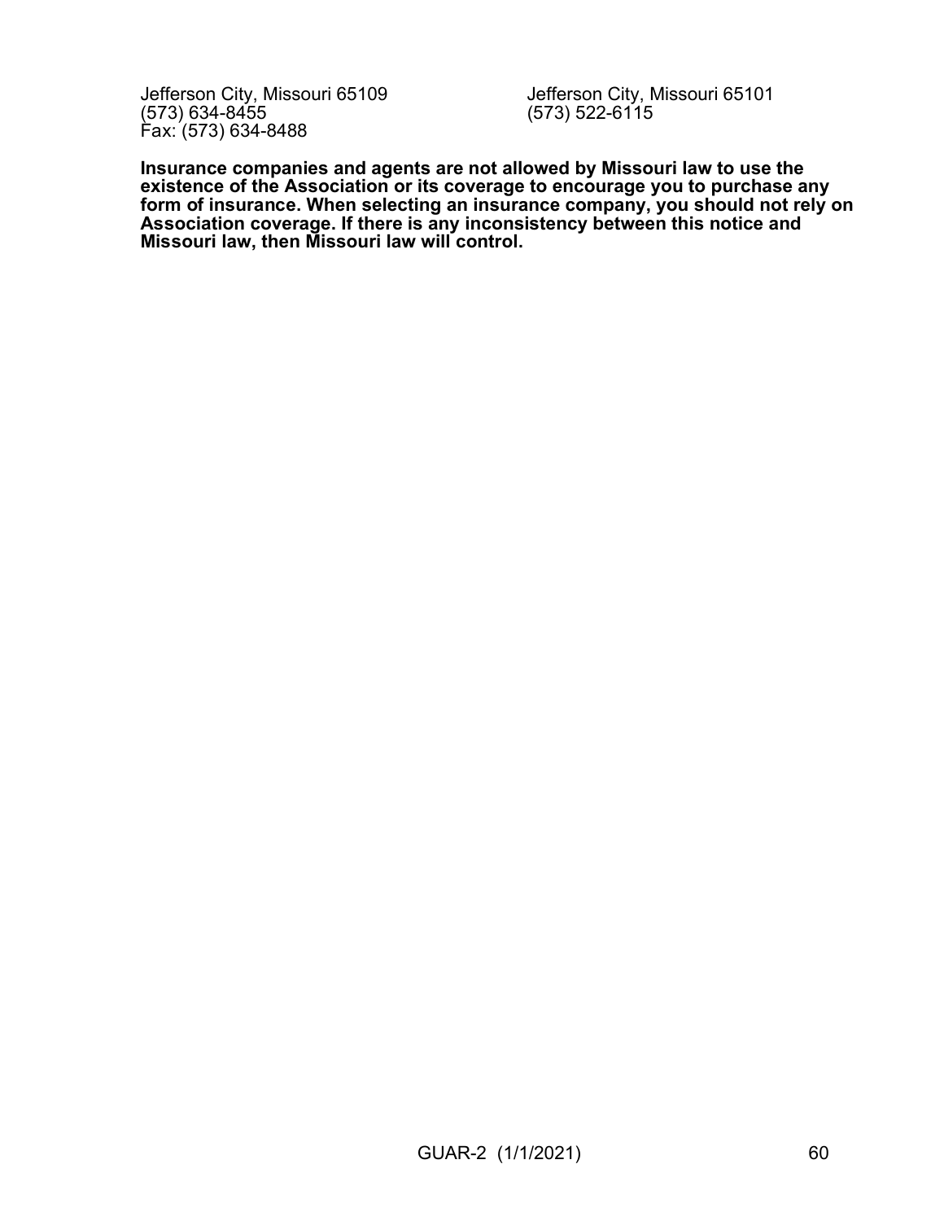Jefferson City, Missouri 65109
(573) 634-8455
Fax: (573) 634-8488

Jefferson City, Missouri 65101
(573) 522-6115

**Insurance companies and agents are not allowed by Missouri law to use the existence of the Association or its coverage to encourage you to purchase any form of insurance. When selecting an insurance company, you should not rely on Association coverage. If there is any inconsistency between this notice and Missouri law, then Missouri law will control.**

GUAR-2 (1/1/2021)